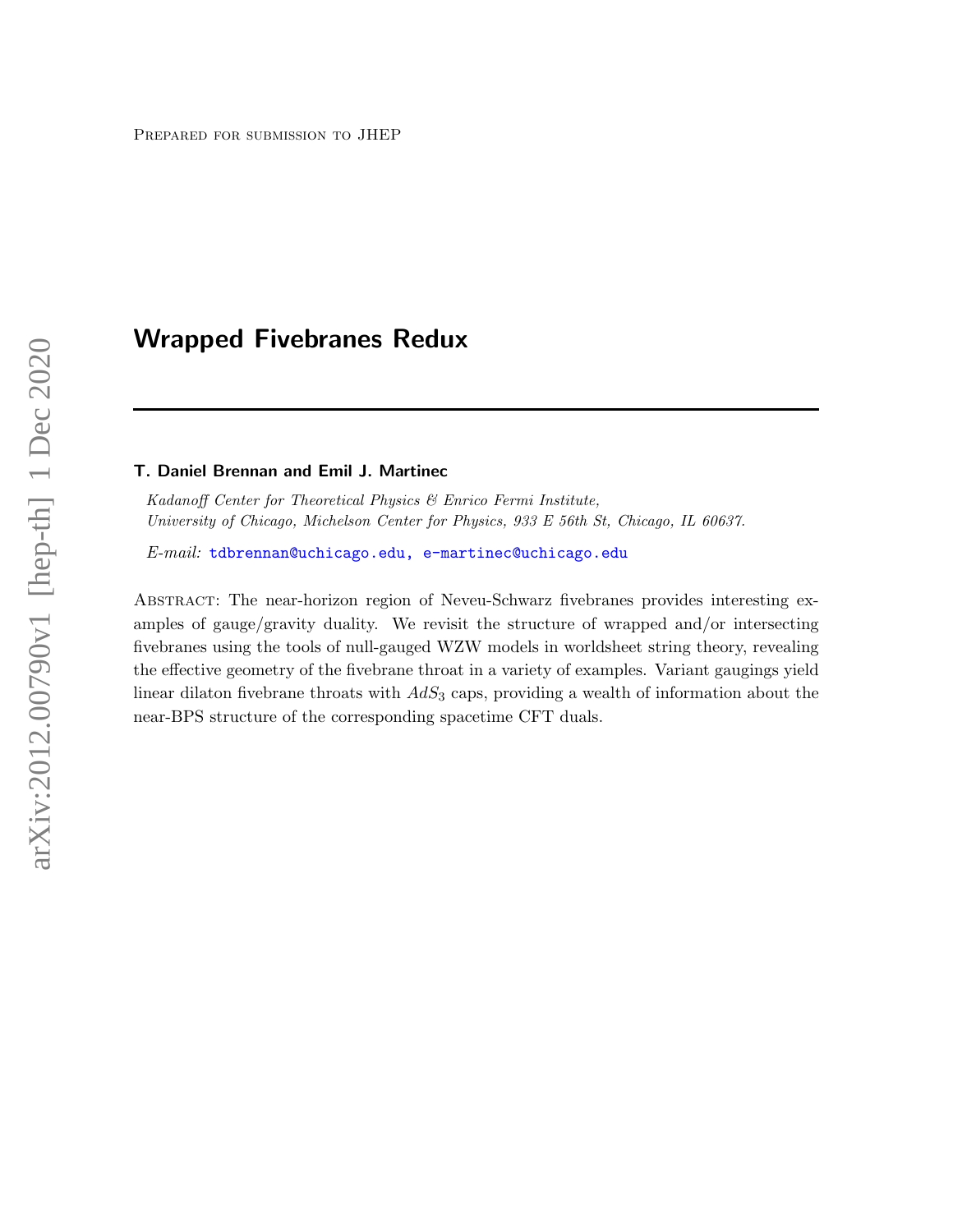Prepared for submission to JHEP

# Wrapped Fivebranes Redux

**T. Daniel Brennan and Emil J. Martinec**

*Kadanoff Center for Theoretical Physics & Enrico Fermi Institute,*
*University of Chicago, Michelson Center for Physics, 933 E 56th St, Chicago, IL 60637.*

*E-mail:* tdbrennan@uchicago.edu, e-martinec@uchicago.edu

Abstract: The near-horizon region of Neveu-Schwarz fivebranes provides interesting examples of gauge/gravity duality. We revisit the structure of wrapped and/or intersecting fivebranes using the tools of null-gauged WZW models in worldsheet string theory, revealing the effective geometry of the fivebrane throat in a variety of examples. Variant gaugings yield linear dilaton fivebrane throats with $AdS_3$ caps, providing a wealth of information about the near-BPS structure of the corresponding spacetime CFT duals.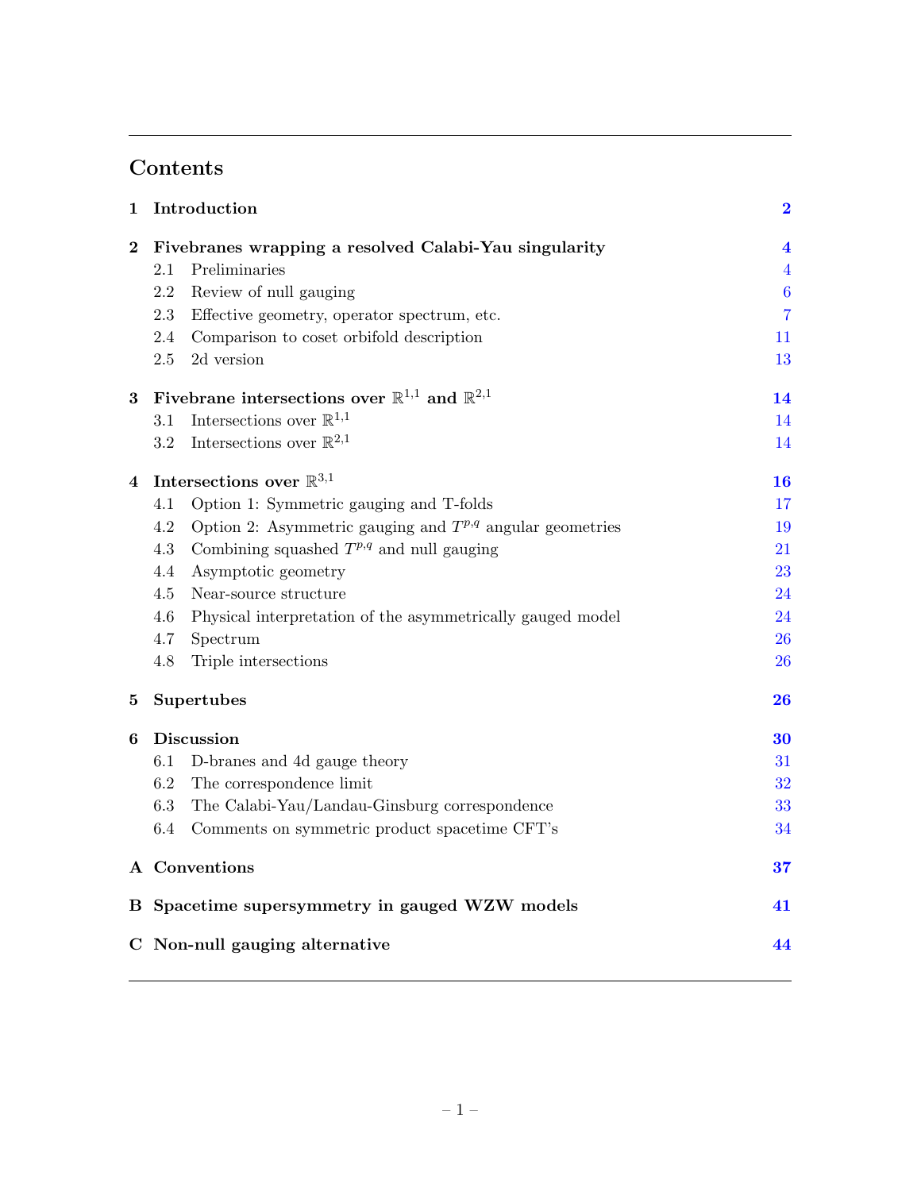# Contents

| | | |
|---|---|---|
| **1** | **Introduction** | **2** |
| **2** | **Fivebranes wrapping a resolved Calabi-Yau singularity** | **4** |
| | 2.1 Preliminaries | 4 |
| | 2.2 Review of null gauging | 6 |
| | 2.3 Effective geometry, operator spectrum, etc. | 7 |
| | 2.4 Comparison to coset orbifold description | 11 |
| | 2.5 2d version | 13 |
| **3** | **Fivebrane intersections over $\mathbb{R}^{1,1}$ and $\mathbb{R}^{2,1}$** | **14** |
| | 3.1 Intersections over $\mathbb{R}^{1,1}$ | 14 |
| | 3.2 Intersections over $\mathbb{R}^{2,1}$ | 14 |
| **4** | **Intersections over $\mathbb{R}^{3,1}$** | **16** |
| | 4.1 Option 1: Symmetric gauging and T-folds | 17 |
| | 4.2 Option 2: Asymmetric gauging and $T^{p,q}$ angular geometries | 19 |
| | 4.3 Combining squashed $T^{p,q}$ and null gauging | 21 |
| | 4.4 Asymptotic geometry | 23 |
| | 4.5 Near-source structure | 24 |
| | 4.6 Physical interpretation of the asymmetrically gauged model | 24 |
| | 4.7 Spectrum | 26 |
| | 4.8 Triple intersections | 26 |
| **5** | **Supertubes** | **26** |
| **6** | **Discussion** | **30** |
| | 6.1 D-branes and 4d gauge theory | 31 |
| | 6.2 The correspondence limit | 32 |
| | 6.3 The Calabi-Yau/Landau-Ginsburg correspondence | 33 |
| | 6.4 Comments on symmetric product spacetime CFT's | 34 |
| **A** | **Conventions** | **37** |
| **B** | **Spacetime supersymmetry in gauged WZW models** | **41** |
| **C** | **Non-null gauging alternative** | **44** |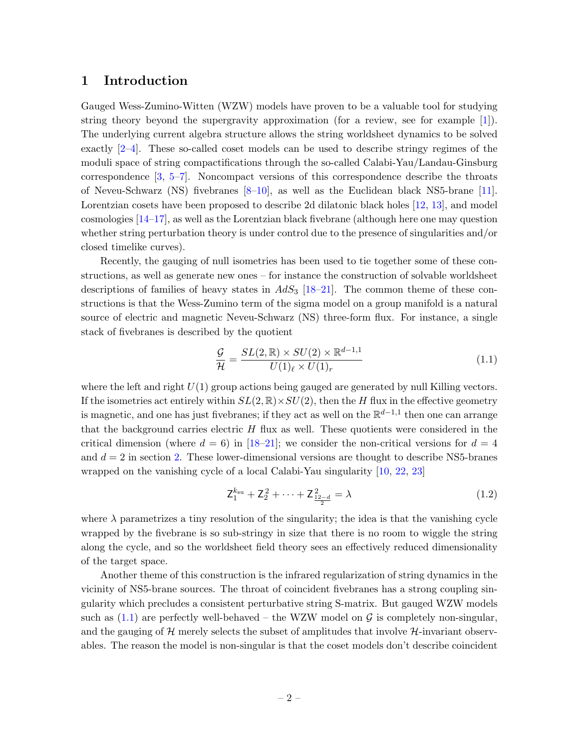# 1 Introduction

Gauged Wess-Zumino-Witten (WZW) models have proven to be a valuable tool for studying string theory beyond the supergravity approximation (for a review, see for example [1]). The underlying current algebra structure allows the string worldsheet dynamics to be solved exactly [2–4]. These so-called coset models can be used to describe stringy regimes of the moduli space of string compactifications through the so-called Calabi-Yau/Landau-Ginsburg correspondence [3, 5–7]. Noncompact versions of this correspondence describe the throats of Neveu-Schwarz (NS) fivebranes [8–10], as well as the Euclidean black NS5-brane [11]. Lorentzian cosets have been proposed to describe 2d dilatonic black holes [12, 13], and model cosmologies [14–17], as well as the Lorentzian black fivebrane (although here one may question whether string perturbation theory is under control due to the presence of singularities and/or closed timelike curves).

Recently, the gauging of null isometries has been used to tie together some of these constructions, as well as generate new ones – for instance the construction of solvable worldsheet descriptions of families of heavy states in $AdS_3$ [18–21]. The common theme of these constructions is that the Wess-Zumino term of the sigma model on a group manifold is a natural source of electric and magnetic Neveu-Schwarz (NS) three-form flux. For instance, a single stack of fivebranes is described by the quotient

$$\frac{\mathcal{G}}{\mathcal{H}} = \frac{SL(2,\mathbb{R}) \times SU(2) \times \mathbb{R}^{d-1,1}}{U(1)_\ell \times U(1)_r} \tag{1.1}$$

where the left and right $U(1)$ group actions being gauged are generated by null Killing vectors. If the isometries act entirely within $SL(2,\mathbb{R}) \times SU(2)$, then the $H$ flux in the effective geometry is magnetic, and one has just fivebranes; if they act as well on the $\mathbb{R}^{d-1,1}$ then one can arrange that the background carries electric $H$ flux as well. These quotients were considered in the critical dimension (where $d = 6$) in [18–21]; we consider the non-critical versions for $d = 4$ and $d = 2$ in section 2. These lower-dimensional versions are thought to describe NS5-branes wrapped on the vanishing cycle of a local Calabi-Yau singularity [10, 22, 23]

$$\mathsf{Z}_1^{k_{\rm su}} + \mathsf{Z}_2^2 + \cdots + \mathsf{Z}_{\frac{12-d}{2}}^2 = \lambda \tag{1.2}$$

where $\lambda$ parametrizes a tiny resolution of the singularity; the idea is that the vanishing cycle wrapped by the fivebrane is so sub-stringy in size that there is no room to wiggle the string along the cycle, and so the worldsheet field theory sees an effectively reduced dimensionality of the target space.

Another theme of this construction is the infrared regularization of string dynamics in the vicinity of NS5-brane sources. The throat of coincident fivebranes has a strong coupling singularity which precludes a consistent perturbative string S-matrix. But gauged WZW models such as (1.1) are perfectly well-behaved – the WZW model on $\mathcal{G}$ is completely non-singular, and the gauging of $\mathcal{H}$ merely selects the subset of amplitudes that involve $\mathcal{H}$-invariant observables. The reason the model is non-singular is that the coset models don't describe coincident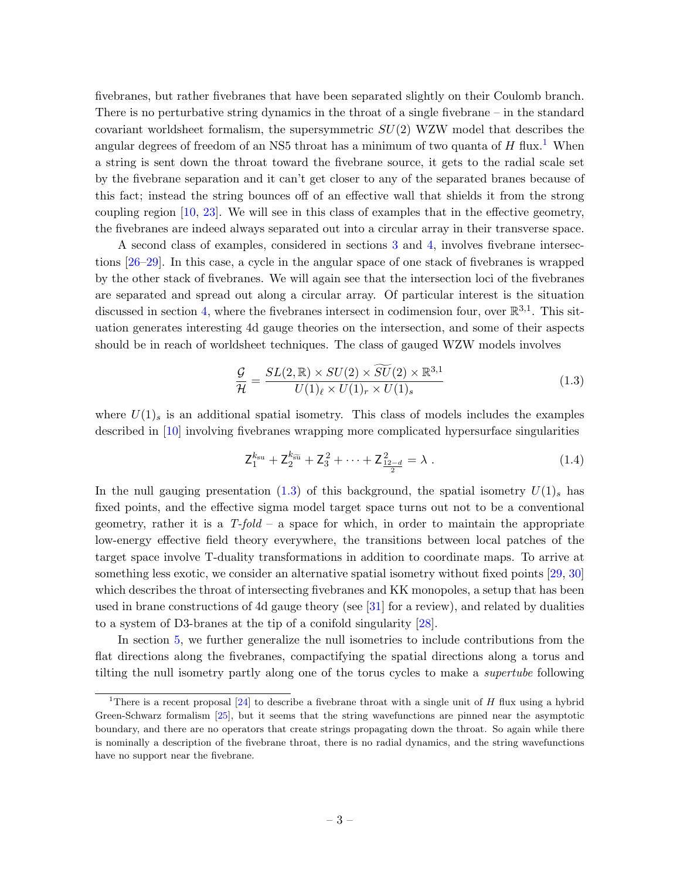fivebranes, but rather fivebranes that have been separated slightly on their Coulomb branch. There is no perturbative string dynamics in the throat of a single fivebrane – in the standard covariant worldsheet formalism, the supersymmetric $SU(2)$ WZW model that describes the angular degrees of freedom of an NS5 throat has a minimum of two quanta of $H$ flux.[1] When a string is sent down the throat toward the fivebrane source, it gets to the radial scale set by the fivebrane separation and it can't get closer to any of the separated branes because of this fact; instead the string bounces off of an effective wall that shields it from the strong coupling region [10, 23]. We will see in this class of examples that in the effective geometry, the fivebranes are indeed always separated out into a circular array in their transverse space.

A second class of examples, considered in sections 3 and 4, involves fivebrane intersections [26–29]. In this case, a cycle in the angular space of one stack of fivebranes is wrapped by the other stack of fivebranes. We will again see that the intersection loci of the fivebranes are separated and spread out along a circular array. Of particular interest is the situation discussed in section 4, where the fivebranes intersect in codimension four, over $\mathbb{R}^{3,1}$. This situation generates interesting 4d gauge theories on the intersection, and some of their aspects should be in reach of worldsheet techniques. The class of gauged WZW models involves

$$\frac{\mathcal{G}}{\mathcal{H}} = \frac{SL(2,\mathbb{R}) \times SU(2) \times \widetilde{SU}(2) \times \mathbb{R}^{3,1}}{U(1)_\ell \times U(1)_r \times U(1)_s} \tag{1.3}$$

where $U(1)_s$ is an additional spatial isometry. This class of models includes the examples described in [10] involving fivebranes wrapping more complicated hypersurface singularities

$$\mathsf{Z}_1^{k_{\rm su}} + \mathsf{Z}_2^{k_{\widetilde{\rm su}}} + \mathsf{Z}_3^2 + \cdots + \mathsf{Z}_{\frac{12-d}{2}}^2 = \lambda \ . \tag{1.4}$$

In the null gauging presentation (1.3) of this background, the spatial isometry $U(1)_s$ has fixed points, and the effective sigma model target space turns out not to be a conventional geometry, rather it is a *T-fold* – a space for which, in order to maintain the appropriate low-energy effective field theory everywhere, the transitions between local patches of the target space involve T-duality transformations in addition to coordinate maps. To arrive at something less exotic, we consider an alternative spatial isometry without fixed points [29, 30] which describes the throat of intersecting fivebranes and KK monopoles, a setup that has been used in brane constructions of 4d gauge theory (see [31] for a review), and related by dualities to a system of D3-branes at the tip of a conifold singularity [28].

In section 5, we further generalize the null isometries to include contributions from the flat directions along the fivebranes, compactifying the spatial directions along a torus and tilting the null isometry partly along one of the torus cycles to make a *supertube* following

[1] There is a recent proposal [24] to describe a fivebrane throat with a single unit of $H$ flux using a hybrid Green-Schwarz formalism [25], but it seems that the string wavefunctions are pinned near the asymptotic boundary, and there are no operators that create strings propagating down the throat. So again while there is nominally a description of the fivebrane throat, there is no radial dynamics, and the string wavefunctions have no support near the fivebrane.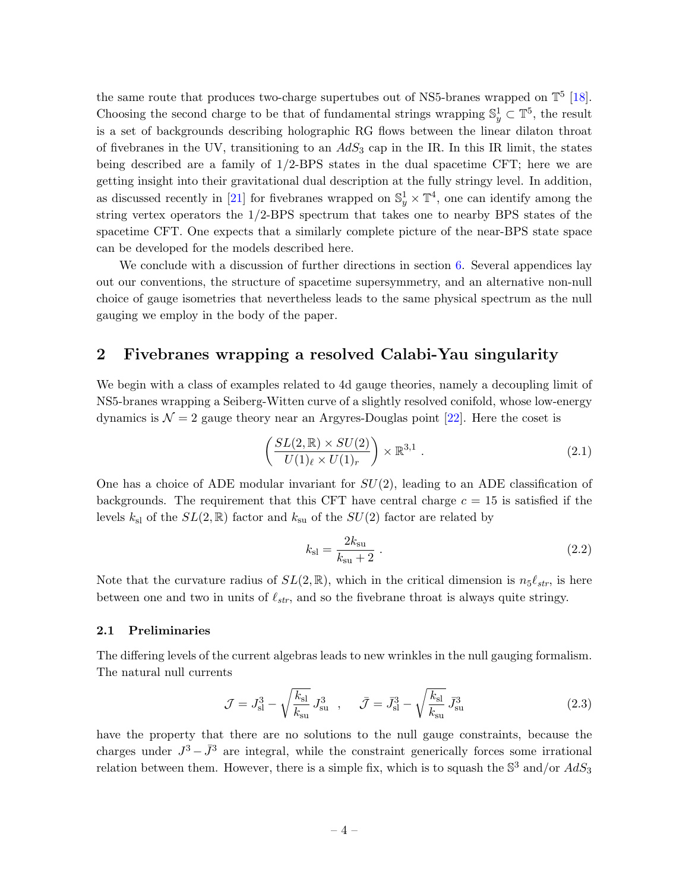the same route that produces two-charge supertubes out of NS5-branes wrapped on $\mathbb{T}^5$ [18]. Choosing the second charge to be that of fundamental strings wrapping $\mathbb{S}^1_y \subset \mathbb{T}^5$, the result is a set of backgrounds describing holographic RG flows between the linear dilaton throat of fivebranes in the UV, transitioning to an $AdS_3$ cap in the IR. In this IR limit, the states being described are a family of 1/2-BPS states in the dual spacetime CFT; here we are getting insight into their gravitational dual description at the fully stringy level. In addition, as discussed recently in [21] for fivebranes wrapped on $\mathbb{S}^1_y \times \mathbb{T}^4$, one can identify among the string vertex operators the 1/2-BPS spectrum that takes one to nearby BPS states of the spacetime CFT. One expects that a similarly complete picture of the near-BPS state space can be developed for the models described here.

We conclude with a discussion of further directions in section 6. Several appendices lay out our conventions, the structure of spacetime supersymmetry, and an alternative non-null choice of gauge isometries that nevertheless leads to the same physical spectrum as the null gauging we employ in the body of the paper.

## 2 Fivebranes wrapping a resolved Calabi-Yau singularity

We begin with a class of examples related to 4d gauge theories, namely a decoupling limit of NS5-branes wrapping a Seiberg-Witten curve of a slightly resolved conifold, whose low-energy dynamics is $\mathcal{N} = 2$ gauge theory near an Argyres-Douglas point [22]. Here the coset is

$$\left( \frac{SL(2,\mathbb{R}) \times SU(2)}{U(1)_\ell \times U(1)_r} \right) \times \mathbb{R}^{3,1} \; . \tag{2.1}$$

One has a choice of ADE modular invariant for $SU(2)$, leading to an ADE classification of backgrounds. The requirement that this CFT have central charge $c = 15$ is satisfied if the levels $k_{\rm sl}$ of the $SL(2,\mathbb{R})$ factor and $k_{\rm su}$ of the $SU(2)$ factor are related by

$$k_{\rm sl} = \frac{2k_{\rm su}}{k_{\rm su} + 2} \; . \tag{2.2}$$

Note that the curvature radius of $SL(2,\mathbb{R})$, which in the critical dimension is $n_5 \ell_{str}$, is here between one and two in units of $\ell_{str}$, and so the fivebrane throat is always quite stringy.

### 2.1 Preliminaries

The differing levels of the current algebras leads to new wrinkles in the null gauging formalism. The natural null currents

$$\mathcal{J} = J^3_{\rm sl} - \sqrt{\frac{k_{\rm sl}}{k_{\rm su}}}\, J^3_{\rm su} \quad , \qquad \bar{\mathcal{J}} = \bar{J}^3_{\rm sl} - \sqrt{\frac{k_{\rm sl}}{k_{\rm su}}}\, \bar{J}^3_{\rm su} \tag{2.3}$$

have the property that there are no solutions to the null gauge constraints, because the charges under $J^3 - \bar{J}^3$ are integral, while the constraint generically forces some irrational relation between them. However, there is a simple fix, which is to squash the $\mathbb{S}^3$ and/or $AdS_3$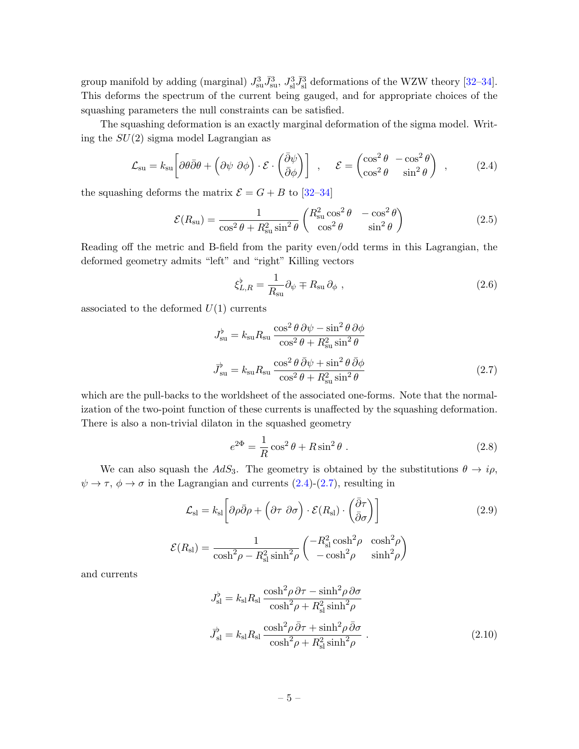group manifold by adding (marginal) $J^3_{\rm su}\bar J^3_{\rm su}$, $J^3_{\rm sl}\bar J^3_{\rm sl}$ deformations of the WZW theory [32–34]. This deforms the spectrum of the current being gauged, and for appropriate choices of the squashing parameters the null constraints can be satisfied.

The squashing deformation is an exactly marginal deformation of the sigma model. Writing the $SU(2)$ sigma model Lagrangian as

$$\mathcal{L}_{\rm su} = k_{\rm su}\bigg[\partial\theta\bar\partial\theta + \Big(\partial\psi\ \ \partial\phi\Big)\cdot\mathcal{E}\cdot\begin{pmatrix}\bar\partial\psi\\ \bar\partial\phi\end{pmatrix}\bigg] \quad , \qquad \mathcal{E} = \begin{pmatrix}\cos^2\theta & -\cos^2\theta\\ \cos^2\theta & \sin^2\theta\end{pmatrix} \quad , \tag{2.4}$$

the squashing deforms the matrix $\mathcal{E} = G + B$ to [32–34]

$$\mathcal{E}(R_{\rm su}) = \frac{1}{\cos^2\theta + R_{\rm su}^2\sin^2\theta}\begin{pmatrix}R_{\rm su}^2\cos^2\theta & -\cos^2\theta\\ \cos^2\theta & \sin^2\theta\end{pmatrix} \tag{2.5}$$

Reading off the metric and B-field from the parity even/odd terms in this Lagrangian, the deformed geometry admits "left" and "right" Killing vectors

$$\xi^\flat_{L,R} = \frac{1}{R_{\rm su}}\partial_\psi \mp R_{\rm su}\,\partial_\phi \ , \tag{2.6}$$

associated to the deformed $U(1)$ currents

$$\begin{aligned}
J^\flat_{\rm su} &= k_{\rm su}R_{\rm su}\,\frac{\cos^2\theta\,\partial\psi - \sin^2\theta\,\partial\phi}{\cos^2\theta + R_{\rm su}^2\sin^2\theta}\\
\bar J^\flat_{\rm su} &= k_{\rm su}R_{\rm su}\,\frac{\cos^2\theta\,\bar\partial\psi + \sin^2\theta\,\bar\partial\phi}{\cos^2\theta + R_{\rm su}^2\sin^2\theta}
\end{aligned} \tag{2.7}$$

which are the pull-backs to the worldsheet of the associated one-forms. Note that the normalization of the two-point function of these currents is unaffected by the squashing deformation. There is also a non-trivial dilaton in the squashed geometry

$$e^{2\Phi} = \frac{1}{R}\cos^2\theta + R\sin^2\theta \ . \tag{2.8}$$

We can also squash the $AdS_3$. The geometry is obtained by the substitutions $\theta\to i\rho$, $\psi\to\tau$, $\phi\to\sigma$ in the Lagrangian and currents (2.4)-(2.7), resulting in

$$\mathcal{L}_{\rm sl} = k_{\rm sl}\bigg[\partial\rho\bar\partial\rho + \Big(\partial\tau\ \ \partial\sigma\Big)\cdot\mathcal{E}(R_{\rm sl})\cdot\begin{pmatrix}\bar\partial\tau\\ \bar\partial\sigma\end{pmatrix}\bigg] \tag{2.9}$$

$$\mathcal{E}(R_{\rm sl}) = \frac{1}{\cosh^2\!\rho - R_{\rm sl}^2\sinh^2\!\rho}\begin{pmatrix}-R_{\rm sl}^2\cosh^2\!\rho & \cosh^2\!\rho\\ -\cosh^2\!\rho & \sinh^2\!\rho\end{pmatrix}$$

and currents

$$\begin{aligned}
J^\flat_{\rm sl} &= k_{\rm sl}R_{\rm sl}\,\frac{\cosh^2\!\rho\,\partial\tau - \sinh^2\!\rho\,\partial\sigma}{\cosh^2\!\rho + R_{\rm sl}^2\sinh^2\!\rho}\\
\bar J^\flat_{\rm sl} &= k_{\rm sl}R_{\rm sl}\,\frac{\cosh^2\!\rho\,\bar\partial\tau + \sinh^2\!\rho\,\bar\partial\sigma}{\cosh^2\!\rho + R_{\rm sl}^2\sinh^2\!\rho}\ .
\end{aligned} \tag{2.10}$$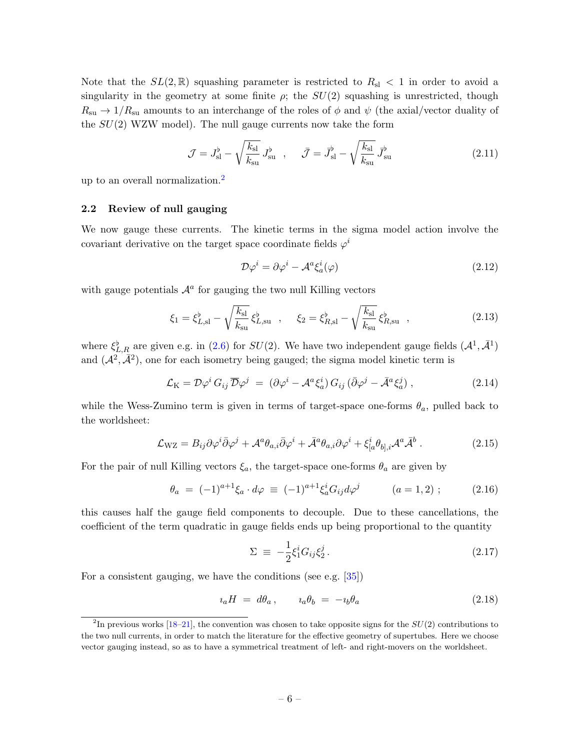Note that the $SL(2,\mathbb{R})$ squashing parameter is restricted to $R_{\rm sl} < 1$ in order to avoid a singularity in the geometry at some finite $\rho$; the $SU(2)$ squashing is unrestricted, though $R_{\rm su} \to 1/R_{\rm su}$ amounts to an interchange of the roles of $\phi$ and $\psi$ (the axial/vector duality of the $SU(2)$ WZW model). The null gauge currents now take the form

$$\mathcal{J} = J^{\flat}_{\rm sl} - \sqrt{\frac{k_{\rm sl}}{k_{\rm su}}}\, J^{\flat}_{\rm su} \quad , \qquad \bar{\mathcal{J}} = \bar{J}^{\flat}_{\rm sl} - \sqrt{\frac{k_{\rm sl}}{k_{\rm su}}}\, \bar{J}^{\flat}_{\rm su} \tag{2.11}$$

up to an overall normalization.[2]

### 2.2 Review of null gauging

We now gauge these currents. The kinetic terms in the sigma model action involve the covariant derivative on the target space coordinate fields $\varphi^i$

$$\mathcal{D}\varphi^i = \partial\varphi^i - \mathcal{A}^a \xi^i_a(\varphi) \tag{2.12}$$

with gauge potentials $\mathcal{A}^a$ for gauging the two null Killing vectors

$$\xi_1 = \xi^{\flat}_{L,{\rm sl}} - \sqrt{\frac{k_{\rm sl}}{k_{\rm su}}}\, \xi^{\flat}_{L,{\rm su}} \quad , \qquad \xi_2 = \xi^{\flat}_{R,{\rm sl}} - \sqrt{\frac{k_{\rm sl}}{k_{\rm su}}}\, \xi^{\flat}_{R,{\rm su}} \quad , \tag{2.13}$$

where $\xi^{\flat}_{L,R}$ are given e.g. in (2.6) for $SU(2)$. We have two independent gauge fields $(\mathcal{A}^1, \bar{\mathcal{A}}^1)$ and $(\mathcal{A}^2, \bar{\mathcal{A}}^2)$, one for each isometry being gauged; the sigma model kinetic term is

$$\mathcal{L}_{\rm K} = \mathcal{D}\varphi^i\, G_{ij}\, \overline{\mathcal{D}}\varphi^j \;=\; (\partial\varphi^i - \mathcal{A}^a \xi^i_a)\, G_{ij}\, (\bar{\partial}\varphi^j - \bar{\mathcal{A}}^a \xi^j_a)\,, \tag{2.14}$$

while the Wess-Zumino term is given in terms of target-space one-forms $\theta_a$, pulled back to the worldsheet:

$$\mathcal{L}_{\rm WZ} = B_{ij}\partial\varphi^i\bar{\partial}\varphi^j + \mathcal{A}^a \theta_{a,i}\bar{\partial}\varphi^i + \bar{\mathcal{A}}^a \theta_{a,i}\partial\varphi^i + \xi^i_{[a}\theta_{b],i}\mathcal{A}^a\bar{\mathcal{A}}^b\,. \tag{2.15}$$

For the pair of null Killing vectors $\xi_a$, the target-space one-forms $\theta_a$ are given by

$$\theta_a \;=\; (-1)^{a+1}\xi_a\cdot d\varphi \;\equiv\; (-1)^{a+1}\xi^i_a G_{ij} d\varphi^j \qquad\quad (a=1,2)\;; \tag{2.16}$$

this causes half the gauge field components to decouple. Due to these cancellations, the coefficient of the term quadratic in gauge fields ends up being proportional to the quantity

$$\Sigma \;\equiv\; -\frac{1}{2}\xi^i_1 G_{ij}\xi^j_2\,. \tag{2.17}$$

For a consistent gauging, we have the conditions (see e.g. [35])

$$\imath_a H \;=\; d\theta_a\,, \qquad \imath_a\theta_b \;=\; -\imath_b\theta_a \tag{2.18}$$

[2] In previous works [18–21], the convention was chosen to take opposite signs for the $SU(2)$ contributions to the two null currents, in order to match the literature for the effective geometry of supertubes. Here we choose vector gauging instead, so as to have a symmetrical treatment of left- and right-movers on the worldsheet.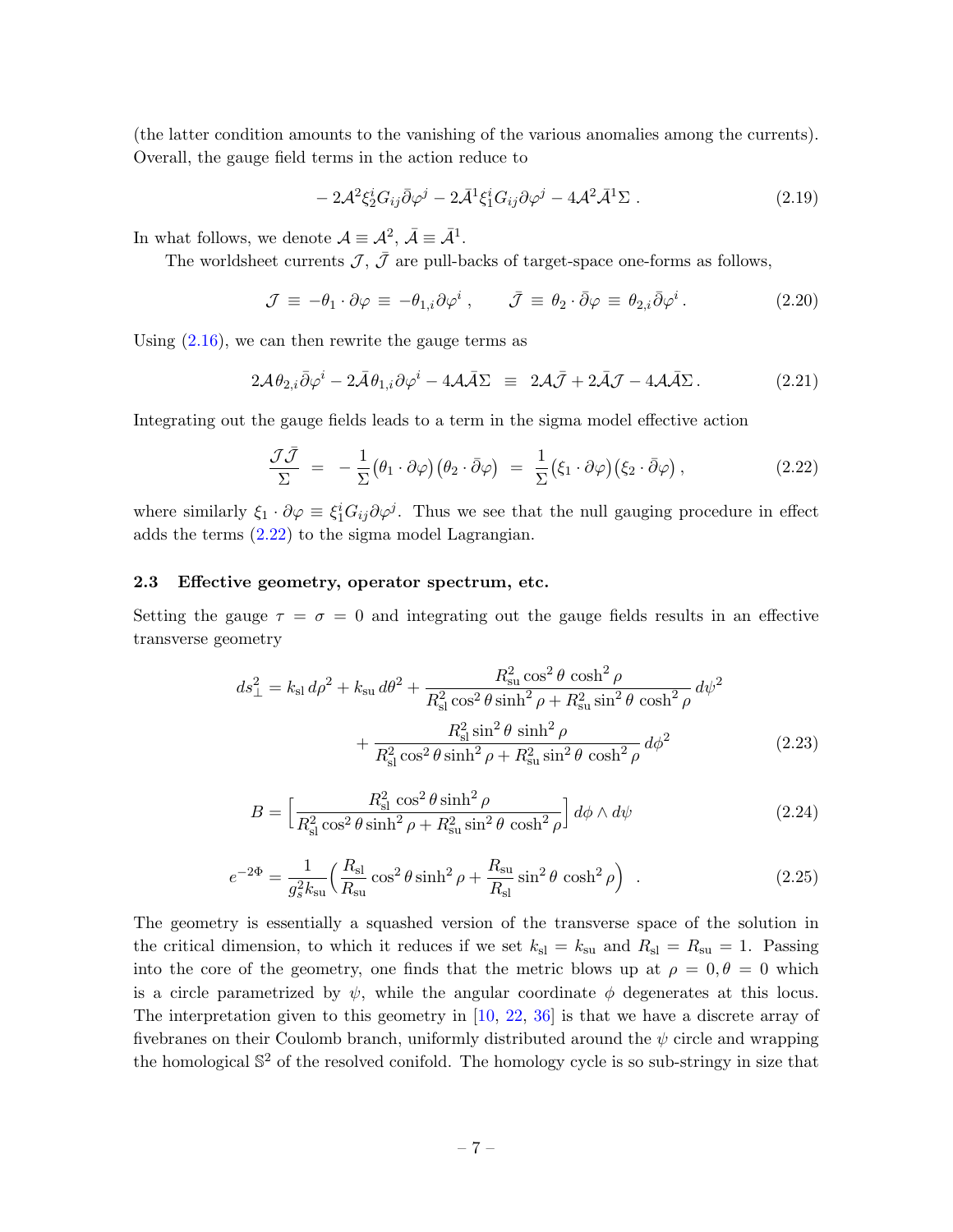(the latter condition amounts to the vanishing of the various anomalies among the currents). Overall, the gauge field terms in the action reduce to

$$
-2\mathcal{A}^2 \xi_2^i G_{ij} \bar{\partial}\varphi^j - 2\bar{\mathcal{A}}^1 \xi_1^i G_{ij} \partial\varphi^j - 4\mathcal{A}^2 \bar{\mathcal{A}}^1 \Sigma \ . \tag{2.19}
$$

In what follows, we denote $\mathcal{A} \equiv \mathcal{A}^2$, $\bar{\mathcal{A}} \equiv \bar{\mathcal{A}}^1$.

The worldsheet currents $\mathcal{J}$, $\bar{\mathcal{J}}$ are pull-backs of target-space one-forms as follows,

$$
\mathcal{J} \ \equiv \ -\theta_1 \cdot \partial\varphi \ \equiv \ -\theta_{1,i} \partial\varphi^i \ , \qquad \bar{\mathcal{J}} \ \equiv \ \theta_2 \cdot \bar{\partial}\varphi \ \equiv \ \theta_{2,i} \bar{\partial}\varphi^i \, . \tag{2.20}
$$

Using (2.16), we can then rewrite the gauge terms as

$$
2\mathcal{A}\theta_{2,i}\bar{\partial}\varphi^i - 2\bar{\mathcal{A}}\theta_{1,i}\partial\varphi^i - 4\mathcal{A}\bar{\mathcal{A}}\Sigma \ \equiv \ 2\mathcal{A}\bar{\mathcal{J}} + 2\bar{\mathcal{A}}\mathcal{J} - 4\mathcal{A}\bar{\mathcal{A}}\Sigma \, . \tag{2.21}
$$

Integrating out the gauge fields leads to a term in the sigma model effective action

$$
\frac{\mathcal{J}\bar{\mathcal{J}}}{\Sigma} \ = \ -\frac{1}{\Sigma}\big(\theta_1 \cdot \partial\varphi\big)\big(\theta_2 \cdot \bar{\partial}\varphi\big) \ = \ \frac{1}{\Sigma}\big(\xi_1 \cdot \partial\varphi\big)\big(\xi_2 \cdot \bar{\partial}\varphi\big) \, , \tag{2.22}
$$

where similarly $\xi_1 \cdot \partial\varphi \equiv \xi_1^i G_{ij} \partial\varphi^j$. Thus we see that the null gauging procedure in effect adds the terms (2.22) to the sigma model Lagrangian.

### 2.3 Effective geometry, operator spectrum, etc.

Setting the gauge $\tau = \sigma = 0$ and integrating out the gauge fields results in an effective transverse geometry

$$
\begin{aligned}
ds_\perp^2 = k_{\rm sl}\, d\rho^2 + k_{\rm su}\, d\theta^2 &+ \frac{R_{\rm su}^2 \cos^2\theta \, \cosh^2\rho}{R_{\rm sl}^2 \cos^2\theta \sinh^2\rho + R_{\rm su}^2 \sin^2\theta \, \cosh^2\rho}\, d\psi^2 \\
&+ \frac{R_{\rm sl}^2 \sin^2\theta \, \sinh^2\rho}{R_{\rm sl}^2 \cos^2\theta \sinh^2\rho + R_{\rm su}^2 \sin^2\theta \, \cosh^2\rho}\, d\phi^2
\end{aligned} \tag{2.23}
$$

$$
B = \Big[ \frac{R_{\rm sl}^2 \cos^2\theta \sinh^2\rho}{R_{\rm sl}^2 \cos^2\theta \sinh^2\rho + R_{\rm su}^2 \sin^2\theta \, \cosh^2\rho} \Big]\, d\phi \wedge d\psi \tag{2.24}
$$

$$
e^{-2\Phi} = \frac{1}{g_s^2 k_{\rm su}} \Big( \frac{R_{\rm sl}}{R_{\rm su}} \cos^2\theta \sinh^2\rho + \frac{R_{\rm su}}{R_{\rm sl}} \sin^2\theta \, \cosh^2\rho \Big) \quad . \tag{2.25}
$$

The geometry is essentially a squashed version of the transverse space of the solution in the critical dimension, to which it reduces if we set $k_{\rm sl} = k_{\rm su}$ and $R_{\rm sl} = R_{\rm su} = 1$. Passing into the core of the geometry, one finds that the metric blows up at $\rho = 0, \theta = 0$ which is a circle parametrized by $\psi$, while the angular coordinate $\phi$ degenerates at this locus. The interpretation given to this geometry in [10, 22, 36] is that we have a discrete array of fivebranes on their Coulomb branch, uniformly distributed around the $\psi$ circle and wrapping the homological $\mathbb{S}^2$ of the resolved conifold. The homology cycle is so sub-stringy in size that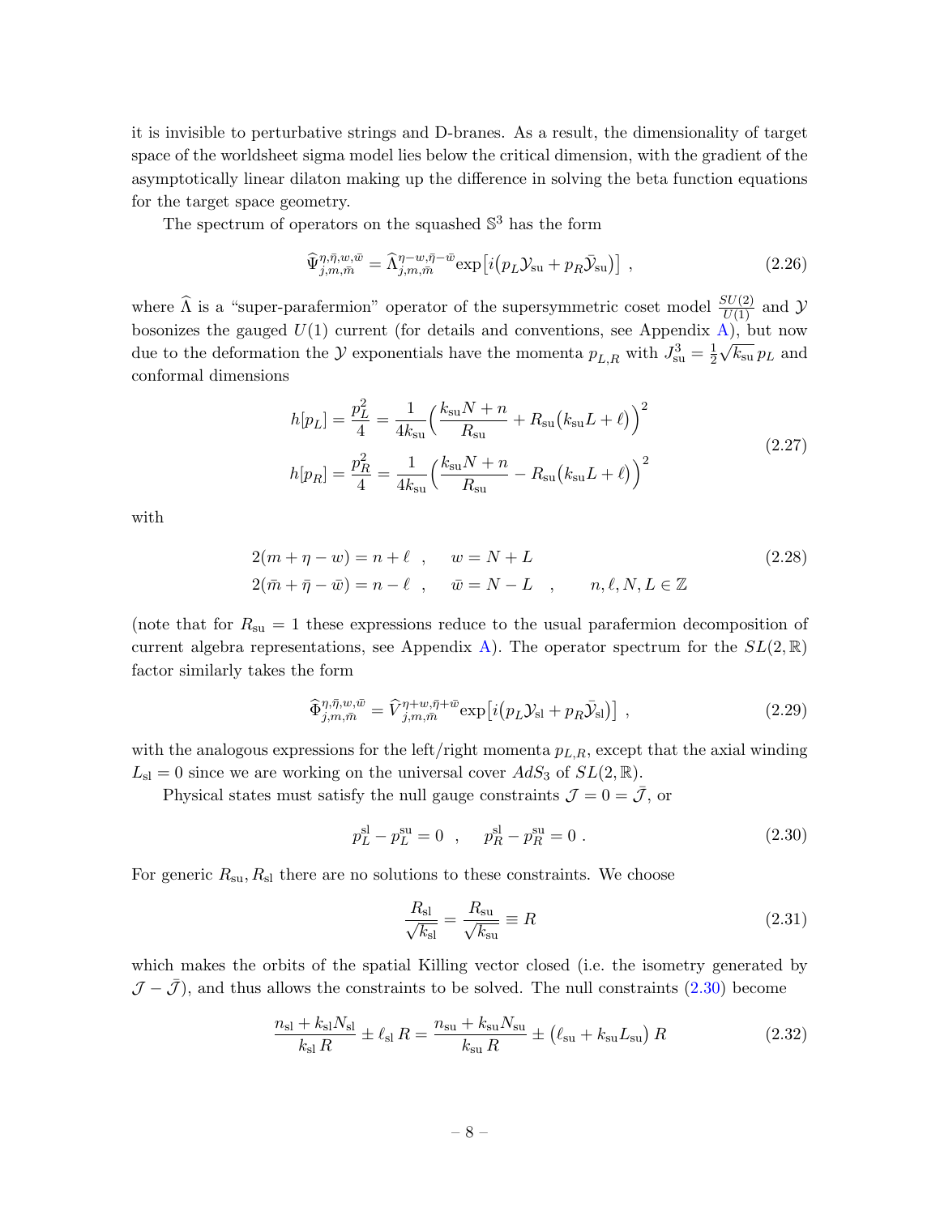it is invisible to perturbative strings and D-branes. As a result, the dimensionality of target space of the worldsheet sigma model lies below the critical dimension, with the gradient of the asymptotically linear dilaton making up the difference in solving the beta function equations for the target space geometry.

The spectrum of operators on the squashed $\mathbb{S}^3$ has the form

$$\widehat{\Psi}^{\eta,\bar\eta,w,\bar w}_{j,m,\bar m} = \widehat{\Lambda}^{\eta-w,\bar\eta-\bar w}_{j,m,\bar m} \exp\big[i\big(p_L\mathcal{Y}_{\rm su} + p_R\bar{\mathcal{Y}}_{\rm su}\big)\big] \ , \tag{2.26}$$

where $\widehat{\Lambda}$ is a "super-parafermion" operator of the supersymmetric coset model $\frac{SU(2)}{U(1)}$ and $\mathcal{Y}$ bosonizes the gauged $U(1)$ current (for details and conventions, see Appendix A), but now due to the deformation the $\mathcal{Y}$ exponentials have the momenta $p_{L,R}$ with $J^3_{\rm su} = \frac12\sqrt{k_{\rm su}}\,p_L$ and conformal dimensions

$$\begin{aligned} h[p_L] &= \frac{p_L^2}{4} = \frac{1}{4k_{\rm su}}\Big(\frac{k_{\rm su}N+n}{R_{\rm su}} + R_{\rm su}\big(k_{\rm su}L+\ell\big)\Big)^2 \\ h[p_R] &= \frac{p_R^2}{4} = \frac{1}{4k_{\rm su}}\Big(\frac{k_{\rm su}N+n}{R_{\rm su}} - R_{\rm su}\big(k_{\rm su}L+\ell\big)\Big)^2 \end{aligned} \tag{2.27}$$

with

$$\begin{aligned} &2(m+\eta-w) = n+\ell \quad , \qquad w = N+L \\ &2(\bar m+\bar\eta-\bar w) = n-\ell \quad , \qquad \bar w = N-L \quad , \qquad n,\ell,N,L\in\mathbb{Z} \end{aligned} \tag{2.28}$$

(note that for $R_{\rm su}=1$ these expressions reduce to the usual parafermion decomposition of current algebra representations, see Appendix A). The operator spectrum for the $SL(2,\mathbb{R})$ factor similarly takes the form

$$\widehat{\Phi}^{\eta,\bar\eta,w,\bar w}_{j,m,\bar m} = \widehat{V}^{\eta+w,\bar\eta+\bar w}_{j,m,\bar m} \exp\big[i\big(p_L\mathcal{Y}_{\rm sl} + p_R\bar{\mathcal{Y}}_{\rm sl}\big)\big] \ , \tag{2.29}$$

with the analogous expressions for the left/right momenta $p_{L,R}$, except that the axial winding $L_{\rm sl}=0$ since we are working on the universal cover $AdS_3$ of $SL(2,\mathbb{R})$.

Physical states must satisfy the null gauge constraints $\mathcal{J}=0=\bar{\mathcal{J}}$, or

$$p_L^{\rm sl} - p_L^{\rm su} = 0 \quad , \qquad p_R^{\rm sl} - p_R^{\rm su} = 0 \ . \tag{2.30}$$

For generic $R_{\rm su}, R_{\rm sl}$ there are no solutions to these constraints. We choose

$$\frac{R_{\rm sl}}{\sqrt{k_{\rm sl}}} = \frac{R_{\rm su}}{\sqrt{k_{\rm su}}} \equiv R \tag{2.31}$$

which makes the orbits of the spatial Killing vector closed (i.e. the isometry generated by $\mathcal{J}-\bar{\mathcal{J}}$), and thus allows the constraints to be solved. The null constraints (2.30) become

$$\frac{n_{\rm sl}+k_{\rm sl}N_{\rm sl}}{k_{\rm sl}\,R} \pm \ell_{\rm sl}\,R = \frac{n_{\rm su}+k_{\rm su}N_{\rm su}}{k_{\rm su}\,R} \pm \big(\ell_{\rm su}+k_{\rm su}L_{\rm su}\big)\,R \tag{2.32}$$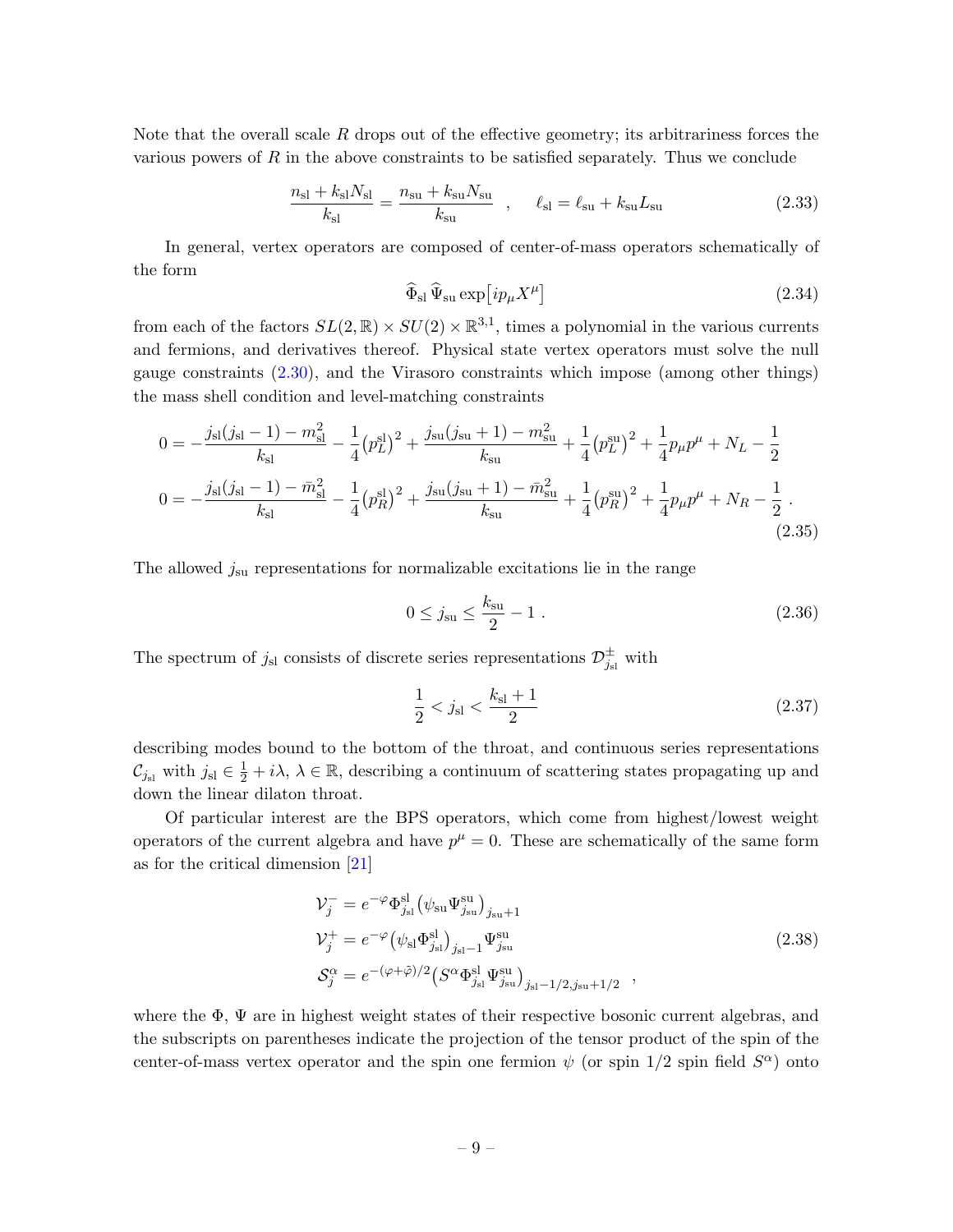Note that the overall scale $R$ drops out of the effective geometry; its arbitrariness forces the various powers of $R$ in the above constraints to be satisfied separately. Thus we conclude

$$\frac{n_{\rm sl}+k_{\rm sl}N_{\rm sl}}{k_{\rm sl}}=\frac{n_{\rm su}+k_{\rm su}N_{\rm su}}{k_{\rm su}} \quad , \qquad \ell_{\rm sl}=\ell_{\rm su}+k_{\rm su}L_{\rm su} \tag{2.33}$$

In general, vertex operators are composed of center-of-mass operators schematically of the form

$$\widehat{\Phi}_{\rm sl}\,\widehat{\Psi}_{\rm su}\exp\!\big[ip_\mu X^\mu\big] \tag{2.34}$$

from each of the factors $SL(2,\mathbb{R})\times SU(2)\times\mathbb{R}^{3,1}$, times a polynomial in the various currents and fermions, and derivatives thereof. Physical state vertex operators must solve the null gauge constraints (2.30), and the Virasoro constraints which impose (among other things) the mass shell condition and level-matching constraints

$$\begin{aligned}
0&=-\frac{j_{\rm sl}(j_{\rm sl}-1)-m_{\rm sl}^2}{k_{\rm sl}}-\frac{1}{4}\big(p_L^{\rm sl}\big)^2+\frac{j_{\rm su}(j_{\rm su}+1)-m_{\rm su}^2}{k_{\rm su}}+\frac{1}{4}\big(p_L^{\rm su}\big)^2+\frac{1}{4}p_\mu p^\mu+N_L-\frac{1}{2}\\
0&=-\frac{j_{\rm sl}(j_{\rm sl}-1)-\bar m_{\rm sl}^2}{k_{\rm sl}}-\frac{1}{4}\big(p_R^{\rm sl}\big)^2+\frac{j_{\rm su}(j_{\rm su}+1)-\bar m_{\rm su}^2}{k_{\rm su}}+\frac{1}{4}\big(p_R^{\rm su}\big)^2+\frac{1}{4}p_\mu p^\mu+N_R-\frac{1}{2}\ .
\end{aligned} \tag{2.35}$$

The allowed $j_{\rm su}$ representations for normalizable excitations lie in the range

$$0\le j_{\rm su}\le\frac{k_{\rm su}}{2}-1\ . \tag{2.36}$$

The spectrum of $j_{\rm sl}$ consists of discrete series representations $\mathcal{D}^\pm_{j_{\rm sl}}$ with

$$\frac{1}{2}<j_{\rm sl}<\frac{k_{\rm sl}+1}{2} \tag{2.37}$$

describing modes bound to the bottom of the throat, and continuous series representations $\mathcal{C}_{j_{\rm sl}}$ with $j_{\rm sl}\in\frac{1}{2}+i\lambda$, $\lambda\in\mathbb{R}$, describing a continuum of scattering states propagating up and down the linear dilaton throat.

Of particular interest are the BPS operators, which come from highest/lowest weight operators of the current algebra and have $p^\mu=0$. These are schematically of the same form as for the critical dimension [21]

$$\begin{aligned}
\mathcal{V}_j^-&=e^{-\varphi}\Phi^{\rm sl}_{j_{\rm sl}}\big(\psi_{\rm su}\Psi^{\rm su}_{j_{\rm su}}\big)_{j_{\rm su}+1}\\
\mathcal{V}_j^+&=e^{-\varphi}\big(\psi_{\rm sl}\Phi^{\rm sl}_{j_{\rm sl}}\big)_{j_{\rm sl}-1}\Psi^{\rm su}_{j_{\rm su}}\\
\mathcal{S}_j^\alpha&=e^{-(\varphi+\tilde\varphi)/2}\big(S^\alpha\Phi^{\rm sl}_{j_{\rm sl}}\Psi^{\rm su}_{j_{\rm su}}\big)_{j_{\rm sl}-1/2,j_{\rm su}+1/2}\quad ,
\end{aligned} \tag{2.38}$$

where the $\Phi$, $\Psi$ are in highest weight states of their respective bosonic current algebras, and the subscripts on parentheses indicate the projection of the tensor product of the spin of the center-of-mass vertex operator and the spin one fermion $\psi$ (or spin 1/2 spin field $S^\alpha$) onto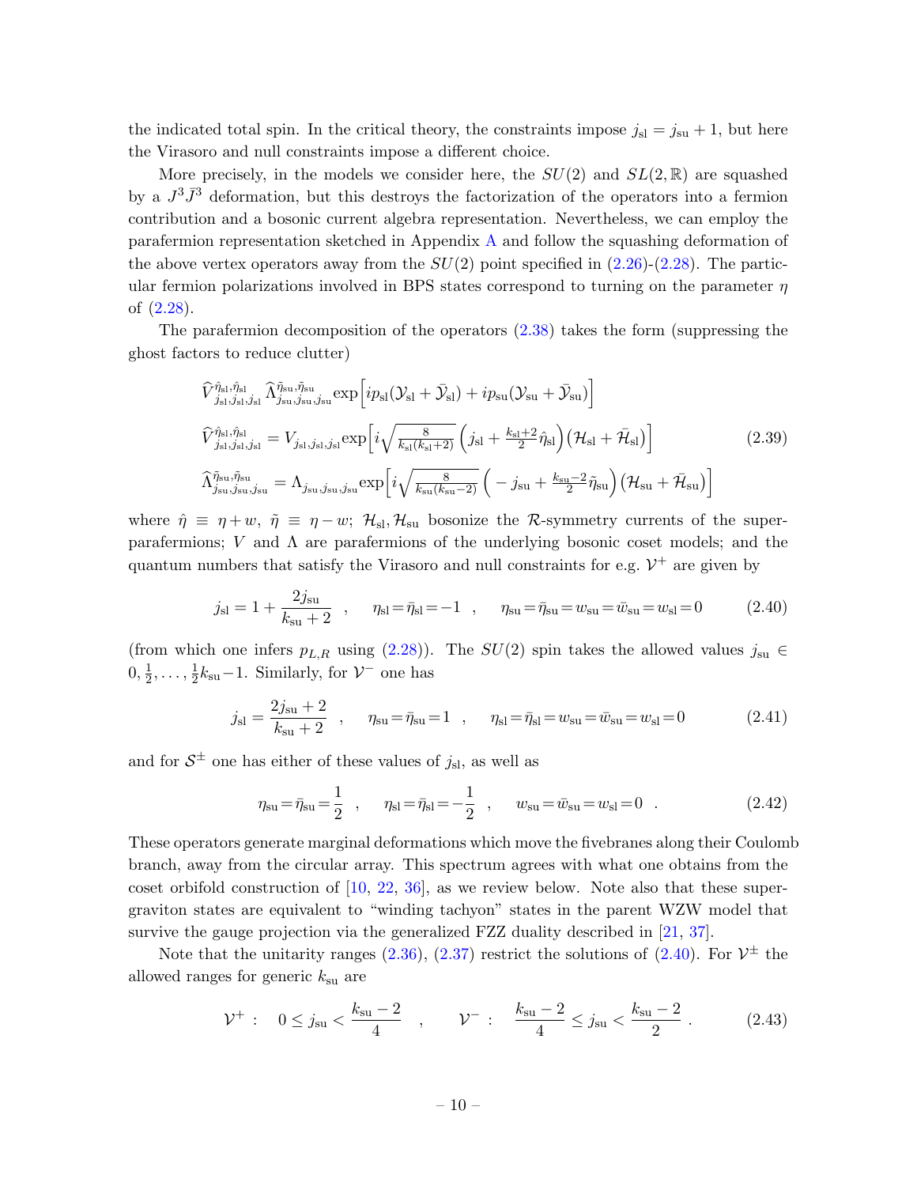the indicated total spin. In the critical theory, the constraints impose $j_{\rm sl} = j_{\rm su}+1$, but here the Virasoro and null constraints impose a different choice.

More precisely, in the models we consider here, the $SU(2)$ and $SL(2,\mathbb{R})$ are squashed by a $J^3\bar{J}^3$ deformation, but this destroys the factorization of the operators into a fermion contribution and a bosonic current algebra representation. Nevertheless, we can employ the parafermion representation sketched in Appendix A and follow the squashing deformation of the above vertex operators away from the $SU(2)$ point specified in (2.26)-(2.28). The particular fermion polarizations involved in BPS states correspond to turning on the parameter $\eta$ of (2.28).

The parafermion decomposition of the operators (2.38) takes the form (suppressing the ghost factors to reduce clutter)

$$
\begin{aligned}
&\widehat{V}^{\hat{\eta}_{\rm sl},\hat{\eta}_{\rm sl}}_{j_{\rm sl},j_{\rm sl},j_{\rm sl}}\,\widehat{\Lambda}^{\tilde{\eta}_{\rm su},\tilde{\eta}_{\rm su}}_{j_{\rm su},j_{\rm su},j_{\rm su}}\exp\Big[ip_{\rm sl}(\mathcal{Y}_{\rm sl}+\bar{\mathcal{Y}}_{\rm sl})+ip_{\rm su}(\mathcal{Y}_{\rm su}+\bar{\mathcal{Y}}_{\rm su})\Big]\\
&\widehat{V}^{\hat{\eta}_{\rm sl},\hat{\eta}_{\rm sl}}_{j_{\rm sl},j_{\rm sl},j_{\rm sl}} = V_{j_{\rm sl},j_{\rm sl},j_{\rm sl}}\exp\Big[i\sqrt{\tfrac{8}{k_{\rm sl}(k_{\rm sl}+2)}}\Big(j_{\rm sl}+\tfrac{k_{\rm sl}+2}{2}\hat{\eta}_{\rm sl}\Big)\big(\mathcal{H}_{\rm sl}+\bar{\mathcal{H}}_{\rm sl}\big)\Big]\\
&\widehat{\Lambda}^{\tilde{\eta}_{\rm su},\tilde{\eta}_{\rm su}}_{j_{\rm su},j_{\rm su},j_{\rm su}} = \Lambda_{j_{\rm su},j_{\rm su},j_{\rm su}}\exp\Big[i\sqrt{\tfrac{8}{k_{\rm su}(k_{\rm su}-2)}}\Big(-j_{\rm su}+\tfrac{k_{\rm su}-2}{2}\tilde{\eta}_{\rm su}\Big)\big(\mathcal{H}_{\rm su}+\bar{\mathcal{H}}_{\rm su}\big)\Big]
\end{aligned}
\tag{2.39}
$$

where $\hat{\eta}\equiv\eta+w$, $\tilde{\eta}\equiv\eta-w$; $\mathcal{H}_{\rm sl},\mathcal{H}_{\rm su}$ bosonize the $\mathcal{R}$-symmetry currents of the super-parafermions; $V$ and $\Lambda$ are parafermions of the underlying bosonic coset models; and the quantum numbers that satisfy the Virasoro and null constraints for e.g. $\mathcal{V}^+$ are given by

$$
j_{\rm sl} = 1+\frac{2j_{\rm su}}{k_{\rm su}+2}\quad,\qquad \eta_{\rm sl}=\bar{\eta}_{\rm sl}=-1\quad,\qquad \eta_{\rm su}=\bar{\eta}_{\rm su}=w_{\rm su}=\bar{w}_{\rm su}=w_{\rm sl}=0 \tag{2.40}
$$

(from which one infers $p_{L,R}$ using (2.28)). The $SU(2)$ spin takes the allowed values $j_{\rm su}\in 0,\frac{1}{2},\dots,\frac{1}{2}k_{\rm su}-1$. Similarly, for $\mathcal{V}^-$ one has

$$
j_{\rm sl} = \frac{2j_{\rm su}+2}{k_{\rm su}+2}\quad,\qquad \eta_{\rm su}=\bar{\eta}_{\rm su}=1\quad,\qquad \eta_{\rm sl}=\bar{\eta}_{\rm sl}=w_{\rm su}=\bar{w}_{\rm su}=w_{\rm sl}=0 \tag{2.41}
$$

and for $\mathcal{S}^\pm$ one has either of these values of $j_{\rm sl}$, as well as

$$
\eta_{\rm su}=\bar{\eta}_{\rm su}=\frac{1}{2}\quad,\qquad \eta_{\rm sl}=\bar{\eta}_{\rm sl}=-\frac{1}{2}\quad,\qquad w_{\rm su}=\bar{w}_{\rm su}=w_{\rm sl}=0\quad. \tag{2.42}
$$

These operators generate marginal deformations which move the fivebranes along their Coulomb branch, away from the circular array. This spectrum agrees with what one obtains from the coset orbifold construction of [10, 22, 36], as we review below. Note also that these supergraviton states are equivalent to "winding tachyon" states in the parent WZW model that survive the gauge projection via the generalized FZZ duality described in [21, 37].

Note that the unitarity ranges (2.36), (2.37) restrict the solutions of (2.40). For $\mathcal{V}^\pm$ the allowed ranges for generic $k_{\rm su}$ are

$$
\mathcal{V}^+:\quad 0\le j_{\rm su}<\frac{k_{\rm su}-2}{4}\quad,\qquad \mathcal{V}^-:\quad \frac{k_{\rm su}-2}{4}\le j_{\rm su}<\frac{k_{\rm su}-2}{2}\;. \tag{2.43}
$$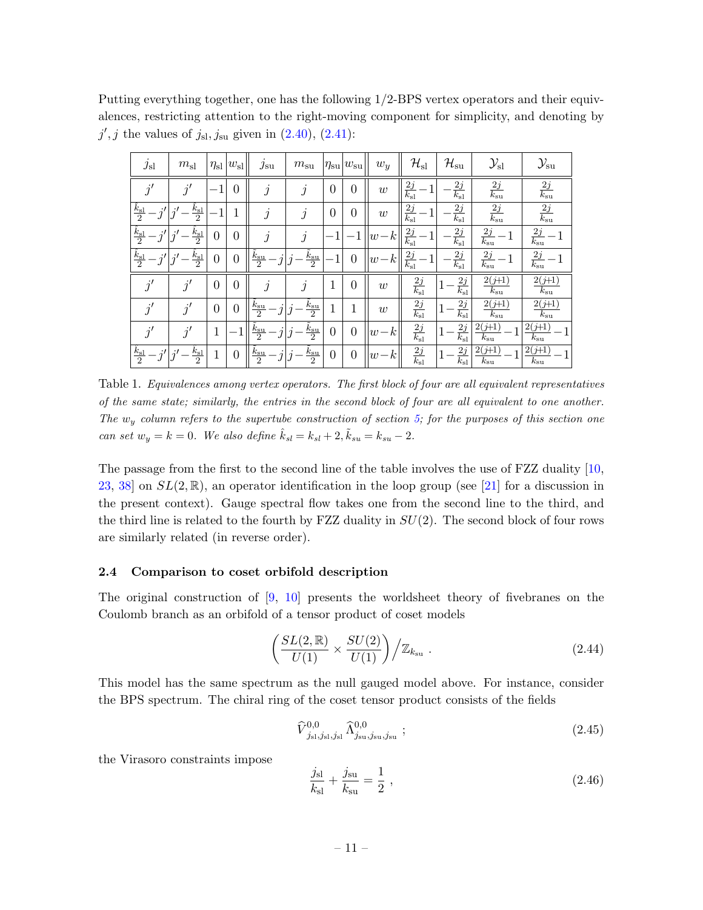Putting everything together, one has the following 1/2-BPS vertex operators and their equivalences, restricting attention to the right-moving component for simplicity, and denoting by $j', j$ the values of $j_{\rm sl}, j_{\rm su}$ given in (2.40), (2.41):

| $j_{\rm sl}$ | $m_{\rm sl}$ | $\eta_{\rm sl}$ | $w_{\rm sl}$ | $j_{\rm su}$ | $m_{\rm su}$ | $\eta_{\rm su}$ | $w_{\rm su}$ | $w_y$ | $\mathcal{H}_{\rm sl}$ | $\mathcal{H}_{\rm su}$ | $\mathcal{Y}_{\rm sl}$ | $\mathcal{Y}_{\rm su}$ |
|---|---|---|---|---|---|---|---|---|---|---|---|---|
| $j'$ | $j'$ | $-1$ | $0$ | $j$ | $j$ | $0$ | $0$ | $w$ | $\frac{2j}{k_{\rm sl}}-1$ | $-\frac{2j}{k_{\rm sl}}$ | $\frac{2j}{k_{\rm su}}$ | $\frac{2j}{k_{\rm su}}$ |
| $\frac{\hat{k}_{\rm sl}}{2}-j'$ | $j'-\frac{\hat{k}_{\rm sl}}{2}$ | $-1$ | $1$ | $j$ | $j$ | $0$ | $0$ | $w$ | $\frac{2j}{k_{\rm sl}}-1$ | $-\frac{2j}{k_{\rm sl}}$ | $\frac{2j}{k_{\rm su}}$ | $\frac{2j}{k_{\rm su}}$ |
| $\frac{\hat{k}_{\rm sl}}{2}-j'$ | $j'-\frac{\hat{k}_{\rm sl}}{2}$ | $0$ | $0$ | $j$ | $j$ | $-1$ | $-1$ | $w-k$ | $\frac{2j}{k_{\rm sl}}-1$ | $-\frac{2j}{k_{\rm sl}}$ | $\frac{2j}{k_{\rm su}}-1$ | $\frac{2j}{k_{\rm su}}-1$ |
| $\frac{\hat{k}_{\rm sl}}{2}-j'$ | $j'-\frac{\hat{k}_{\rm sl}}{2}$ | $0$ | $0$ | $\frac{\tilde{k}_{\rm su}}{2}-j$ | $j-\frac{\tilde{k}_{\rm su}}{2}$ | $-1$ | $0$ | $w-k$ | $\frac{2j}{k_{\rm sl}}-1$ | $-\frac{2j}{k_{\rm sl}}$ | $\frac{2j}{k_{\rm su}}-1$ | $\frac{2j}{k_{\rm su}}-1$ |
| $j'$ | $j'$ | $0$ | $0$ | $j$ | $j$ | $1$ | $0$ | $w$ | $\frac{2j}{k_{\rm sl}}$ | $1-\frac{2j}{k_{\rm sl}}$ | $\frac{2(j+1)}{k_{\rm su}}$ | $\frac{2(j+1)}{k_{\rm su}}$ |
| $j'$ | $j'$ | $0$ | $0$ | $\frac{\tilde{k}_{\rm su}}{2}-j$ | $j-\frac{\tilde{k}_{\rm su}}{2}$ | $1$ | $1$ | $w$ | $\frac{2j}{k_{\rm sl}}$ | $1-\frac{2j}{k_{\rm sl}}$ | $\frac{2(j+1)}{k_{\rm su}}$ | $\frac{2(j+1)}{k_{\rm su}}$ |
| $j'$ | $j'$ | $1$ | $-1$ | $\frac{\tilde{k}_{\rm su}}{2}-j$ | $j-\frac{\tilde{k}_{\rm su}}{2}$ | $0$ | $0$ | $w-k$ | $\frac{2j}{k_{\rm sl}}$ | $1-\frac{2j}{k_{\rm sl}}$ | $\frac{2(j+1)}{k_{\rm su}}-1$ | $\frac{2(j+1)}{k_{\rm su}}-1$ |
| $\frac{\hat{k}_{\rm sl}}{2}-j'$ | $j'-\frac{\hat{k}_{\rm sl}}{2}$ | $1$ | $0$ | $\frac{\tilde{k}_{\rm su}}{2}-j$ | $j-\frac{\tilde{k}_{\rm su}}{2}$ | $0$ | $0$ | $w-k$ | $\frac{2j}{k_{\rm sl}}$ | $1-\frac{2j}{k_{\rm sl}}$ | $\frac{2(j+1)}{k_{\rm su}}-1$ | $\frac{2(j+1)}{k_{\rm su}}-1$ |

Table 1. *Equivalences among vertex operators. The first block of four are all equivalent representatives of the same state; similarly, the entries in the second block of four are all equivalent to one another. The $w_y$ column refers to the supertube construction of section 5; for the purposes of this section one can set $w_y = k = 0$. We also define $\hat{k}_{sl} = k_{sl}+2, \tilde{k}_{su} = k_{su}-2$.*

The passage from the first to the second line of the table involves the use of FZZ duality [10, 23, 38] on $SL(2,\mathbb{R})$, an operator identification in the loop group (see [21] for a discussion in the present context). Gauge spectral flow takes one from the second line to the third, and the third line is related to the fourth by FZZ duality in $SU(2)$. The second block of four rows are similarly related (in reverse order).

### 2.4 Comparison to coset orbifold description

The original construction of [9, 10] presents the worldsheet theory of fivebranes on the Coulomb branch as an orbifold of a tensor product of coset models

$$\left(\frac{SL(2,\mathbb{R})}{U(1)} \times \frac{SU(2)}{U(1)}\right)\Big/\mathbb{Z}_{k_{\rm su}} \ . \tag{2.44}$$

This model has the same spectrum as the null gauged model above. For instance, consider the BPS spectrum. The chiral ring of the coset tensor product consists of the fields

$$\widehat{V}^{0,0}_{j_{\rm sl},j_{\rm sl},j_{\rm sl}}\,\widehat{\Lambda}^{0,0}_{j_{\rm su},j_{\rm su},j_{\rm su}} \ ; \tag{2.45}$$

the Virasoro constraints impose

$$\frac{j_{\rm sl}}{k_{\rm sl}} + \frac{j_{\rm su}}{k_{\rm su}} = \frac{1}{2} \ , \tag{2.46}$$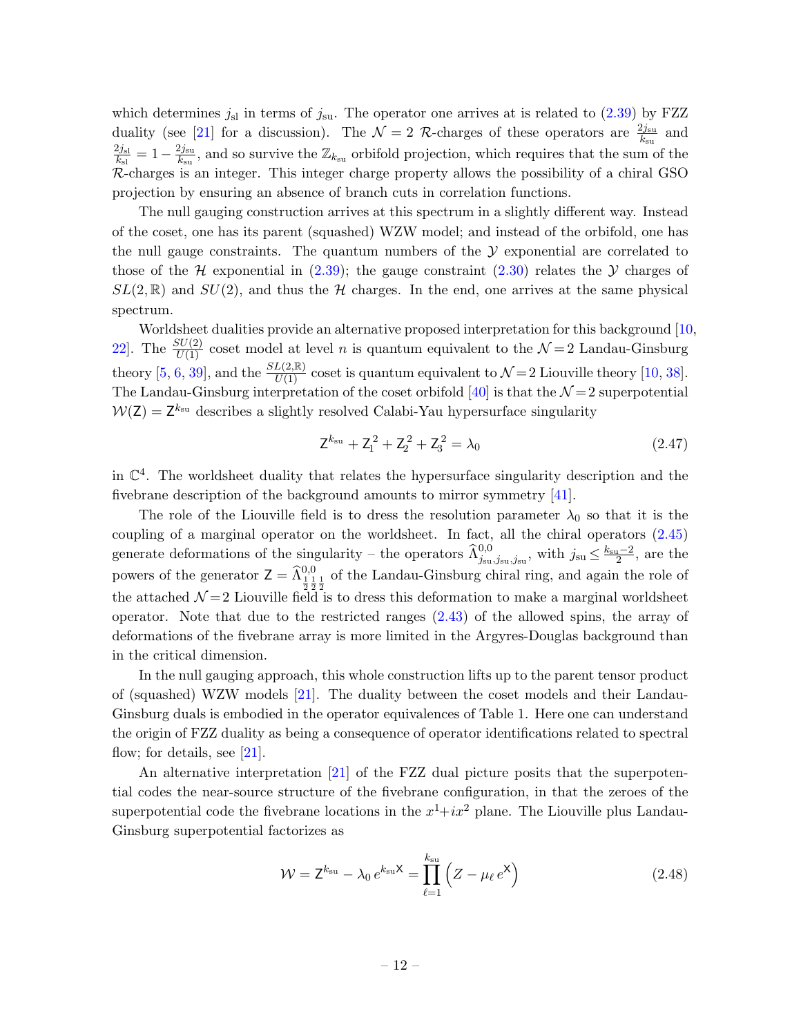which determines $j_{\rm sl}$ in terms of $j_{\rm su}$. The operator one arrives at is related to (2.39) by FZZ duality (see [21] for a discussion). The $\mathcal{N}=2$ $\mathcal{R}$-charges of these operators are $\frac{2j_{\rm su}}{k_{\rm su}}$ and $\frac{2j_{\rm sl}}{k_{\rm sl}} = 1 - \frac{2j_{\rm su}}{k_{\rm su}}$, and so survive the $\mathbb{Z}_{k_{\rm su}}$ orbifold projection, which requires that the sum of the $\mathcal{R}$-charges is an integer. This integer charge property allows the possibility of a chiral GSO projection by ensuring an absence of branch cuts in correlation functions.

The null gauging construction arrives at this spectrum in a slightly different way. Instead of the coset, one has its parent (squashed) WZW model; and instead of the orbifold, one has the null gauge constraints. The quantum numbers of the $\mathcal{Y}$ exponential are correlated to those of the $\mathcal{H}$ exponential in (2.39); the gauge constraint (2.30) relates the $\mathcal{Y}$ charges of $SL(2,\mathbb{R})$ and $SU(2)$, and thus the $\mathcal{H}$ charges. In the end, one arrives at the same physical spectrum.

Worldsheet dualities provide an alternative proposed interpretation for this background [10, 22]. The $\frac{SU(2)}{U(1)}$ coset model at level $n$ is quantum equivalent to the $\mathcal{N}=2$ Landau-Ginsburg theory [5, 6, 39], and the $\frac{SL(2,\mathbb{R})}{U(1)}$ coset is quantum equivalent to $\mathcal{N}=2$ Liouville theory [10, 38]. The Landau-Ginsburg interpretation of the coset orbifold [40] is that the $\mathcal{N}=2$ superpotential $\mathcal{W}(\mathsf{Z}) = \mathsf{Z}^{k_{\rm su}}$ describes a slightly resolved Calabi-Yau hypersurface singularity

$$
\mathsf{Z}^{k_{\rm su}} + \mathsf{Z}_1^2 + \mathsf{Z}_2^2 + \mathsf{Z}_3^2 = \lambda_0 \tag{2.47}
$$

in $\mathbb{C}^4$. The worldsheet duality that relates the hypersurface singularity description and the fivebrane description of the background amounts to mirror symmetry [41].

The role of the Liouville field is to dress the resolution parameter $\lambda_0$ so that it is the coupling of a marginal operator on the worldsheet. In fact, all the chiral operators (2.45) generate deformations of the singularity – the operators $\widehat{\Lambda}^{0,0}_{j_{\rm su},j_{\rm su},j_{\rm su}}$, with $j_{\rm su} \le \frac{k_{\rm su}-2}{2}$, are the powers of the generator $\mathsf{Z} = \widehat{\Lambda}^{0,0}_{\frac{1}{2}\frac{1}{2}\frac{1}{2}}$ of the Landau-Ginsburg chiral ring, and again the role of the attached $\mathcal{N}=2$ Liouville field is to dress this deformation to make a marginal worldsheet operator. Note that due to the restricted ranges (2.43) of the allowed spins, the array of deformations of the fivebrane array is more limited in the Argyres-Douglas background than in the critical dimension.

In the null gauging approach, this whole construction lifts up to the parent tensor product of (squashed) WZW models [21]. The duality between the coset models and their Landau-Ginsburg duals is embodied in the operator equivalences of Table 1. Here one can understand the origin of FZZ duality as being a consequence of operator identifications related to spectral flow; for details, see [21].

An alternative interpretation [21] of the FZZ dual picture posits that the superpotential codes the near-source structure of the fivebrane configuration, in that the zeroes of the superpotential code the fivebrane locations in the $x^1+ix^2$ plane. The Liouville plus Landau-Ginsburg superpotential factorizes as

$$
\mathcal{W} = \mathsf{Z}^{k_{\rm su}} - \lambda_0\, e^{k_{\rm su}\mathsf{X}} = \prod_{\ell=1}^{k_{\rm su}} \Big( Z - \mu_\ell\, e^{\mathsf{X}} \Big) \tag{2.48}
$$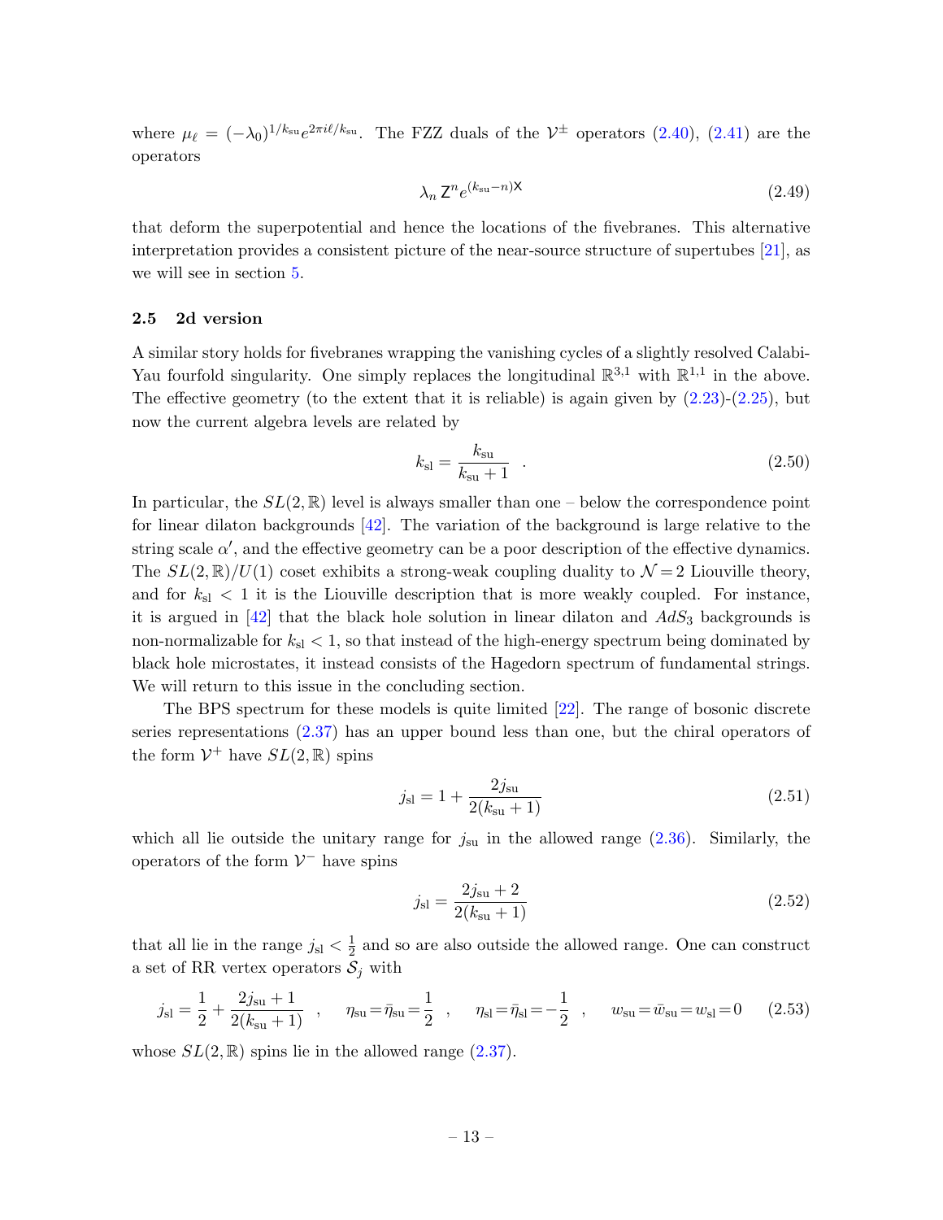where $\mu_\ell = (-\lambda_0)^{1/k_{\rm su}} e^{2\pi i \ell/k_{\rm su}}$. The FZZ duals of the $\mathcal{V}^\pm$ operators (2.40), (2.41) are the operators

$$\lambda_n \, \mathsf{Z}^n e^{(k_{\rm su}-n)\mathsf{X}} \tag{2.49}$$

that deform the superpotential and hence the locations of the fivebranes. This alternative interpretation provides a consistent picture of the near-source structure of supertubes [21], as we will see in section 5.

### 2.5 2d version

A similar story holds for fivebranes wrapping the vanishing cycles of a slightly resolved Calabi-Yau fourfold singularity. One simply replaces the longitudinal $\mathbb{R}^{3,1}$ with $\mathbb{R}^{1,1}$ in the above. The effective geometry (to the extent that it is reliable) is again given by (2.23)-(2.25), but now the current algebra levels are related by

$$k_{\rm sl} = \frac{k_{\rm su}}{k_{\rm su}+1} \quad . \tag{2.50}$$

In particular, the $SL(2,\mathbb{R})$ level is always smaller than one – below the correspondence point for linear dilaton backgrounds [42]. The variation of the background is large relative to the string scale $\alpha'$, and the effective geometry can be a poor description of the effective dynamics. The $SL(2,\mathbb{R})/U(1)$ coset exhibits a strong-weak coupling duality to $\mathcal{N}=2$ Liouville theory, and for $k_{\rm sl} < 1$ it is the Liouville description that is more weakly coupled. For instance, it is argued in [42] that the black hole solution in linear dilaton and $AdS_3$ backgrounds is non-normalizable for $k_{\rm sl} < 1$, so that instead of the high-energy spectrum being dominated by black hole microstates, it instead consists of the Hagedorn spectrum of fundamental strings. We will return to this issue in the concluding section.

The BPS spectrum for these models is quite limited [22]. The range of bosonic discrete series representations (2.37) has an upper bound less than one, but the chiral operators of the form $\mathcal{V}^+$ have $SL(2,\mathbb{R})$ spins

$$j_{\rm sl} = 1 + \frac{2j_{\rm su}}{2(k_{\rm su}+1)} \tag{2.51}$$

which all lie outside the unitary range for $j_{\rm su}$ in the allowed range (2.36). Similarly, the operators of the form $\mathcal{V}^-$ have spins

$$j_{\rm sl} = \frac{2j_{\rm su}+2}{2(k_{\rm su}+1)} \tag{2.52}$$

that all lie in the range $j_{\rm sl} < \frac{1}{2}$ and so are also outside the allowed range. One can construct a set of RR vertex operators $\mathcal{S}_j$ with

$$j_{\rm sl} = \frac{1}{2} + \frac{2j_{\rm su}+1}{2(k_{\rm su}+1)} \quad , \quad \eta_{\rm su} = \bar\eta_{\rm su} = \frac{1}{2} \quad , \quad \eta_{\rm sl} = \bar\eta_{\rm sl} = -\frac{1}{2} \quad , \quad w_{\rm su} = \bar w_{\rm su} = w_{\rm sl} = 0 \tag{2.53}$$

whose $SL(2,\mathbb{R})$ spins lie in the allowed range (2.37).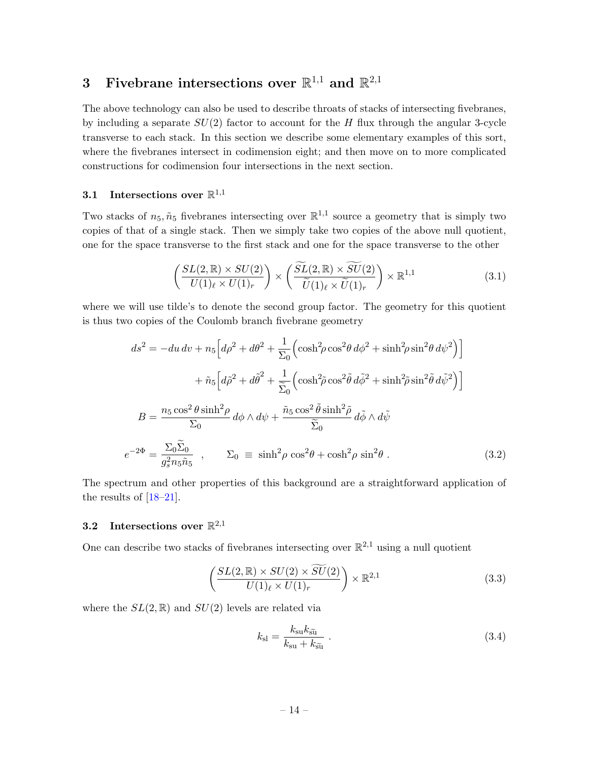# 3 Fivebrane intersections over $\mathbb{R}^{1,1}$ and $\mathbb{R}^{2,1}$

The above technology can also be used to describe throats of stacks of intersecting fivebranes, by including a separate $SU(2)$ factor to account for the $H$ flux through the angular 3-cycle transverse to each stack. In this section we describe some elementary examples of this sort, where the fivebranes intersect in codimension eight; and then move on to more complicated constructions for codimension four intersections in the next section.

## 3.1 Intersections over $\mathbb{R}^{1,1}$

Two stacks of $n_5, \tilde{n}_5$ fivebranes intersecting over $\mathbb{R}^{1,1}$ source a geometry that is simply two copies of that of a single stack. Then we simply take two copies of the above null quotient, one for the space transverse to the first stack and one for the space transverse to the other

$$
\left(\frac{SL(2,\mathbb{R})\times SU(2)}{U(1)_\ell\times U(1)_r}\right)\times\left(\frac{\widetilde{SL}(2,\mathbb{R})\times\widetilde{SU}(2)}{\widetilde{U}(1)_\ell\times\widetilde{U}(1)_r}\right)\times\mathbb{R}^{1,1} \tag{3.1}
$$

where we will use tilde's to denote the second group factor. The geometry for this quotient is thus two copies of the Coulomb branch fivebrane geometry

$$
\begin{aligned}
ds^2 &= -du\,dv + n_5\Big[d\rho^2 + d\theta^2 + \frac{1}{\Sigma_0}\Big(\cosh^2\!\rho\cos^2\!\theta\,d\phi^2 + \sinh^2\!\rho\sin^2\!\theta\,d\psi^2\Big)\Big] \\
&\qquad\qquad + \tilde{n}_5\Big[d\tilde{\rho}^2 + d\tilde{\theta}^2 + \frac{1}{\widetilde{\Sigma}_0}\Big(\cosh^2\!\tilde{\rho}\cos^2\!\tilde{\theta}\,d\tilde{\phi}^2 + \sinh^2\!\tilde{\rho}\sin^2\!\tilde{\theta}\,d\tilde{\psi}^2\Big)\Big] \\
B &= \frac{n_5\cos^2\theta\sinh^2\!\rho}{\Sigma_0}\,d\phi\wedge d\psi + \frac{\tilde{n}_5\cos^2\tilde{\theta}\sinh^2\!\tilde{\rho}}{\widetilde{\Sigma}_0}\,d\tilde{\phi}\wedge d\tilde{\psi} \\
e^{-2\Phi} &= \frac{\Sigma_0\widetilde{\Sigma}_0}{g_s^2 n_5\tilde{n}_5} \quad , \qquad \Sigma_0 \;\equiv\; \sinh^2\!\rho\,\cos^2\!\theta + \cosh^2\!\rho\,\sin^2\!\theta\;.
\end{aligned} \tag{3.2}
$$

The spectrum and other properties of this background are a straightforward application of the results of [18–21].

## 3.2 Intersections over $\mathbb{R}^{2,1}$

One can describe two stacks of fivebranes intersecting over $\mathbb{R}^{2,1}$ using a null quotient

$$
\left(\frac{SL(2,\mathbb{R})\times SU(2)\times\widetilde{SU}(2)}{U(1)_\ell\times U(1)_r}\right)\times\mathbb{R}^{2,1} \tag{3.3}
$$

where the $SL(2,\mathbb{R})$ and $SU(2)$ levels are related via

$$
k_{\rm sl} = \frac{k_{\rm su}k_{\widetilde{\rm su}}}{k_{\rm su}+k_{\widetilde{\rm su}}}\;. \tag{3.4}
$$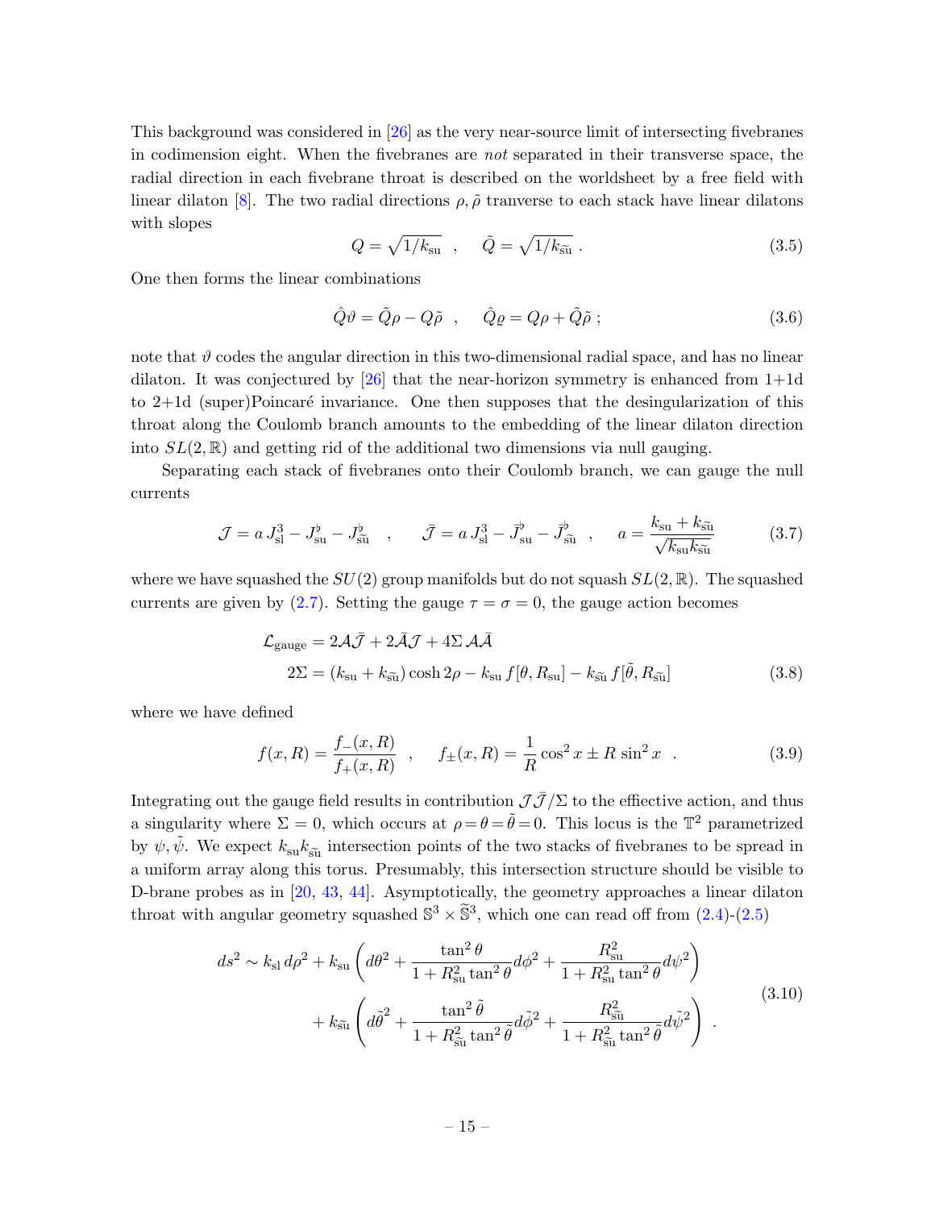This background was considered in [26] as the very near-source limit of intersecting fivebranes in codimension eight. When the fivebranes are *not* separated in their transverse space, the radial direction in each fivebrane throat is described on the worldsheet by a free field with linear dilaton [8]. The two radial directions $\rho, \tilde\rho$ tranverse to each stack have linear dilatons with slopes

$$Q = \sqrt{1/k_{\rm su}} \quad , \quad \tilde{Q} = \sqrt{1/k_{\widetilde{\rm su}}} \, . \tag{3.5}$$

One then forms the linear combinations

$$\hat{Q}\vartheta = \tilde{Q}\rho - Q\tilde{\rho} \quad , \quad \hat{Q}\varrho = Q\rho + \tilde{Q}\tilde{\rho} \; ; \tag{3.6}$$

note that $\vartheta$ codes the angular direction in this two-dimensional radial space, and has no linear dilaton. It was conjectured by [26] that the near-horizon symmetry is enhanced from 1+1d to 2+1d (super)Poincaré invariance. One then supposes that the desingularization of this throat along the Coulomb branch amounts to the embedding of the linear dilaton direction into $SL(2,\mathbb{R})$ and getting rid of the additional two dimensions via null gauging.

Separating each stack of fivebranes onto their Coulomb branch, we can gauge the null currents

$$\mathcal{J} = a\, J^3_{\rm sl} - J^\flat_{\rm su} - J^\flat_{\widetilde{\rm su}} \quad , \quad \bar{\mathcal{J}} = a\, J^3_{\rm sl} - \bar{J}^\flat_{\rm su} - \bar{J}^\flat_{\widetilde{\rm su}} \quad , \quad a = \frac{k_{\rm su} + k_{\widetilde{\rm su}}}{\sqrt{k_{\rm su} k_{\widetilde{\rm su}}}} \tag{3.7}$$

where we have squashed the $SU(2)$ group manifolds but do not squash $SL(2,\mathbb{R})$. The squashed currents are given by (2.7). Setting the gauge $\tau = \sigma = 0$, the gauge action becomes

$$\begin{aligned}
\mathcal{L}_{\rm gauge} &= 2\mathcal{A}\bar{\mathcal{J}} + 2\bar{\mathcal{A}}\mathcal{J} + 4\Sigma\, \mathcal{A}\bar{\mathcal{A}} \\
2\Sigma &= (k_{\rm su} + k_{\widetilde{\rm su}}) \cosh 2\rho - k_{\rm su}\, f[\theta, R_{\rm su}] - k_{\widetilde{\rm su}}\, f[\tilde\theta, R_{\widetilde{\rm su}}]
\end{aligned} \tag{3.8}$$

where we have defined

$$f(x,R) = \frac{f_-(x,R)}{f_+(x,R)} \quad , \quad f_\pm(x,R) = \frac{1}{R}\cos^2 x \pm R\, \sin^2 x \quad . \tag{3.9}$$

Integrating out the gauge field results in contribution $\mathcal{J}\bar{\mathcal{J}}/\Sigma$ to the effective action, and thus a singularity where $\Sigma = 0$, which occurs at $\rho = \theta = \tilde\theta = 0$. This locus is the $\mathbb{T}^2$ parametrized by $\psi, \tilde\psi$. We expect $k_{\rm su} k_{\widetilde{\rm su}}$ intersection points of the two stacks of fivebranes to be spread in a uniform array along this torus. Presumably, this intersection structure should be visible to D-brane probes as in [20, 43, 44]. Asymptotically, the geometry approaches a linear dilaton throat with angular geometry squashed $\mathbb{S}^3 \times \widetilde{\mathbb{S}}^3$, which one can read off from (2.4)-(2.5)

$$\begin{aligned}
ds^2 \sim k_{\rm sl}\, d\rho^2 &+ k_{\rm su} \left( d\theta^2 + \frac{\tan^2\theta}{1 + R_{\rm su}^2 \tan^2\theta} d\phi^2 + \frac{R_{\rm su}^2}{1 + R_{\rm su}^2 \tan^2\theta} d\psi^2 \right) \\
&+ k_{\widetilde{\rm su}} \left( d\tilde\theta^2 + \frac{\tan^2\tilde\theta}{1 + R_{\widetilde{\rm su}}^2 \tan^2\tilde\theta} d\tilde\phi^2 + \frac{R_{\widetilde{\rm su}}^2}{1 + R_{\widetilde{\rm su}}^2 \tan^2\tilde\theta} d\tilde\psi^2 \right) \, .
\end{aligned} \tag{3.10}$$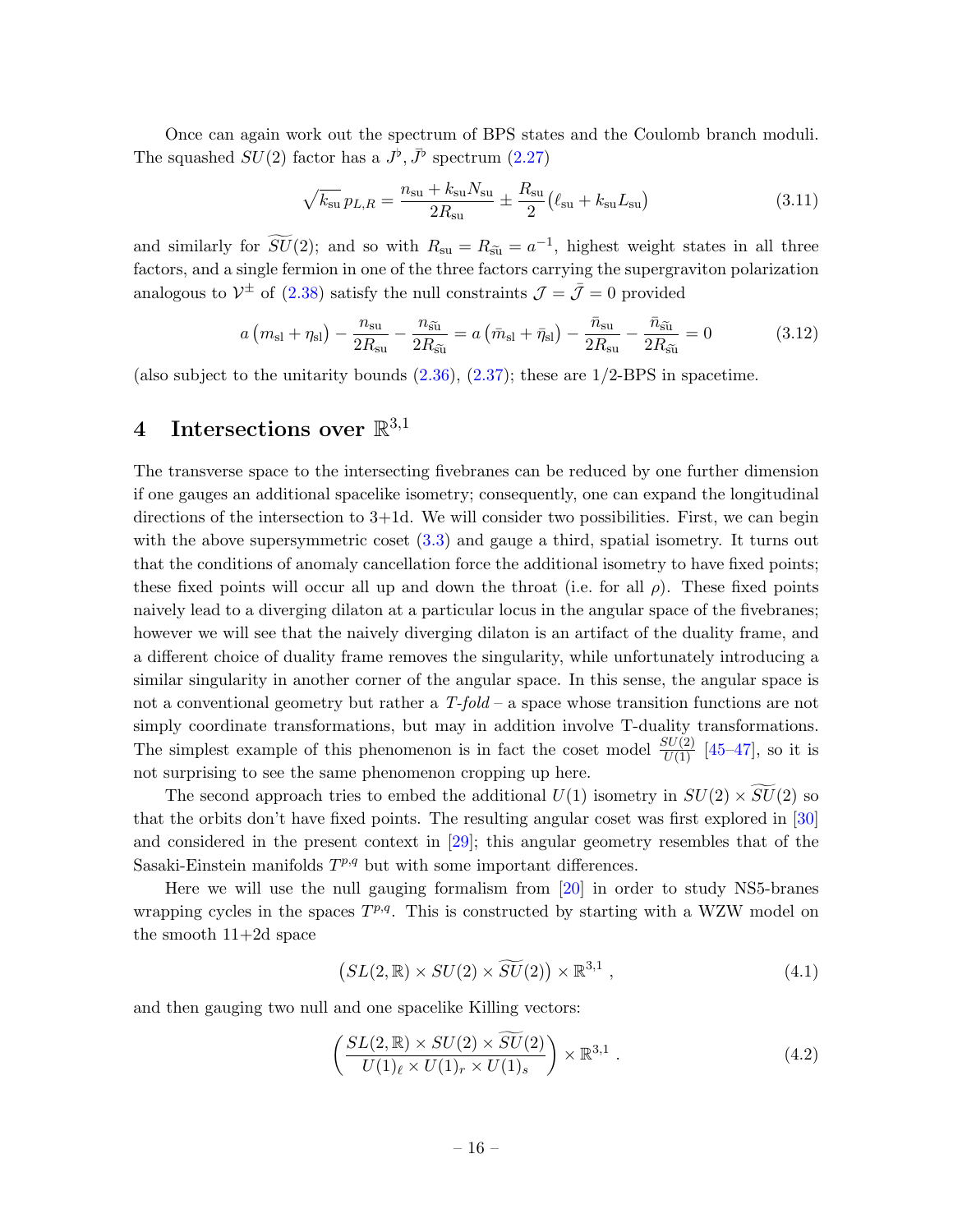Once can again work out the spectrum of BPS states and the Coulomb branch moduli. The squashed $SU(2)$ factor has a $J^\flat, \bar{J}^\flat$ spectrum (2.27)

$$
\sqrt{k_{\rm su}}\, p_{L,R} = \frac{n_{\rm su} + k_{\rm su} N_{\rm su}}{2R_{\rm su}} \pm \frac{R_{\rm su}}{2}\big(\ell_{\rm su} + k_{\rm su} L_{\rm su}\big) \tag{3.11}
$$

and similarly for $\widetilde{SU}(2)$; and so with $R_{\rm su} = R_{\widetilde{\rm su}} = a^{-1}$, highest weight states in all three factors, and a single fermion in one of the three factors carrying the supergraviton polarization analogous to $\mathcal{V}^\pm$ of (2.38) satisfy the null constraints $\mathcal{J} = \bar{\mathcal{J}} = 0$ provided

$$
a\left(m_{\rm sl} + \eta_{\rm sl}\right) - \frac{n_{\rm su}}{2R_{\rm su}} - \frac{n_{\widetilde{\rm su}}}{2R_{\widetilde{\rm su}}} = a\left(\bar{m}_{\rm sl} + \bar{\eta}_{\rm sl}\right) - \frac{\bar{n}_{\rm su}}{2R_{\rm su}} - \frac{\bar{n}_{\widetilde{\rm su}}}{2R_{\widetilde{\rm su}}} = 0 \tag{3.12}
$$

(also subject to the unitarity bounds (2.36), (2.37); these are 1/2-BPS in spacetime.

# 4 Intersections over $\mathbb{R}^{3,1}$

The transverse space to the intersecting fivebranes can be reduced by one further dimension if one gauges an additional spacelike isometry; consequently, one can expand the longitudinal directions of the intersection to 3+1d. We will consider two possibilities. First, we can begin with the above supersymmetric coset (3.3) and gauge a third, spatial isometry. It turns out that the conditions of anomaly cancellation force the additional isometry to have fixed points; these fixed points will occur all up and down the throat (i.e. for all $\rho$). These fixed points naively lead to a diverging dilaton at a particular locus in the angular space of the fivebranes; however we will see that the naively diverging dilaton is an artifact of the duality frame, and a different choice of duality frame removes the singularity, while unfortunately introducing a similar singularity in another corner of the angular space. In this sense, the angular space is not a conventional geometry but rather a *T-fold* – a space whose transition functions are not simply coordinate transformations, but may in addition involve T-duality transformations. The simplest example of this phenomenon is in fact the coset model $\frac{SU(2)}{U(1)}$ [45–47], so it is not surprising to see the same phenomenon cropping up here.

The second approach tries to embed the additional $U(1)$ isometry in $SU(2) \times \widetilde{SU}(2)$ so that the orbits don't have fixed points. The resulting angular coset was first explored in [30] and considered in the present context in [29]; this angular geometry resembles that of the Sasaki-Einstein manifolds $T^{p,q}$ but with some important differences.

Here we will use the null gauging formalism from [20] in order to study NS5-branes wrapping cycles in the spaces $T^{p,q}$. This is constructed by starting with a WZW model on the smooth 11+2d space

$$
\big(SL(2,\mathbb{R}) \times SU(2) \times \widetilde{SU}(2)\big) \times \mathbb{R}^{3,1}\ , \tag{4.1}
$$

and then gauging two null and one spacelike Killing vectors:

$$
\left(\frac{SL(2,\mathbb{R}) \times SU(2) \times \widetilde{SU}(2)}{U(1)_\ell \times U(1)_r \times U(1)_s}\right) \times \mathbb{R}^{3,1}\ . \tag{4.2}
$$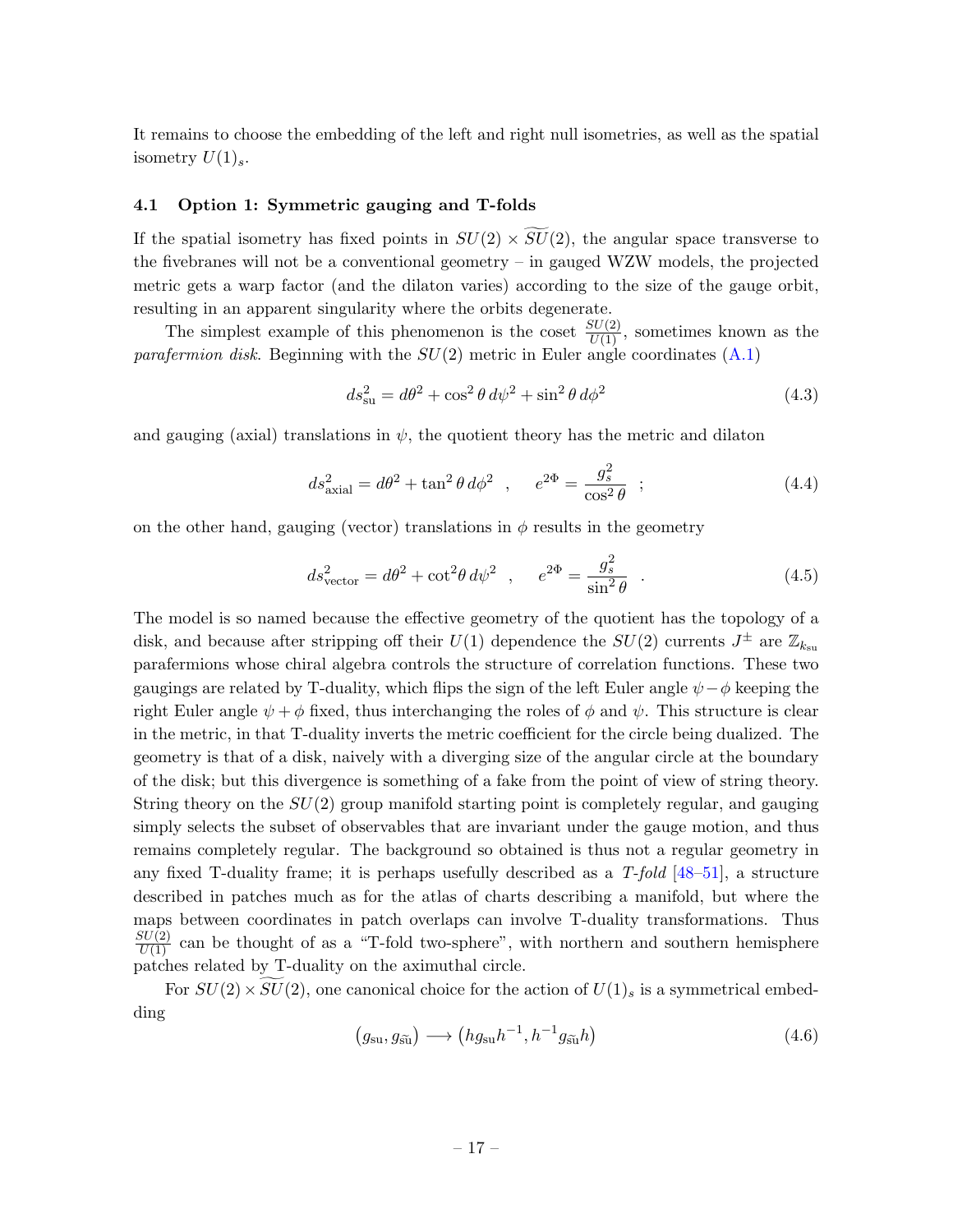It remains to choose the embedding of the left and right null isometries, as well as the spatial isometry $U(1)_s$.

### 4.1 Option 1: Symmetric gauging and T-folds

If the spatial isometry has fixed points in $SU(2) \times \widetilde{SU}(2)$, the angular space transverse to the fivebranes will not be a conventional geometry – in gauged WZW models, the projected metric gets a warp factor (and the dilaton varies) according to the size of the gauge orbit, resulting in an apparent singularity where the orbits degenerate.

The simplest example of this phenomenon is the coset $\frac{SU(2)}{U(1)}$, sometimes known as the *parafermion disk*. Beginning with the $SU(2)$ metric in Euler angle coordinates (A.1)

$$ds^2_{\rm su} = d\theta^2 + \cos^2\theta\, d\psi^2 + \sin^2\theta\, d\phi^2 \tag{4.3}$$

and gauging (axial) translations in $\psi$, the quotient theory has the metric and dilaton

$$ds^2_{\rm axial} = d\theta^2 + \tan^2\theta\, d\phi^2 \quad , \qquad e^{2\Phi} = \frac{g_s^2}{\cos^2\theta} \quad ; \tag{4.4}$$

on the other hand, gauging (vector) translations in $\phi$ results in the geometry

$$ds^2_{\rm vector} = d\theta^2 + \cot^2\theta\, d\psi^2 \quad , \qquad e^{2\Phi} = \frac{g_s^2}{\sin^2\theta} \quad . \tag{4.5}$$

The model is so named because the effective geometry of the quotient has the topology of a disk, and because after stripping off their $U(1)$ dependence the $SU(2)$ currents $J^\pm$ are $\mathbb{Z}_{k_{\rm su}}$ parafermions whose chiral algebra controls the structure of correlation functions. These two gaugings are related by T-duality, which flips the sign of the left Euler angle $\psi - \phi$ keeping the right Euler angle $\psi + \phi$ fixed, thus interchanging the roles of $\phi$ and $\psi$. This structure is clear in the metric, in that T-duality inverts the metric coefficient for the circle being dualized. The geometry is that of a disk, naively with a diverging size of the angular circle at the boundary of the disk; but this divergence is something of a fake from the point of view of string theory. String theory on the $SU(2)$ group manifold starting point is completely regular, and gauging simply selects the subset of observables that are invariant under the gauge motion, and thus remains completely regular. The background so obtained is thus not a regular geometry in any fixed T-duality frame; it is perhaps usefully described as a *T-fold* [48–51], a structure described in patches much as for the atlas of charts describing a manifold, but where the maps between coordinates in patch overlaps can involve T-duality transformations. Thus $\frac{SU(2)}{U(1)}$ can be thought of as a "T-fold two-sphere", with northern and southern hemisphere patches related by T-duality on the aximuthal circle.

For $SU(2) \times \widetilde{SU}(2)$, one canonical choice for the action of $U(1)_s$ is a symmetrical embedding

$$\big(g_{\rm su}, g_{\widetilde{\rm su}}\big) \longrightarrow \big(h g_{\rm su} h^{-1}, h^{-1} g_{\widetilde{\rm su}} h\big) \tag{4.6}$$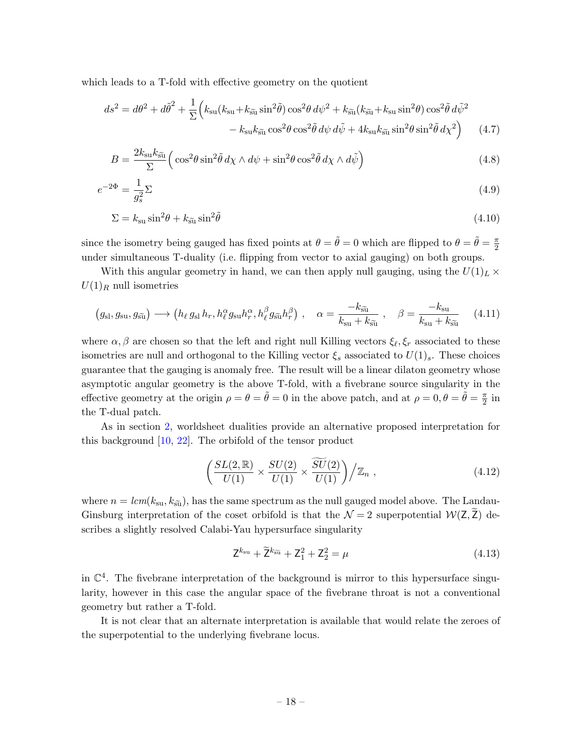which leads to a T-fold with effective geometry on the quotient

$$ds^2 = d\theta^2 + d\tilde{\theta}^2 + \frac{1}{\Sigma}\Big(k_{\rm su}(k_{\rm su}{+}k_{\widetilde{\rm su}}\sin^2\!\tilde\theta)\cos^2\!\theta\, d\psi^2 + k_{\widetilde{\rm su}}(k_{\widetilde{\rm su}}{+}k_{\rm su}\sin^2\!\theta)\cos^2\!\tilde\theta\, d\tilde\psi^2 \\ - k_{\rm su}k_{\widetilde{\rm su}}\cos^2\!\theta\cos^2\!\tilde\theta\, d\psi\, d\tilde\psi + 4k_{\rm su}k_{\widetilde{\rm su}}\sin^2\!\theta\sin^2\!\tilde\theta\, d\chi^2\Big) \tag{4.7}$$

$$B = \frac{2k_{\rm su}k_{\widetilde{\rm su}}}{\Sigma}\Big(\cos^2\!\theta\sin^2\!\tilde\theta\, d\chi\wedge d\psi + \sin^2\!\theta\cos^2\!\tilde\theta\, d\chi\wedge d\tilde\psi\Big) \tag{4.8}$$

$$e^{-2\Phi} = \frac{1}{g_s^2}\Sigma \tag{4.9}$$

$$\Sigma = k_{\rm su}\sin^2\!\theta + k_{\widetilde{\rm su}}\sin^2\!\tilde\theta \tag{4.10}$$

since the isometry being gauged has fixed points at $\theta=\tilde\theta=0$ which are flipped to $\theta=\tilde\theta=\frac{\pi}{2}$ under simultaneous T-duality (i.e. flipping from vector to axial gauging) on both groups.

With this angular geometry in hand, we can then apply null gauging, using the $U(1)_L\times U(1)_R$ null isometries

$$\big(g_{\rm sl}, g_{\rm su}, g_{\widetilde{\rm su}}\big) \longrightarrow \big(h_\ell\, g_{\rm sl}\, h_r, h_\ell^\alpha g_{\rm su} h_r^\alpha, h_\ell^\beta g_{\widetilde{\rm su}} h_r^\beta\big)~, \quad \alpha = \frac{-k_{\widetilde{\rm su}}}{k_{\rm su}+k_{\widetilde{\rm su}}}~, \quad \beta = \frac{-k_{\rm su}}{k_{\rm su}+k_{\widetilde{\rm su}}} \tag{4.11}$$

where $\alpha,\beta$ are chosen so that the left and right null Killing vectors $\xi_\ell,\xi_r$ associated to these isometries are null and orthogonal to the Killing vector $\xi_s$ associated to $U(1)_s$. These choices guarantee that the gauging is anomaly free. The result will be a linear dilaton geometry whose asymptotic angular geometry is the above T-fold, with a fivebrane source singularity in the effective geometry at the origin $\rho=\theta=\tilde\theta=0$ in the above patch, and at $\rho=0,\theta=\tilde\theta=\frac{\pi}{2}$ in the T-dual patch.

As in section 2, worldsheet dualities provide an alternative proposed interpretation for this background [10, 22]. The orbifold of the tensor product

$$\bigg(\frac{SL(2,\mathbb{R})}{U(1)}\times\frac{SU(2)}{U(1)}\times\frac{\widetilde{SU}(2)}{U(1)}\bigg)\Big/\mathbb{Z}_n~, \tag{4.12}$$

where $n=lcm(k_{\rm su},k_{\widetilde{\rm su}})$, has the same spectrum as the null gauged model above. The Landau-Ginsburg interpretation of the coset orbifold is that the $\mathcal{N}=2$ superpotential $\mathcal{W}(\mathsf{Z},\widetilde{\mathsf{Z}})$ describes a slightly resolved Calabi-Yau hypersurface singularity

$$\mathsf{Z}^{k_{\rm su}} + \widetilde{\mathsf{Z}}^{k_{\widetilde{\rm su}}} + \mathsf{Z}_1^2 + \mathsf{Z}_2^2 = \mu \tag{4.13}$$

in $\mathbb{C}^4$. The fivebrane interpretation of the background is mirror to this hypersurface singularity, however in this case the angular space of the fivebrane throat is not a conventional geometry but rather a T-fold.

It is not clear that an alternate interpretation is available that would relate the zeroes of the superpotential to the underlying fivebrane locus.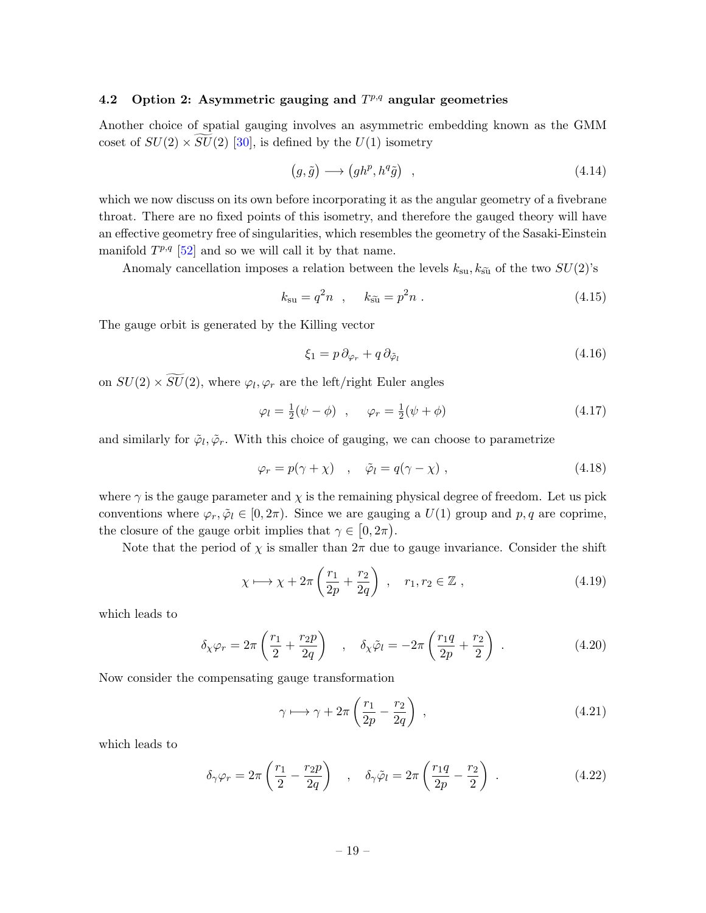### 4.2 Option 2: Asymmetric gauging and $T^{p,q}$ angular geometries

Another choice of spatial gauging involves an asymmetric embedding known as the GMM coset of $SU(2) \times \widetilde{SU}(2)$ [30], is defined by the $U(1)$ isometry

$$\big(g, \tilde{g}\big) \longrightarrow \big(gh^p, h^q \tilde{g}\big) \quad , \tag{4.14}$$

which we now discuss on its own before incorporating it as the angular geometry of a fivebrane throat. There are no fixed points of this isometry, and therefore the gauged theory will have an effective geometry free of singularities, which resembles the geometry of the Sasaki-Einstein manifold $T^{p,q}$ [52] and so we will call it by that name.

Anomaly cancellation imposes a relation between the levels $k_{\rm su}, k_{\widetilde{\rm su}}$ of the two $SU(2)$'s

$$k_{\rm su} = q^2 n \quad , \quad k_{\widetilde{\rm su}} = p^2 n \; . \tag{4.15}$$

The gauge orbit is generated by the Killing vector

$$\xi_1 = p\, \partial_{\varphi_r} + q\, \partial_{\tilde{\varphi}_l} \tag{4.16}$$

on $SU(2) \times \widetilde{SU}(2)$, where $\varphi_l, \varphi_r$ are the left/right Euler angles

$$\varphi_l = \tfrac{1}{2}(\psi - \phi) \quad , \quad \varphi_r = \tfrac{1}{2}(\psi + \phi) \tag{4.17}$$

and similarly for $\tilde{\varphi}_l, \tilde{\varphi}_r$. With this choice of gauging, we can choose to parametrize

$$\varphi_r = p(\gamma + \chi) \quad , \quad \tilde{\varphi}_l = q(\gamma - \chi) \; , \tag{4.18}$$

where $\gamma$ is the gauge parameter and $\chi$ is the remaining physical degree of freedom. Let us pick conventions where $\varphi_r, \tilde{\varphi}_l \in [0, 2\pi)$. Since we are gauging a $U(1)$ group and $p, q$ are coprime, the closure of the gauge orbit implies that $\gamma \in \big[0, 2\pi\big)$.

Note that the period of $\chi$ is smaller than $2\pi$ due to gauge invariance. Consider the shift

$$\chi \longmapsto \chi + 2\pi\left(\frac{r_1}{2p} + \frac{r_2}{2q}\right) \quad , \quad r_1, r_2 \in \mathbb{Z} \; , \tag{4.19}$$

which leads to

$$\delta_\chi \varphi_r = 2\pi\left(\frac{r_1}{2} + \frac{r_2 p}{2q}\right) \quad , \quad \delta_\chi \tilde{\varphi}_l = -2\pi\left(\frac{r_1 q}{2p} + \frac{r_2}{2}\right) \; . \tag{4.20}$$

Now consider the compensating gauge transformation

$$\gamma \longmapsto \gamma + 2\pi\left(\frac{r_1}{2p} - \frac{r_2}{2q}\right) \; , \tag{4.21}$$

which leads to

$$\delta_\gamma \varphi_r = 2\pi\left(\frac{r_1}{2} - \frac{r_2 p}{2q}\right) \quad , \quad \delta_\gamma \tilde{\varphi}_l = 2\pi\left(\frac{r_1 q}{2p} - \frac{r_2}{2}\right) \; . \tag{4.22}$$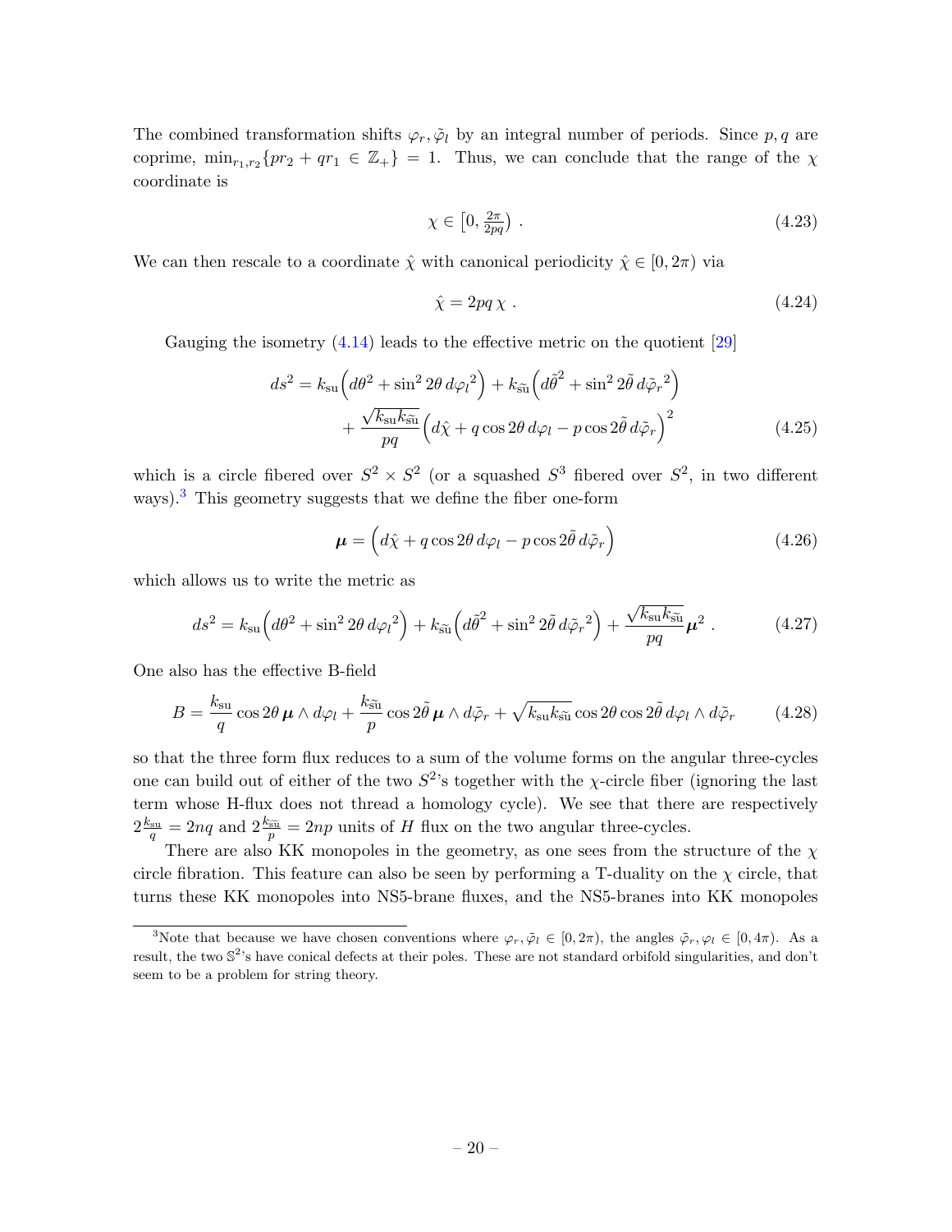The combined transformation shifts $\varphi_r, \tilde{\varphi}_l$ by an integral number of periods. Since $p, q$ are coprime, $\min_{r_1,r_2}\{pr_2 + qr_1 \in \mathbb{Z}_+\} = 1$. Thus, we can conclude that the range of the $\chi$ coordinate is

$$\chi \in \left[0, \tfrac{2\pi}{2pq}\right) . \tag{4.23}$$

We can then rescale to a coordinate $\hat{\chi}$ with canonical periodicity $\hat{\chi} \in [0, 2\pi)$ via

$$\hat{\chi} = 2pq\,\chi . \tag{4.24}$$

Gauging the isometry (4.14) leads to the effective metric on the quotient [29]

$$\begin{aligned} ds^2 = k_{\rm su}\Big(d\theta^2 + \sin^2 2\theta\, d\varphi_l{}^2\Big) + k_{\widetilde{\rm su}}\Big(d\tilde{\theta}^2 + \sin^2 2\tilde{\theta}\, d\tilde{\varphi}_r{}^2\Big) \\ + \frac{\sqrt{k_{\rm su}k_{\widetilde{\rm su}}}}{pq}\Big(d\hat{\chi} + q\cos 2\theta\, d\varphi_l - p\cos 2\tilde{\theta}\, d\tilde{\varphi}_r\Big)^2 \end{aligned} \tag{4.25}$$

which is a circle fibered over $S^2 \times S^2$ (or a squashed $S^3$ fibered over $S^2$, in two different ways).[3] This geometry suggests that we define the fiber one-form

$$\boldsymbol{\mu} = \Big(d\hat{\chi} + q\cos 2\theta\, d\varphi_l - p\cos 2\tilde{\theta}\, d\tilde{\varphi}_r\Big) \tag{4.26}$$

which allows us to write the metric as

$$ds^2 = k_{\rm su}\Big(d\theta^2 + \sin^2 2\theta\, d\varphi_l{}^2\Big) + k_{\widetilde{\rm su}}\Big(d\tilde{\theta}^2 + \sin^2 2\tilde{\theta}\, d\tilde{\varphi}_r{}^2\Big) + \frac{\sqrt{k_{\rm su}k_{\widetilde{\rm su}}}}{pq}\boldsymbol{\mu}^2 . \tag{4.27}$$

One also has the effective B-field

$$B = \frac{k_{\rm su}}{q}\cos 2\theta\,\boldsymbol{\mu}\wedge d\varphi_l + \frac{k_{\widetilde{\rm su}}}{p}\cos 2\tilde{\theta}\,\boldsymbol{\mu}\wedge d\tilde{\varphi}_r + \sqrt{k_{\rm su}k_{\widetilde{\rm su}}}\cos 2\theta\cos 2\tilde{\theta}\, d\varphi_l\wedge d\tilde{\varphi}_r \tag{4.28}$$

so that the three form flux reduces to a sum of the volume forms on the angular three-cycles one can build out of either of the two $S^2$'s together with the $\chi$-circle fiber (ignoring the last term whose H-flux does not thread a homology cycle). We see that there are respectively $2\frac{k_{\rm su}}{q} = 2nq$ and $2\frac{k_{\widetilde{\rm su}}}{p} = 2np$ units of $H$ flux on the two angular three-cycles.

There are also KK monopoles in the geometry, as one sees from the structure of the $\chi$ circle fibration. This feature can also be seen by performing a T-duality on the $\chi$ circle, that turns these KK monopoles into NS5-brane fluxes, and the NS5-branes into KK monopoles

---

[3] Note that because we have chosen conventions where $\varphi_r, \tilde{\varphi}_l \in [0, 2\pi)$, the angles $\tilde{\varphi}_r, \varphi_l \in [0, 4\pi)$. As a result, the two $\mathbb{S}^2$'s have conical defects at their poles. These are not standard orbifold singularities, and don't seem to be a problem for string theory.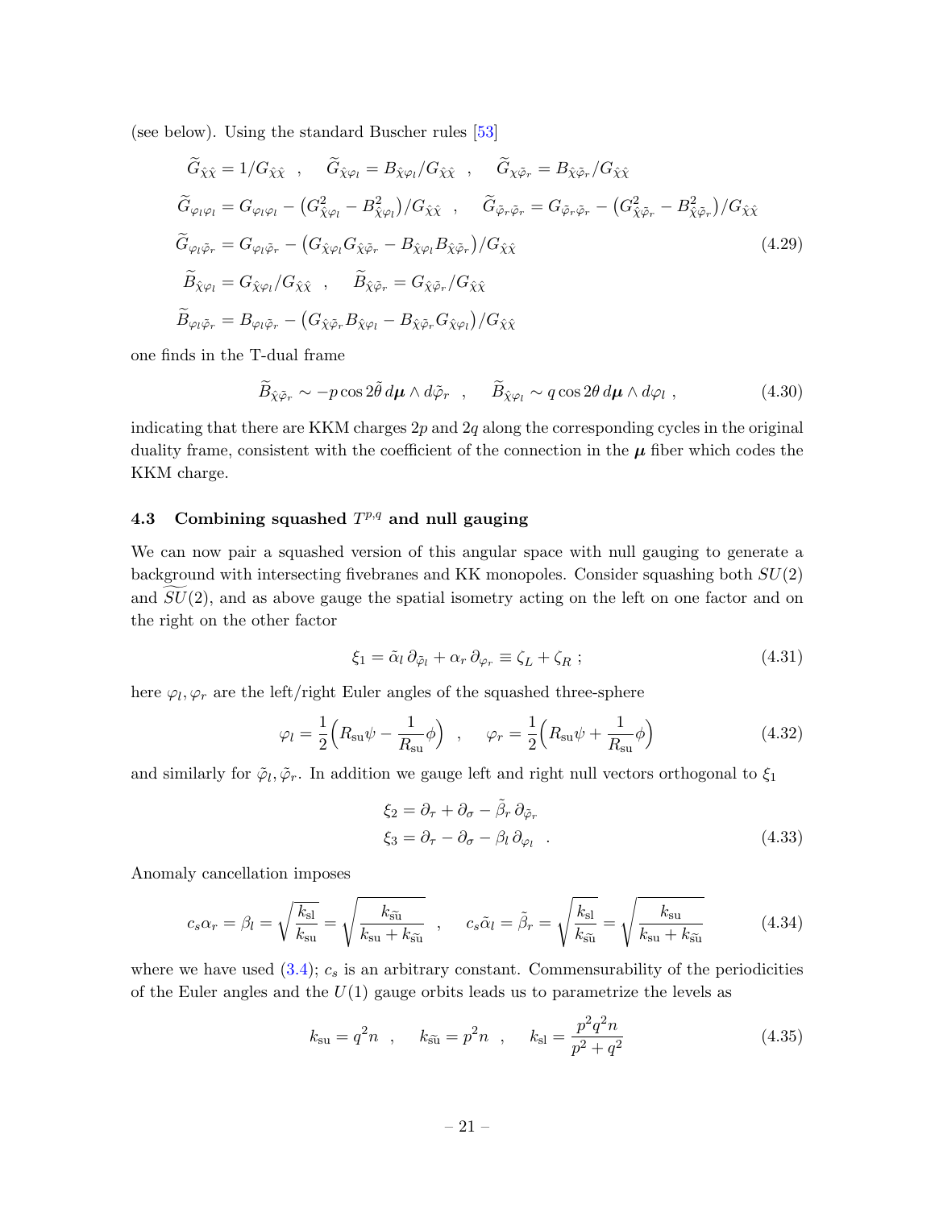(see below). Using the standard Buscher rules [53]

$$
\begin{aligned}
&\widetilde{G}_{\hat{\chi}\hat{\chi}} = 1/G_{\hat{\chi}\hat{\chi}} \quad , \quad \widetilde{G}_{\hat{\chi}\varphi_l} = B_{\hat{\chi}\varphi_l}/G_{\hat{\chi}\hat{\chi}} \quad , \quad \widetilde{G}_{\chi\tilde{\varphi}_r} = B_{\hat{\chi}\tilde{\varphi}_r}/G_{\hat{\chi}\hat{\chi}} \\
&\widetilde{G}_{\varphi_l\varphi_l} = G_{\varphi_l\varphi_l} - \big(G^2_{\hat{\chi}\varphi_l} - B^2_{\hat{\chi}\varphi_l}\big)/G_{\hat{\chi}\hat{\chi}} \quad , \quad \widetilde{G}_{\tilde{\varphi}_r\tilde{\varphi}_r} = G_{\tilde{\varphi}_r\tilde{\varphi}_r} - \big(G^2_{\hat{\chi}\tilde{\varphi}_r} - B^2_{\hat{\chi}\tilde{\varphi}_r}\big)/G_{\hat{\chi}\hat{\chi}} \\
&\widetilde{G}_{\varphi_l\tilde{\varphi}_r} = G_{\varphi_l\tilde{\varphi}_r} - \big(G_{\hat{\chi}\varphi_l}G_{\hat{\chi}\tilde{\varphi}_r} - B_{\hat{\chi}\varphi_l}B_{\hat{\chi}\tilde{\varphi}_r}\big)/G_{\hat{\chi}\hat{\chi}} \\
&\widetilde{B}_{\hat{\chi}\varphi_l} = G_{\hat{\chi}\varphi_l}/G_{\hat{\chi}\hat{\chi}} \quad , \quad \widetilde{B}_{\hat{\chi}\tilde{\varphi}_r} = G_{\hat{\chi}\tilde{\varphi}_r}/G_{\hat{\chi}\hat{\chi}} \\
&\widetilde{B}_{\varphi_l\tilde{\varphi}_r} = B_{\varphi_l\tilde{\varphi}_r} - \big(G_{\hat{\chi}\tilde{\varphi}_r}B_{\hat{\chi}\varphi_l} - B_{\hat{\chi}\tilde{\varphi}_r}G_{\hat{\chi}\varphi_l}\big)/G_{\hat{\chi}\hat{\chi}}
\end{aligned}
\tag{4.29}
$$

one finds in the T-dual frame

$$
\widetilde{B}_{\hat{\chi}\tilde{\varphi}_r} \sim -p\cos 2\tilde{\theta}\, d\boldsymbol{\mu}\wedge d\tilde{\varphi}_r \quad , \quad \widetilde{B}_{\hat{\chi}\varphi_l} \sim q\cos 2\theta\, d\boldsymbol{\mu}\wedge d\varphi_l \ , \tag{4.30}
$$

indicating that there are KKM charges $2p$ and $2q$ along the corresponding cycles in the original duality frame, consistent with the coefficient of the connection in the $\boldsymbol{\mu}$ fiber which codes the KKM charge.

### 4.3 Combining squashed $T^{p,q}$ and null gauging

We can now pair a squashed version of this angular space with null gauging to generate a background with intersecting fivebranes and KK monopoles. Consider squashing both $SU(2)$ and $\widetilde{SU}(2)$, and as above gauge the spatial isometry acting on the left on one factor and on the right on the other factor

$$
\xi_1 = \tilde{\alpha}_l\, \partial_{\tilde{\varphi}_l} + \alpha_r\, \partial_{\varphi_r} \equiv \zeta_L + \zeta_R \ ; \tag{4.31}
$$

here $\varphi_l, \varphi_r$ are the left/right Euler angles of the squashed three-sphere

$$
\varphi_l = \frac{1}{2}\Big(R_{\rm su}\psi - \frac{1}{R_{\rm su}}\phi\Big) \quad , \quad \varphi_r = \frac{1}{2}\Big(R_{\rm su}\psi + \frac{1}{R_{\rm su}}\phi\Big) \tag{4.32}
$$

and similarly for $\tilde{\varphi}_l, \tilde{\varphi}_r$. In addition we gauge left and right null vectors orthogonal to $\xi_1$

$$
\begin{aligned}
\xi_2 &= \partial_\tau + \partial_\sigma - \tilde{\beta}_r\, \partial_{\tilde{\varphi}_r} \\
\xi_3 &= \partial_\tau - \partial_\sigma - \beta_l\, \partial_{\varphi_l} \quad .
\end{aligned}
\tag{4.33}
$$

Anomaly cancellation imposes

$$
c_s\alpha_r = \beta_l = \sqrt{\frac{k_{\rm sl}}{k_{\rm su}}} = \sqrt{\frac{k_{\widetilde{\rm su}}}{k_{\rm su}+k_{\widetilde{\rm su}}}} \quad , \quad c_s\tilde{\alpha}_l = \tilde{\beta}_r = \sqrt{\frac{k_{\rm sl}}{k_{\widetilde{\rm su}}}} = \sqrt{\frac{k_{\rm su}}{k_{\rm su}+k_{\widetilde{\rm su}}}} \tag{4.34}
$$

where we have used (3.4); $c_s$ is an arbitrary constant. Commensurability of the periodicities of the Euler angles and the $U(1)$ gauge orbits leads us to parametrize the levels as

$$
k_{\rm su} = q^2 n \quad , \quad k_{\widetilde{\rm su}} = p^2 n \quad , \quad k_{\rm sl} = \frac{p^2q^2n}{p^2+q^2} \tag{4.35}
$$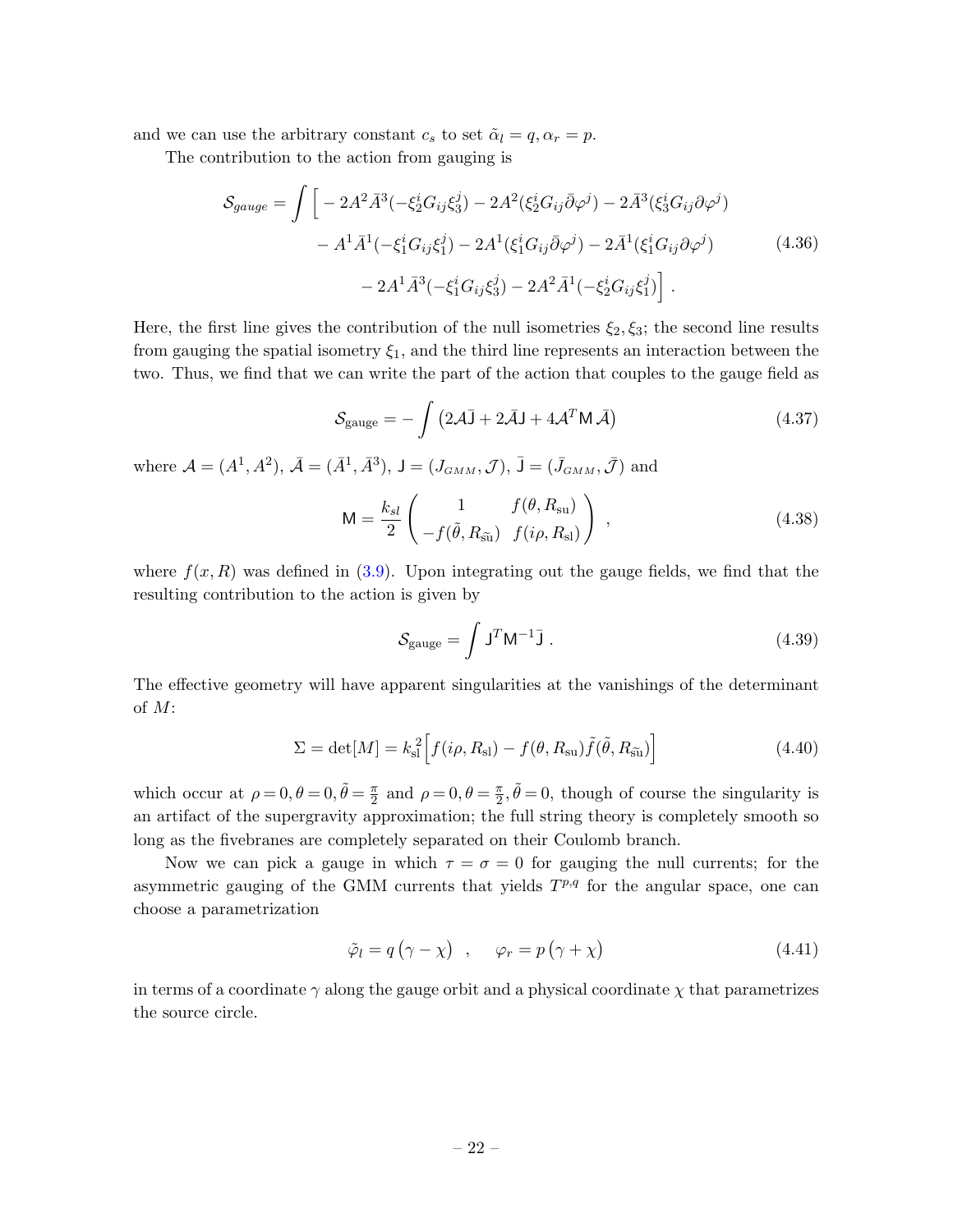and we can use the arbitrary constant $c_s$ to set $\tilde{\alpha}_l = q, \alpha_r = p$.

The contribution to the action from gauging is

$$
\begin{aligned}
\mathcal{S}_{gauge} = \int \Big[ & -2A^2\bar{A}^3(-\xi_2^i G_{ij}\xi_3^j) - 2A^2(\xi_2^i G_{ij}\bar{\partial}\varphi^j) - 2\bar{A}^3(\xi_3^i G_{ij}\partial\varphi^j) \\
& - A^1\bar{A}^1(-\xi_1^i G_{ij}\xi_1^j) - 2A^1(\xi_1^i G_{ij}\bar{\partial}\varphi^j) - 2\bar{A}^1(\xi_1^i G_{ij}\partial\varphi^j) \\
& - 2A^1\bar{A}^3(-\xi_1^i G_{ij}\xi_3^j) - 2A^2\bar{A}^1(-\xi_2^i G_{ij}\xi_1^j)\Big] \, .
\end{aligned}
\tag{4.36}
$$

Here, the first line gives the contribution of the null isometries $\xi_2, \xi_3$; the second line results from gauging the spatial isometry $\xi_1$, and the third line represents an interaction between the two. Thus, we find that we can write the part of the action that couples to the gauge field as

$$
\mathcal{S}_{\rm gauge} = -\int \left(2\mathcal{A}\bar{\mathsf{J}} + 2\bar{\mathcal{A}}\mathsf{J} + 4\mathcal{A}^T\mathsf{M}\,\bar{\mathcal{A}}\right)
\tag{4.37}
$$

where $\mathcal{A} = (A^1, A^2)$, $\bar{\mathcal{A}} = (\bar{A}^1, \bar{A}^3)$, $\mathsf{J} = (J_{GMM}, \mathcal{J})$, $\bar{\mathsf{J}} = (\bar{J}_{GMM}, \bar{\mathcal{J}})$ and

$$
\mathsf{M} = \frac{k_{sl}}{2}\begin{pmatrix} 1 & f(\theta, R_{\rm su}) \\ -f(\tilde{\theta}, R_{\widetilde{\rm su}}) & f(i\rho, R_{\rm sl}) \end{pmatrix} \ ,
\tag{4.38}
$$

where $f(x, R)$ was defined in (3.9). Upon integrating out the gauge fields, we find that the resulting contribution to the action is given by

$$
\mathcal{S}_{\rm gauge} = \int \mathsf{J}^T\mathsf{M}^{-1}\bar{\mathsf{J}} \ .
\tag{4.39}
$$

The effective geometry will have apparent singularities at the vanishings of the determinant of $M$:

$$
\Sigma = \det[M] = k_{\rm sl}^2\Big[f(i\rho, R_{\rm sl}) - f(\theta, R_{\rm su})\tilde{f}(\tilde{\theta}, R_{\widetilde{\rm su}})\Big]
\tag{4.40}
$$

which occur at $\rho = 0, \theta = 0, \tilde{\theta} = \frac{\pi}{2}$ and $\rho = 0, \theta = \frac{\pi}{2}, \tilde{\theta} = 0$, though of course the singularity is an artifact of the supergravity approximation; the full string theory is completely smooth so long as the fivebranes are completely separated on their Coulomb branch.

Now we can pick a gauge in which $\tau = \sigma = 0$ for gauging the null currents; for the asymmetric gauging of the GMM currents that yields $T^{p,q}$ for the angular space, one can choose a parametrization

$$
\tilde{\varphi}_l = q\left(\gamma - \chi\right) \quad , \qquad \varphi_r = p\left(\gamma + \chi\right)
\tag{4.41}
$$

in terms of a coordinate $\gamma$ along the gauge orbit and a physical coordinate $\chi$ that parametrizes the source circle.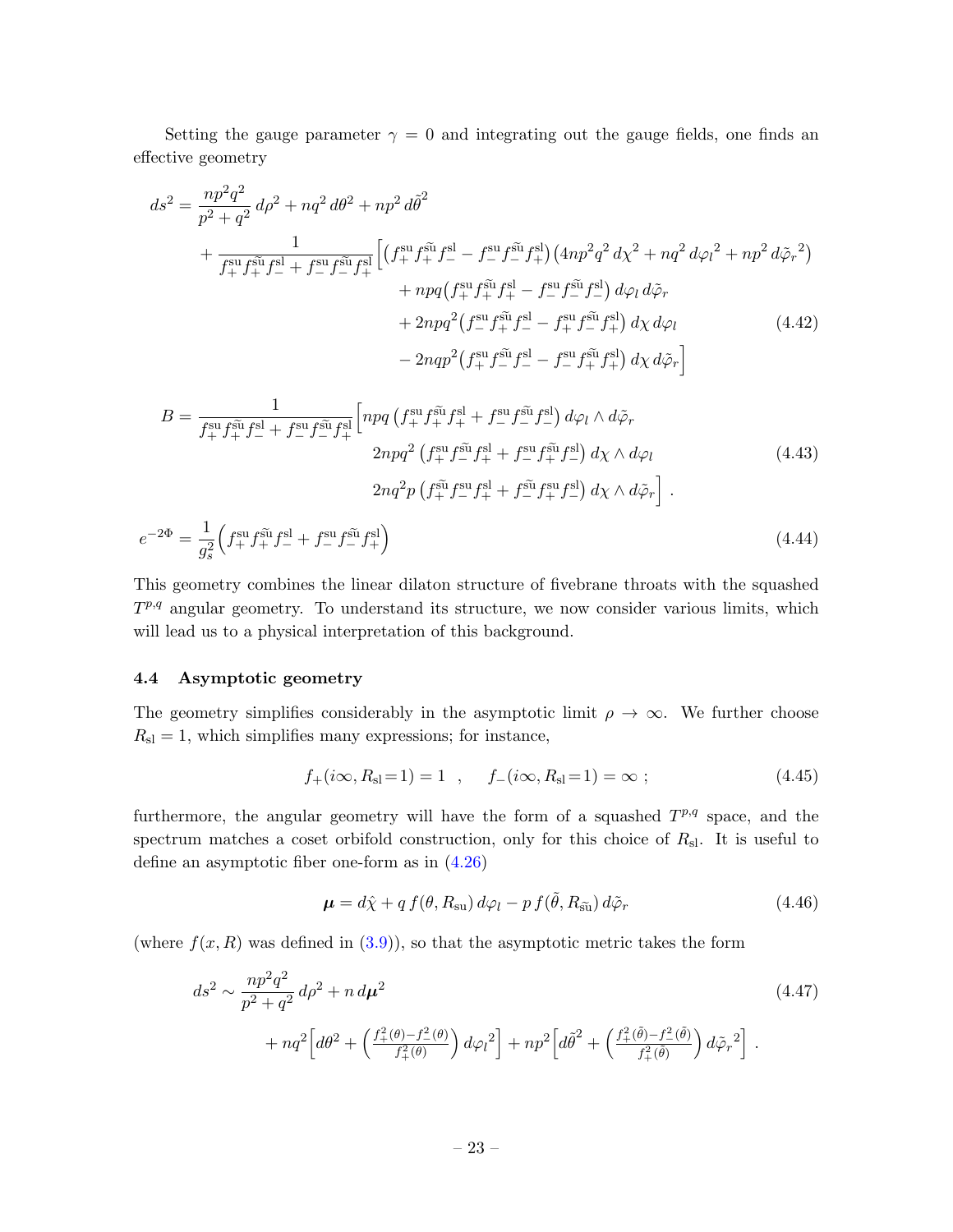Setting the gauge parameter $\gamma = 0$ and integrating out the gauge fields, one finds an effective geometry

$$
\begin{aligned}
ds^2 = {}& \frac{np^2q^2}{p^2+q^2}\, d\rho^2 + nq^2\, d\theta^2 + np^2\, d\tilde{\theta}^2 \\
&+ \frac{1}{f_+^{\rm su} f_+^{\widetilde{\rm su}} f_-^{\rm sl} + f_-^{\rm su} f_-^{\widetilde{\rm su}} f_+^{\rm sl}} \Big[ \big( f_+^{\rm su} f_+^{\widetilde{\rm su}} f_-^{\rm sl} - f_-^{\rm su} f_-^{\widetilde{\rm su}} f_+^{\rm sl} \big) \big( 4np^2q^2\, d\chi^2 + nq^2\, d\varphi_l{}^2 + np^2\, d\tilde{\varphi}_r{}^2 \big) \\
&\qquad + npq \big( f_+^{\rm su} f_+^{\widetilde{\rm su}} f_+^{\rm sl} - f_-^{\rm su} f_-^{\widetilde{\rm su}} f_-^{\rm sl} \big)\, d\varphi_l\, d\tilde{\varphi}_r \\
&\qquad + 2npq^2 \big( f_-^{\rm su} f_+^{\widetilde{\rm su}} f_-^{\rm sl} - f_+^{\rm su} f_-^{\widetilde{\rm su}} f_+^{\rm sl} \big)\, d\chi\, d\varphi_l \\
&\qquad - 2nqp^2 \big( f_+^{\rm su} f_-^{\widetilde{\rm su}} f_-^{\rm sl} - f_-^{\rm su} f_+^{\widetilde{\rm su}} f_+^{\rm sl} \big)\, d\chi\, d\tilde{\varphi}_r \Big]
\end{aligned}
\tag{4.42}
$$

$$
\begin{aligned}
B = {}& \frac{1}{f_+^{\rm su} f_+^{\widetilde{\rm su}} f_-^{\rm sl} + f_-^{\rm su} f_-^{\widetilde{\rm su}} f_+^{\rm sl}} \Big[ npq \left( f_+^{\rm su} f_+^{\widetilde{\rm su}} f_+^{\rm sl} + f_-^{\rm su} f_-^{\widetilde{\rm su}} f_-^{\rm sl} \right) d\varphi_l \wedge d\tilde{\varphi}_r \\
&\qquad 2npq^2 \left( f_+^{\rm su} f_-^{\widetilde{\rm su}} f_+^{\rm sl} + f_-^{\rm su} f_+^{\widetilde{\rm su}} f_-^{\rm sl} \right) d\chi \wedge d\varphi_l \\
&\qquad 2nq^2p \left( f_+^{\widetilde{\rm su}} f_-^{\rm su} f_+^{\rm sl} + f_-^{\widetilde{\rm su}} f_+^{\rm su} f_-^{\rm sl} \right) d\chi \wedge d\tilde{\varphi}_r \Big] \ .
\end{aligned}
\tag{4.43}
$$

$$
e^{-2\Phi} = \frac{1}{g_s^2} \Big( f_+^{\rm su} f_+^{\widetilde{\rm su}} f_-^{\rm sl} + f_-^{\rm su} f_-^{\widetilde{\rm su}} f_+^{\rm sl} \Big)
\tag{4.44}
$$

This geometry combines the linear dilaton structure of fivebrane throats with the squashed $T^{p,q}$ angular geometry. To understand its structure, we now consider various limits, which will lead us to a physical interpretation of this background.

### 4.4 Asymptotic geometry

The geometry simplifies considerably in the asymptotic limit $\rho \to \infty$. We further choose $R_{\rm sl} = 1$, which simplifies many expressions; for instance,

$$
f_+(i\infty, R_{\rm sl}{=}1) = 1 \quad , \qquad f_-(i\infty, R_{\rm sl}{=}1) = \infty \ ;
\tag{4.45}
$$

furthermore, the angular geometry will have the form of a squashed $T^{p,q}$ space, and the spectrum matches a coset orbifold construction, only for this choice of $R_{\rm sl}$. It is useful to define an asymptotic fiber one-form as in (4.26)

$$
\boldsymbol{\mu} = d\hat{\chi} + q\, f(\theta, R_{\rm su})\, d\varphi_l - p\, f(\tilde{\theta}, R_{\widetilde{\rm su}})\, d\tilde{\varphi}_r
\tag{4.46}
$$

(where $f(x,R)$ was defined in (3.9)), so that the asymptotic metric takes the form

$$
\begin{aligned}
ds^2 \sim {}& \frac{np^2q^2}{p^2+q^2}\, d\rho^2 + n\, d\boldsymbol{\mu}^2 \\
&+ nq^2 \Big[ d\theta^2 + \Big( \tfrac{f_+^2(\theta) - f_-^2(\theta)}{f_+^2(\theta)} \Big) d\varphi_l{}^2 \Big] + np^2 \Big[ d\tilde{\theta}^2 + \Big( \tfrac{f_+^2(\tilde{\theta}) - f_-^2(\tilde{\theta})}{f_+^2(\tilde{\theta})} \Big) d\tilde{\varphi}_r{}^2 \Big] \ .
\end{aligned}
\tag{4.47}
$$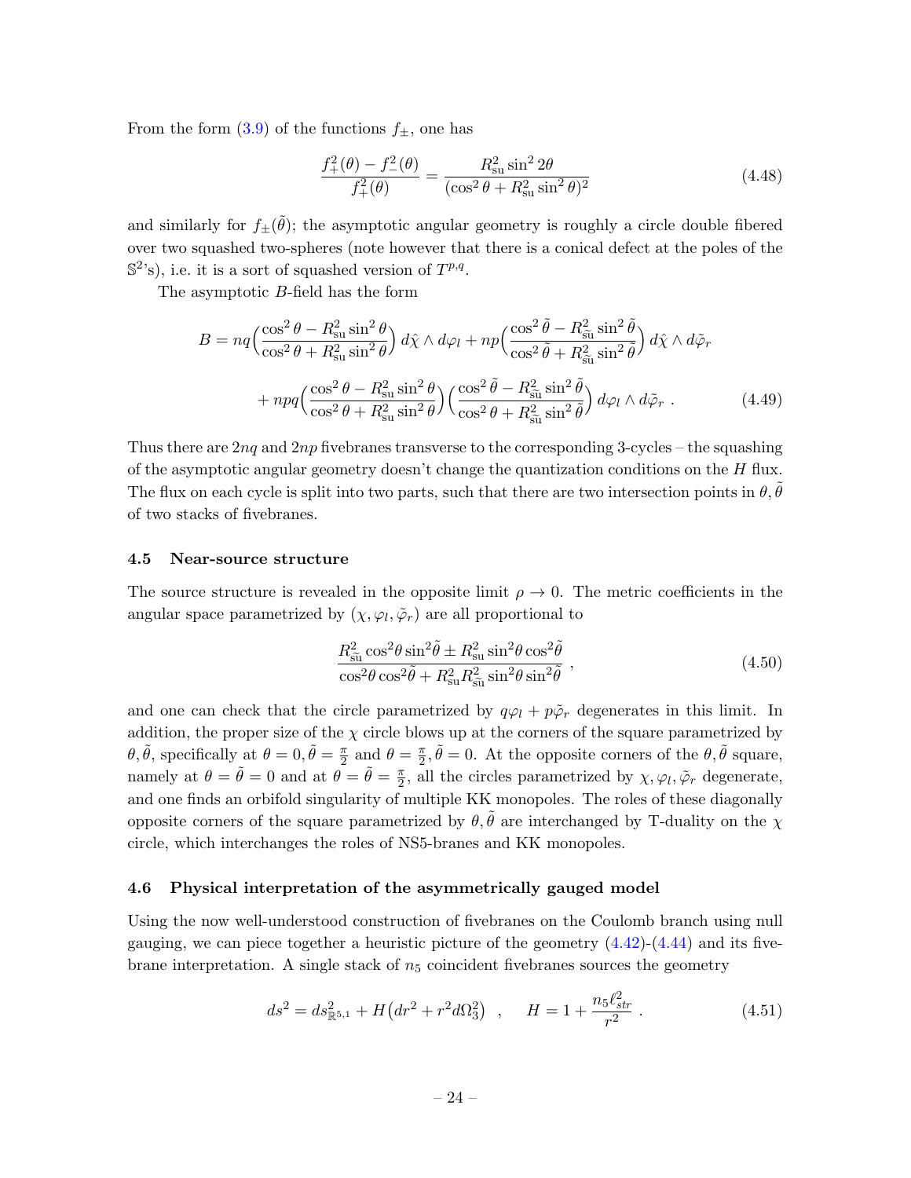From the form (3.9) of the functions $f_\pm$, one has

$$\frac{f_+^2(\theta) - f_-^2(\theta)}{f_+^2(\theta)} = \frac{R_{\rm su}^2 \sin^2 2\theta}{(\cos^2\theta + R_{\rm su}^2 \sin^2\theta)^2} \tag{4.48}$$

and similarly for $f_\pm(\tilde\theta)$; the asymptotic angular geometry is roughly a circle double fibered over two squashed two-spheres (note however that there is a conical defect at the poles of the $\mathbb{S}^2$'s), i.e. it is a sort of squashed version of $T^{p,q}$.

The asymptotic $B$-field has the form

$$\begin{aligned} B = nq\Big(\frac{\cos^2\theta - R_{\rm su}^2\sin^2\theta}{\cos^2\theta + R_{\rm su}^2\sin^2\theta}\Big)\, d\hat\chi\wedge d\varphi_l + np\Big(\frac{\cos^2\tilde\theta - R_{\widetilde{\rm su}}^2\sin^2\tilde\theta}{\cos^2\tilde\theta + R_{\widetilde{\rm su}}^2\sin^2\tilde\theta}\Big)\, d\hat\chi\wedge d\tilde\varphi_r \\ + npq\Big(\frac{\cos^2\theta - R_{\rm su}^2\sin^2\theta}{\cos^2\theta + R_{\rm su}^2\sin^2\theta}\Big)\Big(\frac{\cos^2\tilde\theta - R_{\widetilde{\rm su}}^2\sin^2\tilde\theta}{\cos^2\theta + R_{\widetilde{\rm su}}^2\sin^2\tilde\theta}\Big)\, d\varphi_l\wedge d\tilde\varphi_r\ . \end{aligned} \tag{4.49}$$

Thus there are $2nq$ and $2np$ fivebranes transverse to the corresponding 3-cycles – the squashing of the asymptotic angular geometry doesn't change the quantization conditions on the $H$ flux. The flux on each cycle is split into two parts, such that there are two intersection points in $\theta,\tilde\theta$ of two stacks of fivebranes.

### 4.5 Near-source structure

The source structure is revealed in the opposite limit $\rho\to 0$. The metric coefficients in the angular space parametrized by $(\chi,\varphi_l,\tilde\varphi_r)$ are all proportional to

$$\frac{R_{\widetilde{\rm su}}^2\cos^2\!\theta\sin^2\!\tilde\theta \pm R_{\rm su}^2\sin^2\!\theta\cos^2\!\tilde\theta}{\cos^2\!\theta\cos^2\!\tilde\theta + R_{\rm su}^2 R_{\widetilde{\rm su}}^2\sin^2\!\theta\sin^2\!\tilde\theta}\ , \tag{4.50}$$

and one can check that the circle parametrized by $q\varphi_l + p\tilde\varphi_r$ degenerates in this limit. In addition, the proper size of the $\chi$ circle blows up at the corners of the square parametrized by $\theta,\tilde\theta$, specifically at $\theta=0,\tilde\theta=\frac{\pi}{2}$ and $\theta=\frac{\pi}{2},\tilde\theta=0$. At the opposite corners of the $\theta,\tilde\theta$ square, namely at $\theta=\tilde\theta=0$ and at $\theta=\tilde\theta=\frac{\pi}{2}$, all the circles parametrized by $\chi,\varphi_l,\tilde\varphi_r$ degenerate, and one finds an orbifold singularity of multiple KK monopoles. The roles of these diagonally opposite corners of the square parametrized by $\theta,\tilde\theta$ are interchanged by T-duality on the $\chi$ circle, which interchanges the roles of NS5-branes and KK monopoles.

### 4.6 Physical interpretation of the asymmetrically gauged model

Using the now well-understood construction of fivebranes on the Coulomb branch using null gauging, we can piece together a heuristic picture of the geometry (4.42)-(4.44) and its fivebrane interpretation. A single stack of $n_5$ coincident fivebranes sources the geometry

$$ds^2 = ds^2_{\mathbb{R}^{5,1}} + H\big(dr^2 + r^2 d\Omega_3^2\big)\quad ,\qquad H = 1 + \frac{n_5\ell_{str}^2}{r^2}\ . \tag{4.51}$$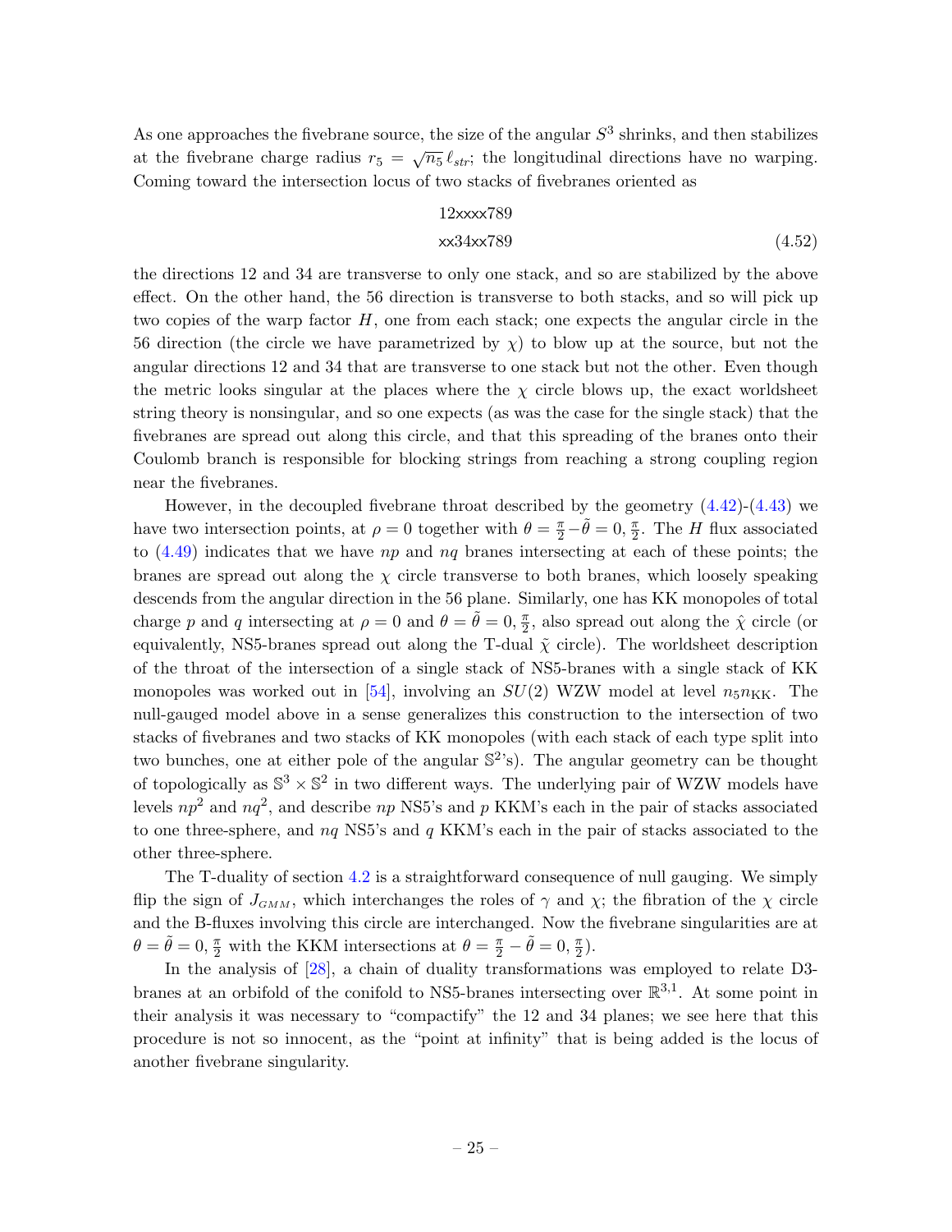As one approaches the fivebrane source, the size of the angular $S^3$ shrinks, and then stabilizes at the fivebrane charge radius $r_5 = \sqrt{n_5}\,\ell_{str}$; the longitudinal directions have no warping. Coming toward the intersection locus of two stacks of fivebranes oriented as

$$
\begin{aligned}
&\text{12xxxx789}\\
&\text{xx34xx789}
\end{aligned}
\tag{4.52}
$$

the directions 12 and 34 are transverse to only one stack, and so are stabilized by the above effect. On the other hand, the 56 direction is transverse to both stacks, and so will pick up two copies of the warp factor $H$, one from each stack; one expects the angular circle in the 56 direction (the circle we have parametrized by $\chi$) to blow up at the source, but not the angular directions 12 and 34 that are transverse to one stack but not the other. Even though the metric looks singular at the places where the $\chi$ circle blows up, the exact worldsheet string theory is nonsingular, and so one expects (as was the case for the single stack) that the fivebranes are spread out along this circle, and that this spreading of the branes onto their Coulomb branch is responsible for blocking strings from reaching a strong coupling region near the fivebranes.

However, in the decoupled fivebrane throat described by the geometry (4.42)-(4.43) we have two intersection points, at $\rho = 0$ together with $\theta = \frac{\pi}{2} - \tilde{\theta} = 0, \frac{\pi}{2}$. The $H$ flux associated to (4.49) indicates that we have $np$ and $nq$ branes intersecting at each of these points; the branes are spread out along the $\chi$ circle transverse to both branes, which loosely speaking descends from the angular direction in the 56 plane. Similarly, one has KK monopoles of total charge $p$ and $q$ intersecting at $\rho = 0$ and $\theta = \tilde{\theta} = 0, \frac{\pi}{2}$, also spread out along the $\hat{\chi}$ circle (or equivalently, NS5-branes spread out along the T-dual $\tilde{\chi}$ circle). The worldsheet description of the throat of the intersection of a single stack of NS5-branes with a single stack of KK monopoles was worked out in [54], involving an $SU(2)$ WZW model at level $n_5 n_{\rm KK}$. The null-gauged model above in a sense generalizes this construction to the intersection of two stacks of fivebranes and two stacks of KK monopoles (with each stack of each type split into two bunches, one at either pole of the angular $\mathbb{S}^2$'s). The angular geometry can be thought of topologically as $\mathbb{S}^3 \times \mathbb{S}^2$ in two different ways. The underlying pair of WZW models have levels $np^2$ and $nq^2$, and describe $np$ NS5's and $p$ KKM's each in the pair of stacks associated to one three-sphere, and $nq$ NS5's and $q$ KKM's each in the pair of stacks associated to the other three-sphere.

The T-duality of section 4.2 is a straightforward consequence of null gauging. We simply flip the sign of $J_{GMM}$, which interchanges the roles of $\gamma$ and $\chi$; the fibration of the $\chi$ circle and the B-fluxes involving this circle are interchanged. Now the fivebrane singularities are at $\theta = \tilde{\theta} = 0, \frac{\pi}{2}$ with the KKM intersections at $\theta = \frac{\pi}{2} - \tilde{\theta} = 0, \frac{\pi}{2}$).

In the analysis of [28], a chain of duality transformations was employed to relate D3-branes at an orbifold of the conifold to NS5-branes intersecting over $\mathbb{R}^{3,1}$. At some point in their analysis it was necessary to "compactify" the 12 and 34 planes; we see here that this procedure is not so innocent, as the "point at infinity" that is being added is the locus of another fivebrane singularity.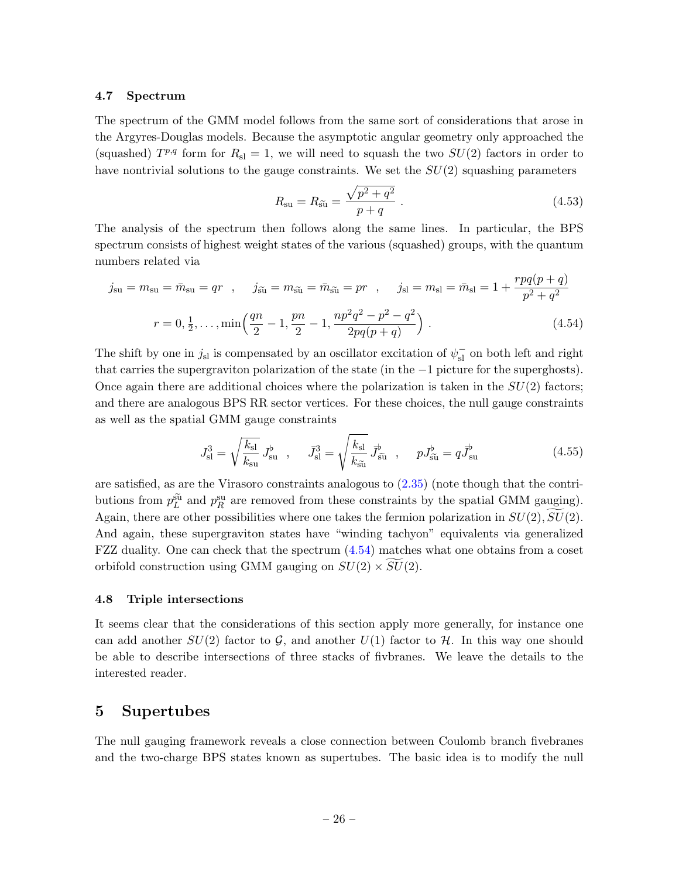### 4.7 Spectrum

The spectrum of the GMM model follows from the same sort of considerations that arose in the Argyres-Douglas models. Because the asymptotic angular geometry only approached the (squashed) $T^{p,q}$ form for $R_{\rm sl}=1$, we will need to squash the two $SU(2)$ factors in order to have nontrivial solutions to the gauge constraints. We set the $SU(2)$ squashing parameters

$$
R_{\rm su} = R_{\widetilde{\rm su}} = \frac{\sqrt{p^2+q^2}}{p+q} ~. \tag{4.53}
$$

The analysis of the spectrum then follows along the same lines. In particular, the BPS spectrum consists of highest weight states of the various (squashed) groups, with the quantum numbers related via

$$
\begin{gathered}
j_{\rm su} = m_{\rm su} = \bar m_{\rm su} = qr ~~,\qquad j_{\widetilde{\rm su}} = m_{\widetilde{\rm su}} = \bar m_{\widetilde{\rm su}} = pr ~~,\qquad j_{\rm sl} = m_{\rm sl} = \bar m_{\rm sl} = 1 + \frac{rpq(p+q)}{p^2+q^2} \\
r = 0, \tfrac12, \dots, \min\Big(\frac{qn}{2}-1, \frac{pn}{2}-1, \frac{np^2q^2-p^2-q^2}{2pq(p+q)}\Big) ~.
\end{gathered} \tag{4.54}
$$

The shift by one in $j_{\rm sl}$ is compensated by an oscillator excitation of $\psi^-_{\rm sl}$ on both left and right that carries the supergraviton polarization of the state (in the $-1$ picture for the superghosts). Once again there are additional choices where the polarization is taken in the $SU(2)$ factors; and there are analogous BPS RR sector vertices. For these choices, the null gauge constraints as well as the spatial GMM gauge constraints

$$
J^3_{\rm sl} = \sqrt{\frac{k_{\rm sl}}{k_{\rm su}}}\, J^\flat_{\rm su} ~~,\qquad \bar J^3_{\rm sl} = \sqrt{\frac{k_{\rm sl}}{k_{\widetilde{\rm su}}}}\, \bar J^\flat_{\widetilde{\rm su}} ~~,\qquad p J^\flat_{\widetilde{\rm su}} = q \bar J^\flat_{\rm su} \tag{4.55}
$$

are satisfied, as are the Virasoro constraints analogous to (2.35) (note though that the contributions from $p^{\widetilde{\rm su}}_L$ and $p^{\rm su}_R$ are removed from these constraints by the spatial GMM gauging). Again, there are other possibilities where one takes the fermion polarization in $SU(2), \widetilde{SU}(2)$. And again, these supergraviton states have "winding tachyon" equivalents via generalized FZZ duality. One can check that the spectrum (4.54) matches what one obtains from a coset orbifold construction using GMM gauging on $SU(2)\times\widetilde{SU}(2)$.

### 4.8 Triple intersections

It seems clear that the considerations of this section apply more generally, for instance one can add another $SU(2)$ factor to $\mathcal{G}$, and another $U(1)$ factor to $\mathcal{H}$. In this way one should be able to describe intersections of three stacks of fivbranes. We leave the details to the interested reader.

## 5 Supertubes

The null gauging framework reveals a close connection between Coulomb branch fivebranes and the two-charge BPS states known as supertubes. The basic idea is to modify the null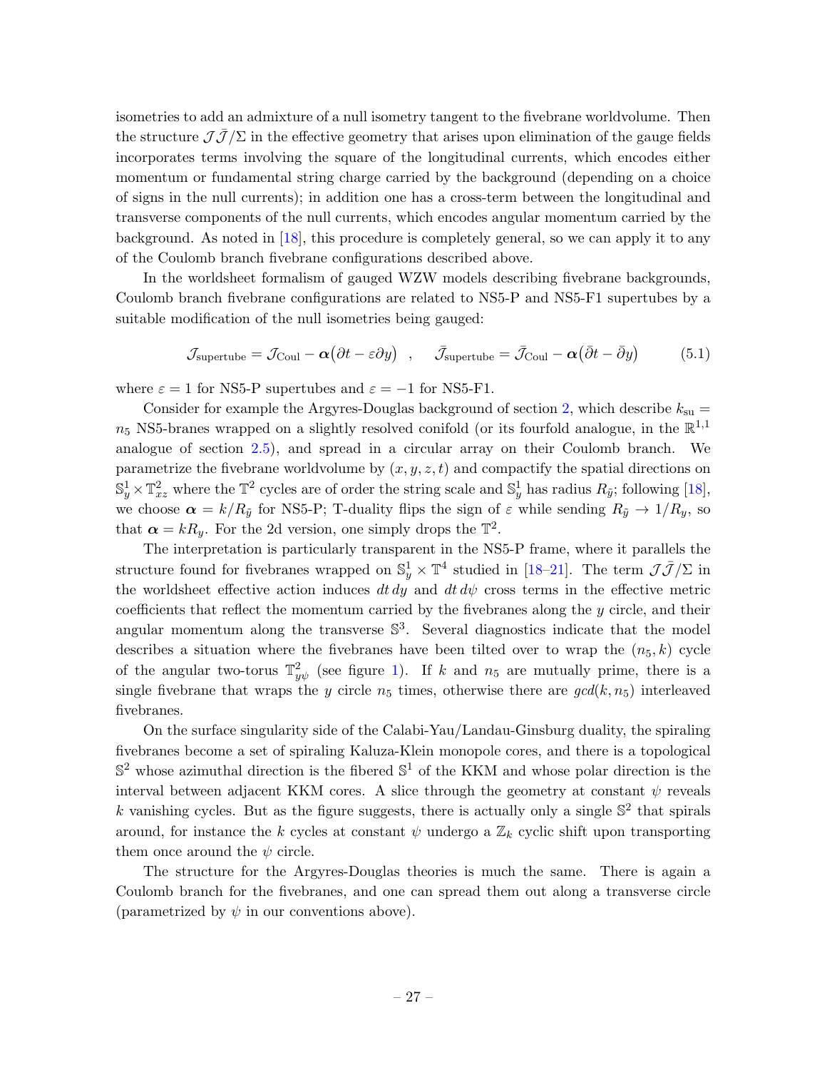isometries to add an admixture of a null isometry tangent to the fivebrane worldvolume. Then the structure $\mathcal{J}\bar{\mathcal{J}}/\Sigma$ in the effective geometry that arises upon elimination of the gauge fields incorporates terms involving the square of the longitudinal currents, which encodes either momentum or fundamental string charge carried by the background (depending on a choice of signs in the null currents); in addition one has a cross-term between the longitudinal and transverse components of the null currents, which encodes angular momentum carried by the background. As noted in [18], this procedure is completely general, so we can apply it to any of the Coulomb branch fivebrane configurations described above.

In the worldsheet formalism of gauged WZW models describing fivebrane backgrounds, Coulomb branch fivebrane configurations are related to NS5-P and NS5-F1 supertubes by a suitable modification of the null isometries being gauged:

$$\mathcal{J}_{\rm supertube} = \mathcal{J}_{\rm Coul} - \boldsymbol{\alpha}\big(\partial t - \varepsilon \partial y\big) \quad , \quad \bar{\mathcal{J}}_{\rm supertube} = \bar{\mathcal{J}}_{\rm Coul} - \boldsymbol{\alpha}\big(\bar\partial t - \bar\partial y\big) \tag{5.1}$$

where $\varepsilon = 1$ for NS5-P supertubes and $\varepsilon = -1$ for NS5-F1.

Consider for example the Argyres-Douglas background of section 2, which describe $k_{\rm su} = n_5$ NS5-branes wrapped on a slightly resolved conifold (or its fourfold analogue, in the $\mathbb{R}^{1,1}$ analogue of section 2.5), and spread in a circular array on their Coulomb branch. We parametrize the fivebrane worldvolume by $(x, y, z, t)$ and compactify the spatial directions on $\mathbb{S}^1_y \times \mathbb{T}^2_{xz}$ where the $\mathbb{T}^2$ cycles are of order the string scale and $\mathbb{S}^1_y$ has radius $R_{\tilde y}$; following [18], we choose $\boldsymbol{\alpha} = k/R_{\tilde y}$ for NS5-P; T-duality flips the sign of $\varepsilon$ while sending $R_{\tilde y} \to 1/R_y$, so that $\boldsymbol{\alpha} = kR_y$. For the 2d version, one simply drops the $\mathbb{T}^2$.

The interpretation is particularly transparent in the NS5-P frame, where it parallels the structure found for fivebranes wrapped on $\mathbb{S}^1_y \times \mathbb{T}^4$ studied in [18–21]. The term $\mathcal{J}\bar{\mathcal{J}}/\Sigma$ in the worldsheet effective action induces $dt\,dy$ and $dt\,d\psi$ cross terms in the effective metric coefficients that reflect the momentum carried by the fivebranes along the $y$ circle, and their angular momentum along the transverse $\mathbb{S}^3$. Several diagnostics indicate that the model describes a situation where the fivebranes have been tilted over to wrap the $(n_5, k)$ cycle of the angular two-torus $\mathbb{T}^2_{y\psi}$ (see figure 1). If $k$ and $n_5$ are mutually prime, there is a single fivebrane that wraps the $y$ circle $n_5$ times, otherwise there are $gcd(k, n_5)$ interleaved fivebranes.

On the surface singularity side of the Calabi-Yau/Landau-Ginsburg duality, the spiraling fivebranes become a set of spiraling Kaluza-Klein monopole cores, and there is a topological $\mathbb{S}^2$ whose azimuthal direction is the fibered $\mathbb{S}^1$ of the KKM and whose polar direction is the interval between adjacent KKM cores. A slice through the geometry at constant $\psi$ reveals $k$ vanishing cycles. But as the figure suggests, there is actually only a single $\mathbb{S}^2$ that spirals around, for instance the $k$ cycles at constant $\psi$ undergo a $\mathbb{Z}_k$ cyclic shift upon transporting them once around the $\psi$ circle.

The structure for the Argyres-Douglas theories is much the same. There is again a Coulomb branch for the fivebranes, and one can spread them out along a transverse circle (parametrized by $\psi$ in our conventions above).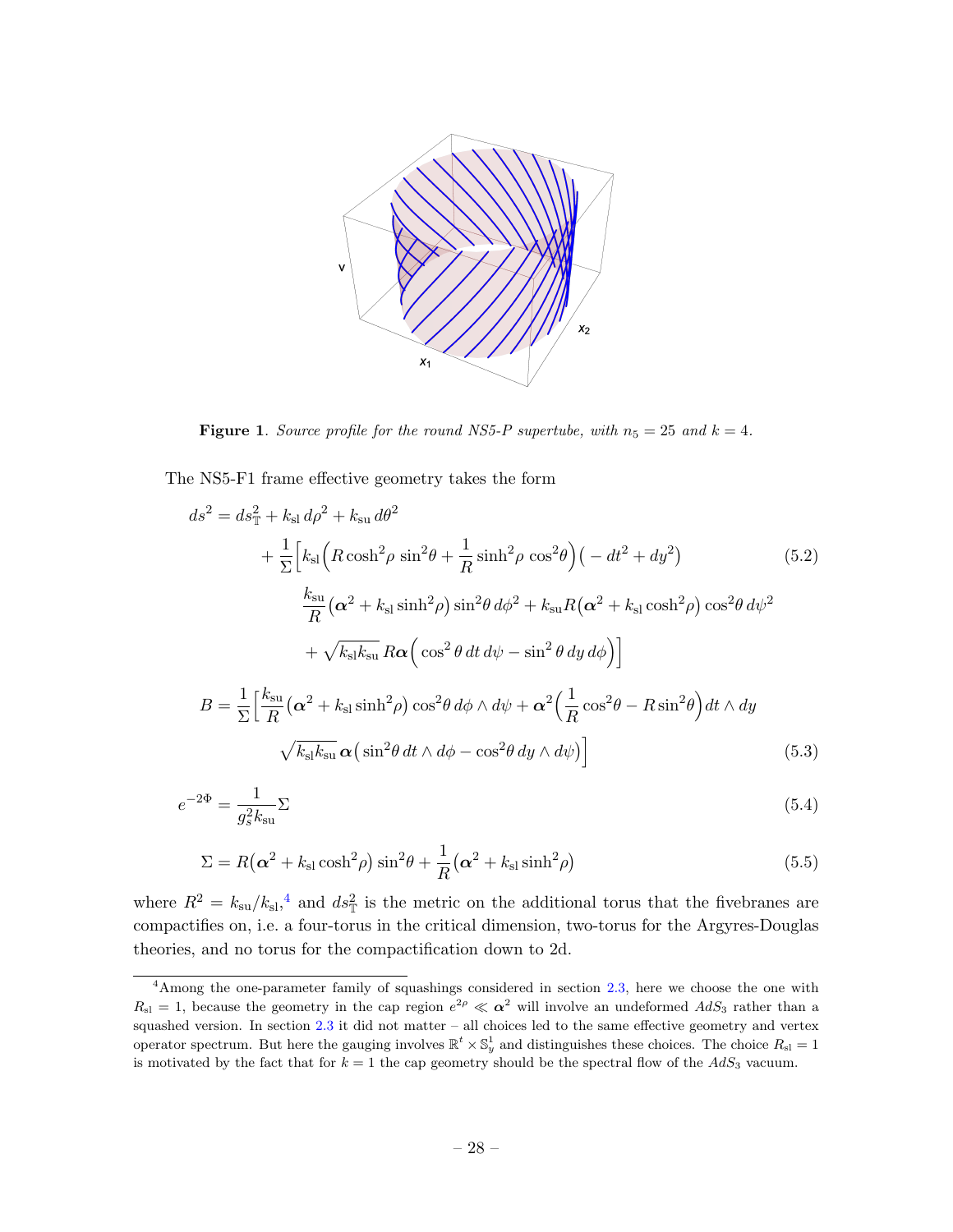**Figure 1**. *Source profile for the round NS5-P supertube, with $n_5 = 25$ and $k = 4$.*

The NS5-F1 frame effective geometry takes the form

$$
\begin{aligned}
ds^2 = \; & ds^2_{\mathbb{T}} + k_{\rm sl}\, d\rho^2 + k_{\rm su}\, d\theta^2 \\
& + \frac{1}{\Sigma}\Big[ k_{\rm sl}\Big( R\cosh^2\!\rho\, \sin^2\!\theta + \frac{1}{R}\sinh^2\!\rho\, \cos^2\!\theta \Big)\big( -dt^2 + dy^2 \big) \\
& \quad \frac{k_{\rm su}}{R}\big( \boldsymbol{\alpha}^2 + k_{\rm sl}\sinh^2\!\rho \big) \sin^2\!\theta\, d\phi^2 + k_{\rm su} R \big( \boldsymbol{\alpha}^2 + k_{\rm sl}\cosh^2\!\rho \big) \cos^2\!\theta\, d\psi^2 \\
& \quad + \sqrt{k_{\rm sl}k_{\rm su}}\, R \boldsymbol{\alpha} \Big( \cos^2\theta\, dt\, d\psi - \sin^2\theta\, dy\, d\phi \Big) \Big]
\end{aligned}
\tag{5.2}
$$

$$
\begin{aligned}
B = \; & \frac{1}{\Sigma}\Big[ \frac{k_{\rm su}}{R}\big( \boldsymbol{\alpha}^2 + k_{\rm sl}\sinh^2\!\rho \big) \cos^2\!\theta\, d\phi \wedge d\psi + \boldsymbol{\alpha}^2 \Big( \frac{1}{R}\cos^2\!\theta - R\sin^2\!\theta \Big) dt \wedge dy \\
& \quad \sqrt{k_{\rm sl}k_{\rm su}}\, \boldsymbol{\alpha} \big( \sin^2\!\theta\, dt \wedge d\phi - \cos^2\!\theta\, dy \wedge d\psi \big) \Big]
\end{aligned}
\tag{5.3}
$$

$$
e^{-2\Phi} = \frac{1}{g_s^2 k_{\rm su}} \Sigma
\tag{5.4}
$$

$$
\Sigma = R\big( \boldsymbol{\alpha}^2 + k_{\rm sl}\cosh^2\!\rho \big) \sin^2\!\theta + \frac{1}{R}\big( \boldsymbol{\alpha}^2 + k_{\rm sl}\sinh^2\!\rho \big)
\tag{5.5}
$$

where $R^2 = k_{\rm su}/k_{\rm sl}$,[4] and $ds^2_{\mathbb{T}}$ is the metric on the additional torus that the fivebranes are compactifies on, i.e. a four-torus in the critical dimension, two-torus for the Argyres-Douglas theories, and no torus for the compactification down to 2d.

[4] Among the one-parameter family of squashings considered in section 2.3, here we choose the one with $R_{\rm sl} = 1$, because the geometry in the cap region $e^{2\rho} \ll \boldsymbol{\alpha}^2$ will involve an undeformed $AdS_3$ rather than a squashed version. In section 2.3 it did not matter – all choices led to the same effective geometry and vertex operator spectrum. But here the gauging involves $\mathbb{R}^t \times \mathbb{S}^1_y$ and distinguishes these choices. The choice $R_{\rm sl} = 1$ is motivated by the fact that for $k = 1$ the cap geometry should be the spectral flow of the $AdS_3$ vacuum.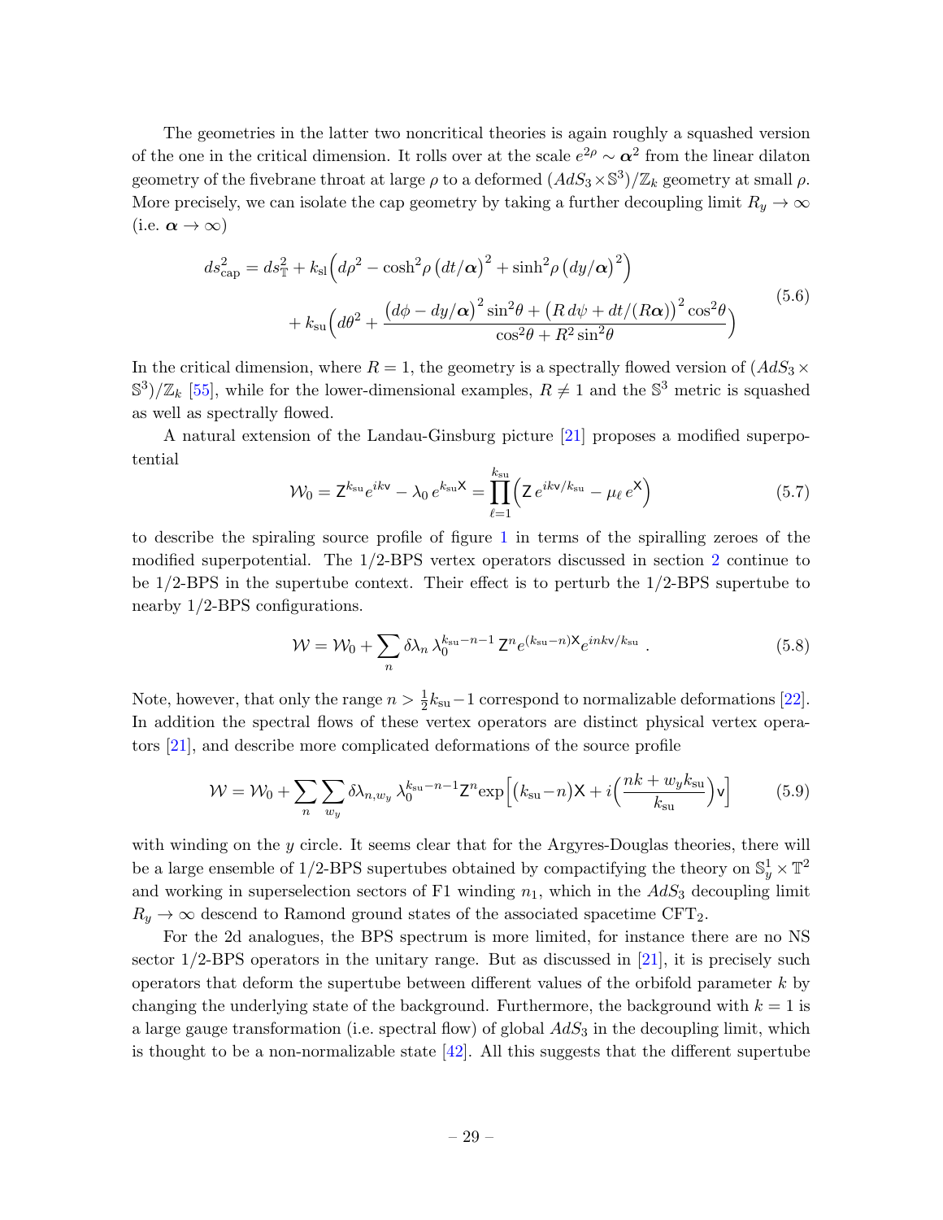The geometries in the latter two noncritical theories is again roughly a squashed version of the one in the critical dimension. It rolls over at the scale $e^{2\rho} \sim \boldsymbol{\alpha}^2$ from the linear dilaton geometry of the fivebrane throat at large $\rho$ to a deformed $(AdS_3 \times \mathbb{S}^3)/\mathbb{Z}_k$ geometry at small $\rho$. More precisely, we can isolate the cap geometry by taking a further decoupling limit $R_y \to \infty$ (i.e. $\boldsymbol{\alpha} \to \infty$)

$$
\begin{aligned}
ds^2_{\rm cap} = ds^2_{\mathbb{T}} &+ k_{\rm sl}\Big(d\rho^2 - \cosh^2\!\rho\,\big(dt/\boldsymbol{\alpha}\big)^2 + \sinh^2\!\rho\,\big(dy/\boldsymbol{\alpha}\big)^2\Big) \\
&+ k_{\rm su}\Big(d\theta^2 + \frac{\big(d\phi - dy/\boldsymbol{\alpha}\big)^2\sin^2\!\theta + \big(R\,d\psi + dt/(R\boldsymbol{\alpha})\big)^2\cos^2\!\theta}{\cos^2\!\theta + R^2\sin^2\!\theta}\Big)
\end{aligned}
\tag{5.6}
$$

In the critical dimension, where $R=1$, the geometry is a spectrally flowed version of $(AdS_3 \times \mathbb{S}^3)/\mathbb{Z}_k$ [55], while for the lower-dimensional examples, $R \neq 1$ and the $\mathbb{S}^3$ metric is squashed as well as spectrally flowed.

A natural extension of the Landau-Ginsburg picture [21] proposes a modified superpotential

$$
\mathcal{W}_0 = \mathsf{Z}^{k_{\rm su}} e^{ik\mathsf{v}} - \lambda_0\, e^{k_{\rm su}\mathsf{X}} = \prod_{\ell=1}^{k_{\rm su}} \Big(\mathsf{Z}\, e^{ik\mathsf{v}/k_{\rm su}} - \mu_\ell\, e^{\mathsf{X}}\Big)
\tag{5.7}
$$

to describe the spiraling source profile of figure 1 in terms of the spiralling zeroes of the modified superpotential. The 1/2-BPS vertex operators discussed in section 2 continue to be 1/2-BPS in the supertube context. Their effect is to perturb the 1/2-BPS supertube to nearby 1/2-BPS configurations.

$$
\mathcal{W} = \mathcal{W}_0 + \sum_n \delta\lambda_n\, \lambda_0^{k_{\rm su}-n-1}\, \mathsf{Z}^n e^{(k_{\rm su}-n)\mathsf{X}} e^{ink\mathsf{v}/k_{\rm su}}\ .
\tag{5.8}
$$

Note, however, that only the range $n > \frac{1}{2}k_{\rm su} - 1$ correspond to normalizable deformations [22]. In addition the spectral flows of these vertex operators are distinct physical vertex operators [21], and describe more complicated deformations of the source profile

$$
\mathcal{W} = \mathcal{W}_0 + \sum_n \sum_{w_y} \delta\lambda_{n,w_y}\, \lambda_0^{k_{\rm su}-n-1} \mathsf{Z}^n \exp\Big[(k_{\rm su}-n)\mathsf{X} + i\Big(\frac{nk + w_y k_{\rm su}}{k_{\rm su}}\Big)\mathsf{v}\Big]
\tag{5.9}
$$

with winding on the $y$ circle. It seems clear that for the Argyres-Douglas theories, there will be a large ensemble of 1/2-BPS supertubes obtained by compactifying the theory on $\mathbb{S}^1_y \times \mathbb{T}^2$ and working in superselection sectors of F1 winding $n_1$, which in the $AdS_3$ decoupling limit $R_y \to \infty$ descend to Ramond ground states of the associated spacetime $\mathrm{CFT}_2$.

For the 2d analogues, the BPS spectrum is more limited, for instance there are no NS sector 1/2-BPS operators in the unitary range. But as discussed in [21], it is precisely such operators that deform the supertube between different values of the orbifold parameter $k$ by changing the underlying state of the background. Furthermore, the background with $k=1$ is a large gauge transformation (i.e. spectral flow) of global $AdS_3$ in the decoupling limit, which is thought to be a non-normalizable state [42]. All this suggests that the different supertube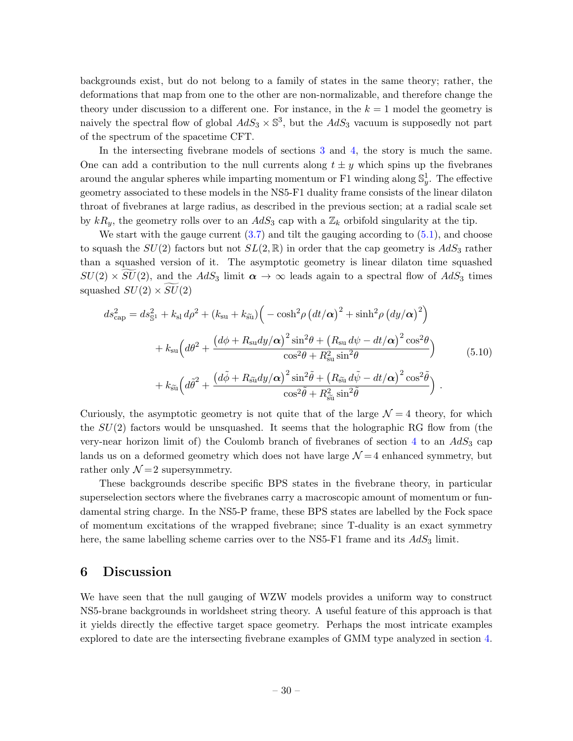backgrounds exist, but do not belong to a family of states in the same theory; rather, the deformations that map from one to the other are non-normalizable, and therefore change the theory under discussion to a different one. For instance, in the $k=1$ model the geometry is naively the spectral flow of global $AdS_3\times\mathbb{S}^3$, but the $AdS_3$ vacuum is supposedly not part of the spectrum of the spacetime CFT.

In the intersecting fivebrane models of sections 3 and 4, the story is much the same. One can add a contribution to the null currents along $t\pm y$ which spins up the fivebranes around the angular spheres while imparting momentum or F1 winding along $\mathbb{S}^1_y$. The effective geometry associated to these models in the NS5-F1 duality frame consists of the linear dilaton throat of fivebranes at large radius, as described in the previous section; at a radial scale set by $kR_y$, the geometry rolls over to an $AdS_3$ cap with a $\mathbb{Z}_k$ orbifold singularity at the tip.

We start with the gauge current (3.7) and tilt the gauging according to (5.1), and choose to squash the $SU(2)$ factors but not $SL(2,\mathbb{R})$ in order that the cap geometry is $AdS_3$ rather than a squashed version of it. The asymptotic geometry is linear dilaton time squashed $SU(2)\times\widetilde{SU}(2)$, and the $AdS_3$ limit $\boldsymbol{\alpha}\to\infty$ leads again to a spectral flow of $AdS_3$ times squashed $SU(2)\times\widetilde{SU}(2)$

$$
\begin{aligned}
ds^2_{\rm cap} = ds^2_{\mathbb{S}^1} &+ k_{\rm sl}\,d\rho^2 + (k_{\rm su}+k_{\widetilde{\rm su}})\Big(-\cosh^2\!\rho\,\big(dt/\boldsymbol{\alpha}\big)^2+\sinh^2\!\rho\,\big(dy/\boldsymbol{\alpha}\big)^2\Big)\\
&+k_{\rm su}\Big(d\theta^2+\frac{\big(d\phi+R_{\rm su}dy/\boldsymbol{\alpha}\big)^2\sin^2\!\theta+\big(R_{\rm su}\,d\psi-dt/\boldsymbol{\alpha}\big)^2\cos^2\!\theta}{\cos^2\!\theta+R_{\rm su}^2\sin^2\!\theta}\Big)\\
&+k_{\widetilde{\rm su}}\Big(d\tilde\theta^2+\frac{\big(d\tilde\phi+R_{\widetilde{\rm su}}dy/\boldsymbol{\alpha}\big)^2\sin^2\!\tilde\theta+\big(R_{\widetilde{\rm su}}\,d\tilde\psi-dt/\boldsymbol{\alpha}\big)^2\cos^2\!\tilde\theta}{\cos^2\!\tilde\theta+R_{\widetilde{\rm su}}^2\sin^2\!\tilde\theta}\Big)\,.
\end{aligned}
\tag{5.10}
$$

Curiously, the asymptotic geometry is not quite that of the large $\mathcal{N}=4$ theory, for which the $SU(2)$ factors would be unsquashed. It seems that the holographic RG flow from (the very-near horizon limit of) the Coulomb branch of fivebranes of section 4 to an $AdS_3$ cap lands us on a deformed geometry which does not have large $\mathcal{N}=4$ enhanced symmetry, but rather only $\mathcal{N}=2$ supersymmetry.

These backgrounds describe specific BPS states in the fivebrane theory, in particular superselection sectors where the fivebranes carry a macroscopic amount of momentum or fundamental string charge. In the NS5-P frame, these BPS states are labelled by the Fock space of momentum excitations of the wrapped fivebrane; since T-duality is an exact symmetry here, the same labelling scheme carries over to the NS5-F1 frame and its $AdS_3$ limit.

# 6 Discussion

We have seen that the null gauging of WZW models provides a uniform way to construct NS5-brane backgrounds in worldsheet string theory. A useful feature of this approach is that it yields directly the effective target space geometry. Perhaps the most intricate examples explored to date are the intersecting fivebrane examples of GMM type analyzed in section 4.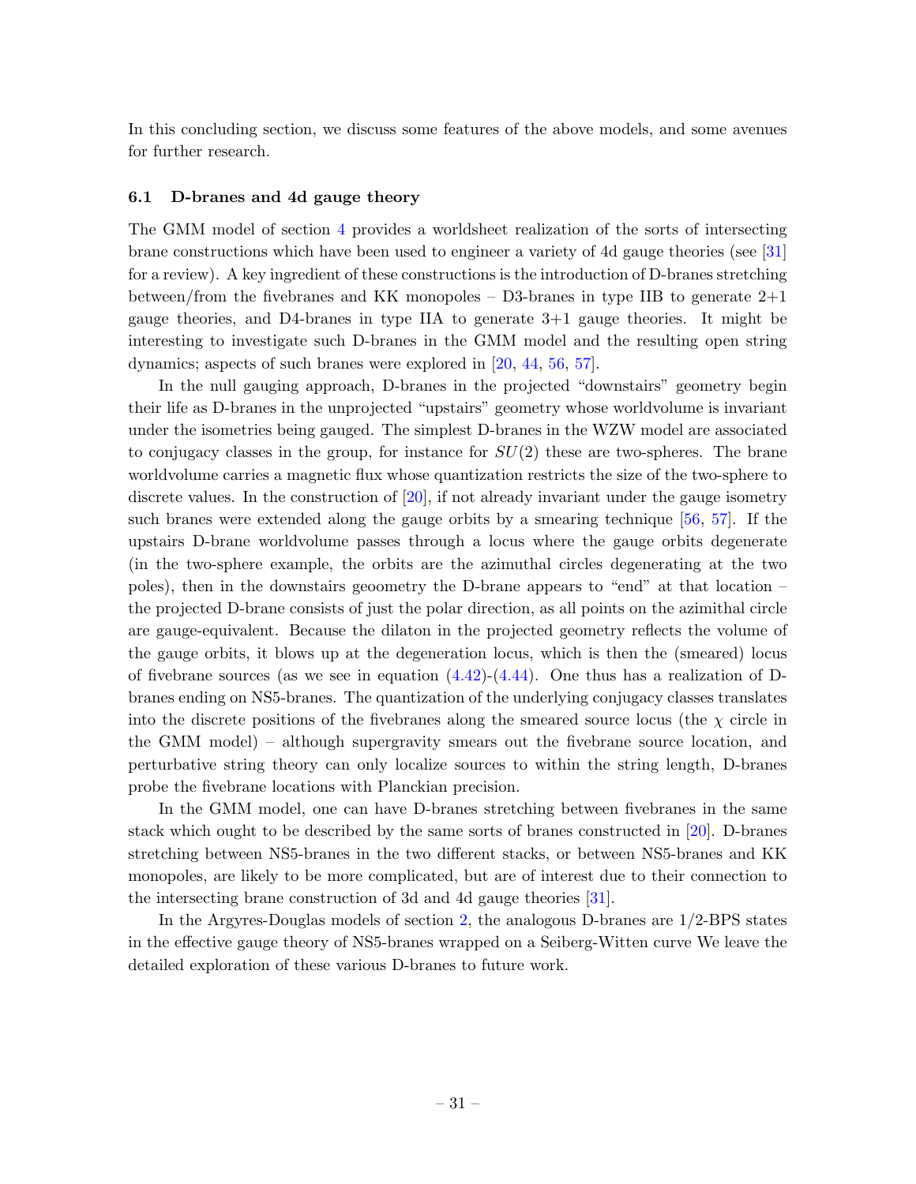In this concluding section, we discuss some features of the above models, and some avenues for further research.

### 6.1 D-branes and 4d gauge theory

The GMM model of section 4 provides a worldsheet realization of the sorts of intersecting brane constructions which have been used to engineer a variety of 4d gauge theories (see [31] for a review). A key ingredient of these constructions is the introduction of D-branes stretching between/from the fivebranes and KK monopoles – D3-branes in type IIB to generate 2+1 gauge theories, and D4-branes in type IIA to generate 3+1 gauge theories. It might be interesting to investigate such D-branes in the GMM model and the resulting open string dynamics; aspects of such branes were explored in [20, 44, 56, 57].

In the null gauging approach, D-branes in the projected "downstairs" geometry begin their life as D-branes in the unprojected "upstairs" geometry whose worldvolume is invariant under the isometries being gauged. The simplest D-branes in the WZW model are associated to conjugacy classes in the group, for instance for $SU(2)$ these are two-spheres. The brane worldvolume carries a magnetic flux whose quantization restricts the size of the two-sphere to discrete values. In the construction of [20], if not already invariant under the gauge isometry such branes were extended along the gauge orbits by a smearing technique [56, 57]. If the upstairs D-brane worldvolume passes through a locus where the gauge orbits degenerate (in the two-sphere example, the orbits are the azimuthal circles degenerating at the two poles), then in the downstairs geoometry the D-brane appears to "end" at that location – the projected D-brane consists of just the polar direction, as all points on the azimithal circle are gauge-equivalent. Because the dilaton in the projected geometry reflects the volume of the gauge orbits, it blows up at the degeneration locus, which is then the (smeared) locus of fivebrane sources (as we see in equation (4.42)-(4.44). One thus has a realization of D-branes ending on NS5-branes. The quantization of the underlying conjugacy classes translates into the discrete positions of the fivebranes along the smeared source locus (the $\chi$ circle in the GMM model) – although supergravity smears out the fivebrane source location, and perturbative string theory can only localize sources to within the string length, D-branes probe the fivebrane locations with Planckian precision.

In the GMM model, one can have D-branes stretching between fivebranes in the same stack which ought to be described by the same sorts of branes constructed in [20]. D-branes stretching between NS5-branes in the two different stacks, or between NS5-branes and KK monopoles, are likely to be more complicated, but are of interest due to their connection to the intersecting brane construction of 3d and 4d gauge theories [31].

In the Argyres-Douglas models of section 2, the analogous D-branes are 1/2-BPS states in the effective gauge theory of NS5-branes wrapped on a Seiberg-Witten curve We leave the detailed exploration of these various D-branes to future work.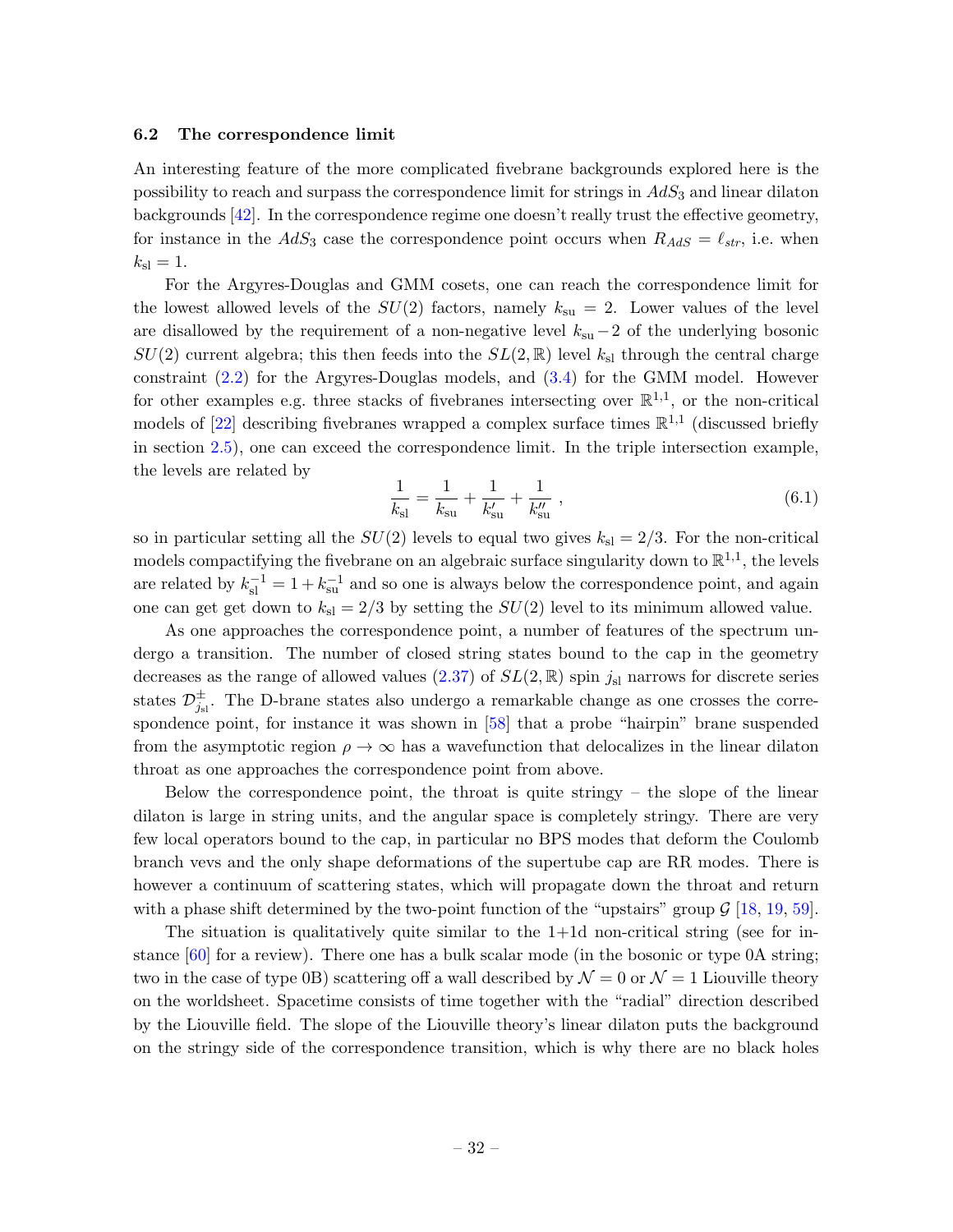### 6.2 The correspondence limit

An interesting feature of the more complicated fivebrane backgrounds explored here is the possibility to reach and surpass the correspondence limit for strings in $AdS_3$ and linear dilaton backgrounds [42]. In the correspondence regime one doesn't really trust the effective geometry, for instance in the $AdS_3$ case the correspondence point occurs when $R_{AdS} = \ell_{str}$, i.e. when $k_{\rm sl} = 1$.

For the Argyres-Douglas and GMM cosets, one can reach the correspondence limit for the lowest allowed levels of the $SU(2)$ factors, namely $k_{\rm su} = 2$. Lower values of the level are disallowed by the requirement of a non-negative level $k_{\rm su} - 2$ of the underlying bosonic $SU(2)$ current algebra; this then feeds into the $SL(2,\mathbb{R})$ level $k_{\rm sl}$ through the central charge constraint (2.2) for the Argyres-Douglas models, and (3.4) for the GMM model. However for other examples e.g. three stacks of fivebranes intersecting over $\mathbb{R}^{1,1}$, or the non-critical models of [22] describing fivebranes wrapped a complex surface times $\mathbb{R}^{1,1}$ (discussed briefly in section 2.5), one can exceed the correspondence limit. In the triple intersection example, the levels are related by

$$\frac{1}{k_{\rm sl}} = \frac{1}{k_{\rm su}} + \frac{1}{k'_{\rm su}} + \frac{1}{k''_{\rm su}} , \tag{6.1}$$

so in particular setting all the $SU(2)$ levels to equal two gives $k_{\rm sl} = 2/3$. For the non-critical models compactifying the fivebrane on an algebraic surface singularity down to $\mathbb{R}^{1,1}$, the levels are related by $k_{\rm sl}^{-1} = 1 + k_{\rm su}^{-1}$ and so one is always below the correspondence point, and again one can get get down to $k_{\rm sl} = 2/3$ by setting the $SU(2)$ level to its minimum allowed value.

As one approaches the correspondence point, a number of features of the spectrum undergo a transition. The number of closed string states bound to the cap in the geometry decreases as the range of allowed values (2.37) of $SL(2,\mathbb{R})$ spin $j_{\rm sl}$ narrows for discrete series states $\mathcal{D}^{\pm}_{j_{\rm sl}}$. The D-brane states also undergo a remarkable change as one crosses the correspondence point, for instance it was shown in [58] that a probe "hairpin" brane suspended from the asymptotic region $\rho \to \infty$ has a wavefunction that delocalizes in the linear dilaton throat as one approaches the correspondence point from above.

Below the correspondence point, the throat is quite stringy – the slope of the linear dilaton is large in string units, and the angular space is completely stringy. There are very few local operators bound to the cap, in particular no BPS modes that deform the Coulomb branch vevs and the only shape deformations of the supertube cap are RR modes. There is however a continuum of scattering states, which will propagate down the throat and return with a phase shift determined by the two-point function of the "upstairs" group $\mathcal{G}$ [18, 19, 59].

The situation is qualitatively quite similar to the 1+1d non-critical string (see for instance [60] for a review). There one has a bulk scalar mode (in the bosonic or type 0A string; two in the case of type 0B) scattering off a wall described by $\mathcal{N} = 0$ or $\mathcal{N} = 1$ Liouville theory on the worldsheet. Spacetime consists of time together with the "radial" direction described by the Liouville field. The slope of the Liouville theory's linear dilaton puts the background on the stringy side of the correspondence transition, which is why there are no black holes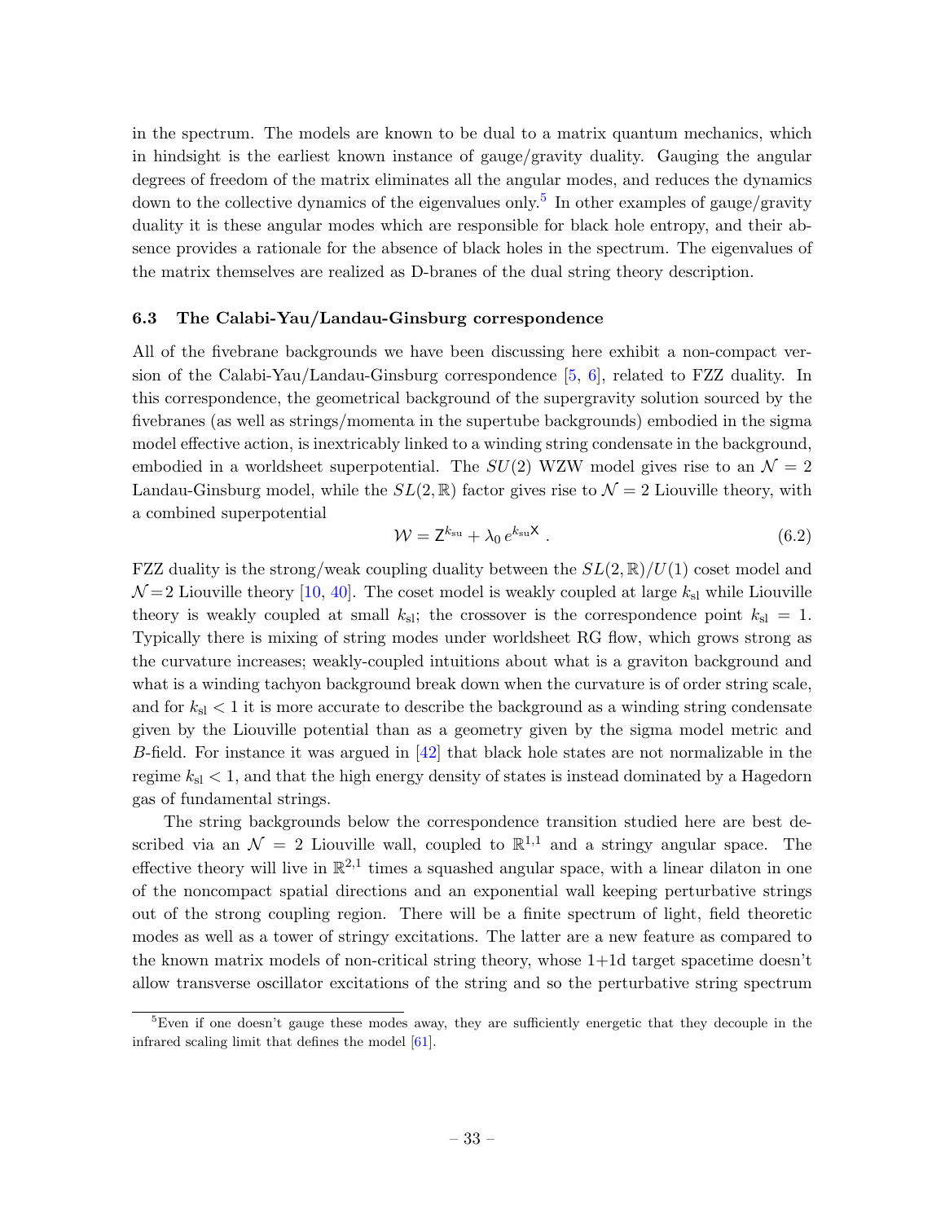in the spectrum. The models are known to be dual to a matrix quantum mechanics, which in hindsight is the earliest known instance of gauge/gravity duality. Gauging the angular degrees of freedom of the matrix eliminates all the angular modes, and reduces the dynamics down to the collective dynamics of the eigenvalues only.[5] In other examples of gauge/gravity duality it is these angular modes which are responsible for black hole entropy, and their absence provides a rationale for the absence of black holes in the spectrum. The eigenvalues of the matrix themselves are realized as D-branes of the dual string theory description.

### 6.3 The Calabi-Yau/Landau-Ginsburg correspondence

All of the fivebrane backgrounds we have been discussing here exhibit a non-compact version of the Calabi-Yau/Landau-Ginsburg correspondence [5, 6], related to FZZ duality. In this correspondence, the geometrical background of the supergravity solution sourced by the fivebranes (as well as strings/momenta in the supertube backgrounds) embodied in the sigma model effective action, is inextricably linked to a winding string condensate in the background, embodied in a worldsheet superpotential. The $SU(2)$ WZW model gives rise to an $\mathcal{N}=2$ Landau-Ginsburg model, while the $SL(2,\mathbb{R})$ factor gives rise to $\mathcal{N}=2$ Liouville theory, with a combined superpotential

$$\mathcal{W} = \mathsf{Z}^{k_{\rm su}} + \lambda_0\, e^{k_{\rm su}\mathsf{X}} \ . \tag{6.2}$$

FZZ duality is the strong/weak coupling duality between the $SL(2,\mathbb{R})/U(1)$ coset model and $\mathcal{N}=2$ Liouville theory [10, 40]. The coset model is weakly coupled at large $k_{\rm sl}$ while Liouville theory is weakly coupled at small $k_{\rm sl}$; the crossover is the correspondence point $k_{\rm sl}=1$. Typically there is mixing of string modes under worldsheet RG flow, which grows strong as the curvature increases; weakly-coupled intuitions about what is a graviton background and what is a winding tachyon background break down when the curvature is of order string scale, and for $k_{\rm sl}<1$ it is more accurate to describe the background as a winding string condensate given by the Liouville potential than as a geometry given by the sigma model metric and $B$-field. For instance it was argued in [42] that black hole states are not normalizable in the regime $k_{\rm sl}<1$, and that the high energy density of states is instead dominated by a Hagedorn gas of fundamental strings.

The string backgrounds below the correspondence transition studied here are best described via an $\mathcal{N}=2$ Liouville wall, coupled to $\mathbb{R}^{1,1}$ and a stringy angular space. The effective theory will live in $\mathbb{R}^{2,1}$ times a squashed angular space, with a linear dilaton in one of the noncompact spatial directions and an exponential wall keeping perturbative strings out of the strong coupling region. There will be a finite spectrum of light, field theoretic modes as well as a tower of stringy excitations. The latter are a new feature as compared to the known matrix models of non-critical string theory, whose 1+1d target spacetime doesn't allow transverse oscillator excitations of the string and so the perturbative string spectrum

[5] Even if one doesn't gauge these modes away, they are sufficiently energetic that they decouple in the infrared scaling limit that defines the model [61].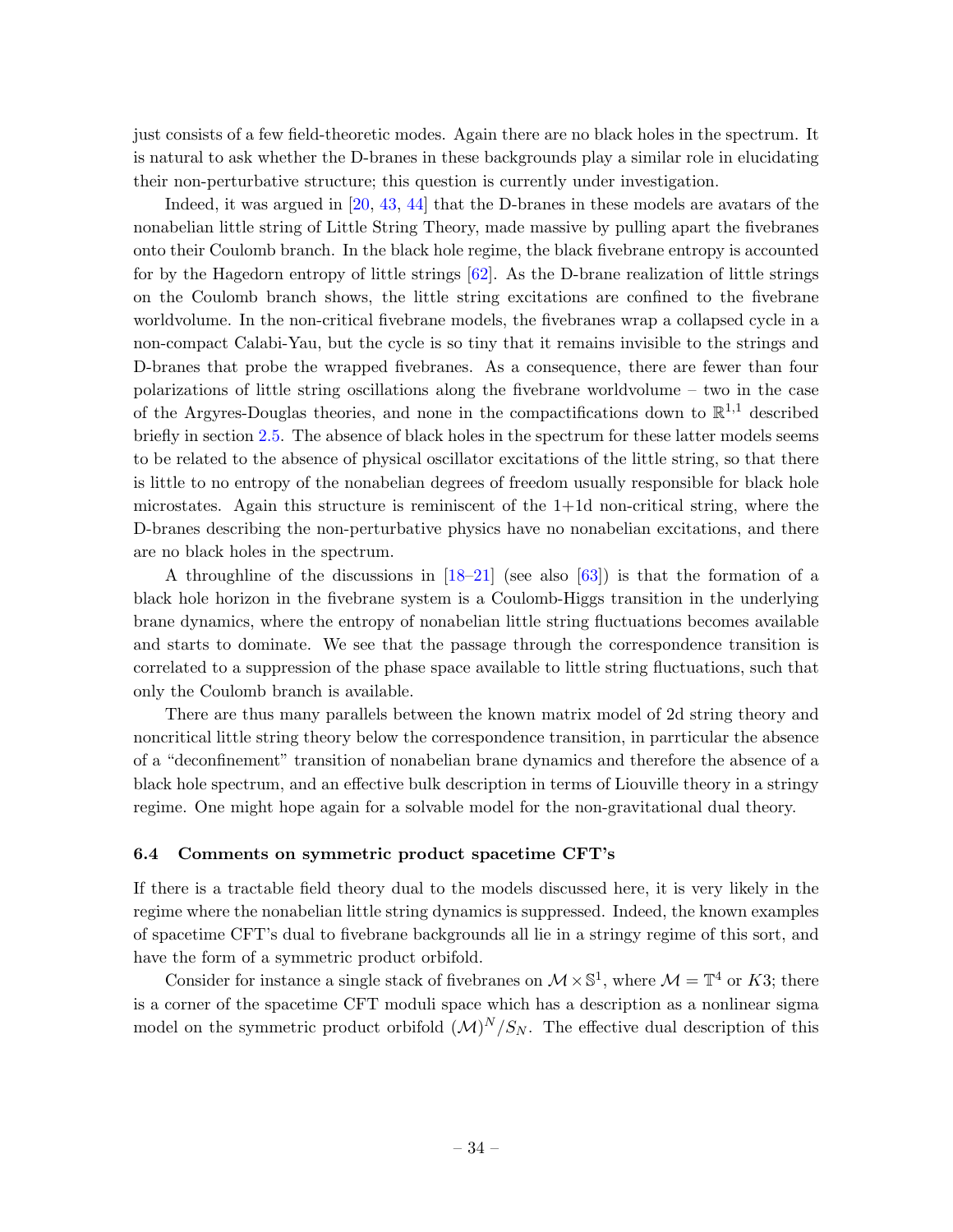just consists of a few field-theoretic modes. Again there are no black holes in the spectrum. It is natural to ask whether the D-branes in these backgrounds play a similar role in elucidating their non-perturbative structure; this question is currently under investigation.

Indeed, it was argued in [20, 43, 44] that the D-branes in these models are avatars of the nonabelian little string of Little String Theory, made massive by pulling apart the fivebranes onto their Coulomb branch. In the black hole regime, the black fivebrane entropy is accounted for by the Hagedorn entropy of little strings [62]. As the D-brane realization of little strings on the Coulomb branch shows, the little string excitations are confined to the fivebrane worldvolume. In the non-critical fivebrane models, the fivebranes wrap a collapsed cycle in a non-compact Calabi-Yau, but the cycle is so tiny that it remains invisible to the strings and D-branes that probe the wrapped fivebranes. As a consequence, there are fewer than four polarizations of little string oscillations along the fivebrane worldvolume – two in the case of the Argyres-Douglas theories, and none in the compactifications down to $\mathbb{R}^{1,1}$ described briefly in section 2.5. The absence of black holes in the spectrum for these latter models seems to be related to the absence of physical oscillator excitations of the little string, so that there is little to no entropy of the nonabelian degrees of freedom usually responsible for black hole microstates. Again this structure is reminiscent of the 1+1d non-critical string, where the D-branes describing the non-perturbative physics have no nonabelian excitations, and there are no black holes in the spectrum.

A throughline of the discussions in [18–21] (see also [63]) is that the formation of a black hole horizon in the fivebrane system is a Coulomb-Higgs transition in the underlying brane dynamics, where the entropy of nonabelian little string fluctuations becomes available and starts to dominate. We see that the passage through the correspondence transition is correlated to a suppression of the phase space available to little string fluctuations, such that only the Coulomb branch is available.

There are thus many parallels between the known matrix model of 2d string theory and noncritical little string theory below the correspondence transition, in parrticular the absence of a "deconfinement" transition of nonabelian brane dynamics and therefore the absence of a black hole spectrum, and an effective bulk description in terms of Liouville theory in a stringy regime. One might hope again for a solvable model for the non-gravitational dual theory.

### 6.4 Comments on symmetric product spacetime CFT's

If there is a tractable field theory dual to the models discussed here, it is very likely in the regime where the nonabelian little string dynamics is suppressed. Indeed, the known examples of spacetime CFT's dual to fivebrane backgrounds all lie in a stringy regime of this sort, and have the form of a symmetric product orbifold.

Consider for instance a single stack of fivebranes on $\mathcal{M}\times\mathbb{S}^1$, where $\mathcal{M}=\mathbb{T}^4$ or $K3$; there is a corner of the spacetime CFT moduli space which has a description as a nonlinear sigma model on the symmetric product orbifold $(\mathcal{M})^N/S_N$. The effective dual description of this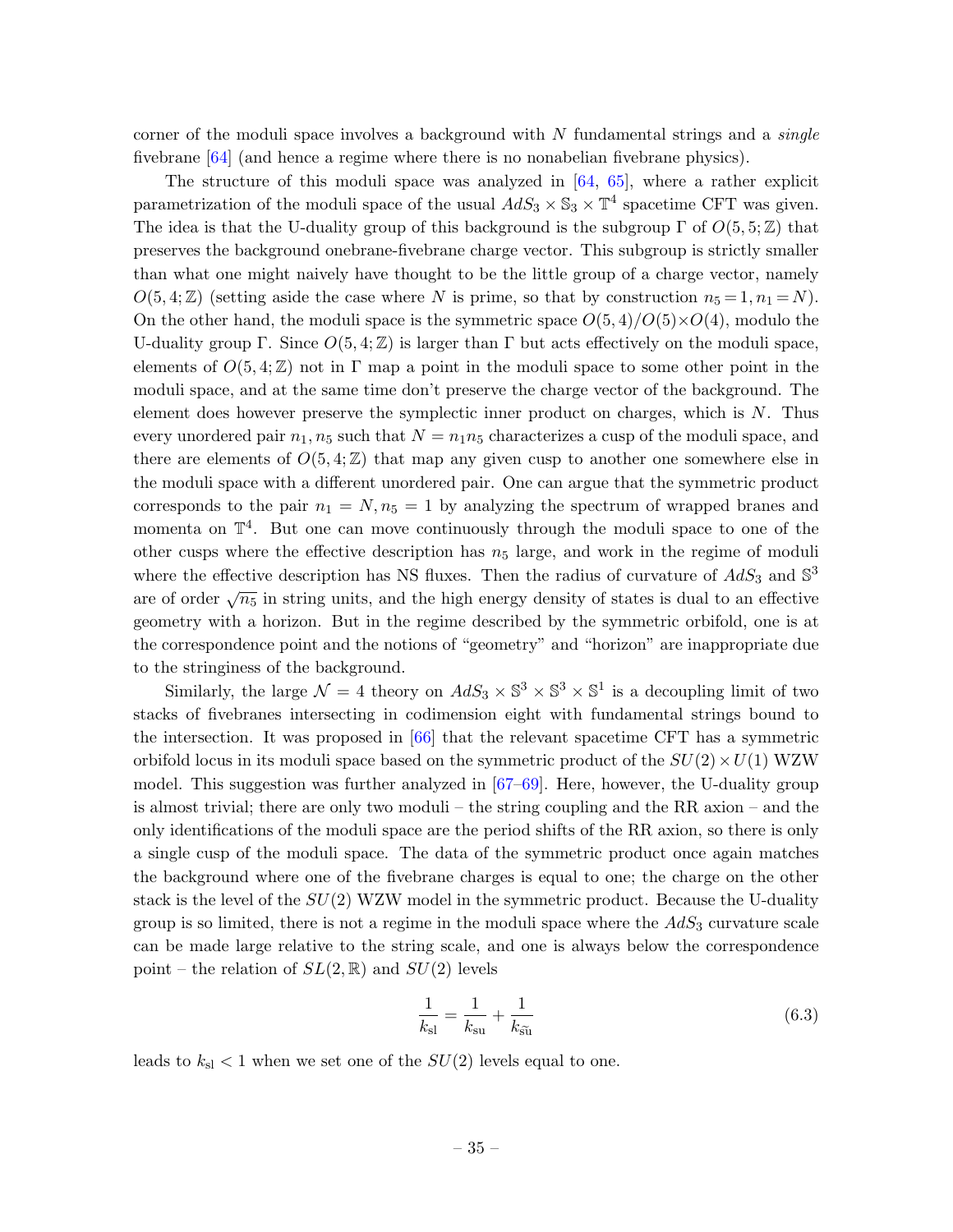corner of the moduli space involves a background with $N$ fundamental strings and a *single* fivebrane [64] (and hence a regime where there is no nonabelian fivebrane physics).

The structure of this moduli space was analyzed in [64, 65], where a rather explicit parametrization of the moduli space of the usual $AdS_3\times\mathbb{S}_3\times\mathbb{T}^4$ spacetime CFT was given. The idea is that the U-duality group of this background is the subgroup $\Gamma$ of $O(5,5;\mathbb{Z})$ that preserves the background onebrane-fivebrane charge vector. This subgroup is strictly smaller than what one might naively have thought to be the little group of a charge vector, namely $O(5,4;\mathbb{Z})$ (setting aside the case where $N$ is prime, so that by construction $n_5=1, n_1=N$). On the other hand, the moduli space is the symmetric space $O(5,4)/O(5){\times}O(4)$, modulo the U-duality group $\Gamma$. Since $O(5,4;\mathbb{Z})$ is larger than $\Gamma$ but acts effectively on the moduli space, elements of $O(5,4;\mathbb{Z})$ not in $\Gamma$ map a point in the moduli space to some other point in the moduli space, and at the same time don't preserve the charge vector of the background. The element does however preserve the symplectic inner product on charges, which is $N$. Thus every unordered pair $n_1, n_5$ such that $N=n_1n_5$ characterizes a cusp of the moduli space, and there are elements of $O(5,4;\mathbb{Z})$ that map any given cusp to another one somewhere else in the moduli space with a different unordered pair. One can argue that the symmetric product corresponds to the pair $n_1=N, n_5=1$ by analyzing the spectrum of wrapped branes and momenta on $\mathbb{T}^4$. But one can move continuously through the moduli space to one of the other cusps where the effective description has $n_5$ large, and work in the regime of moduli where the effective description has NS fluxes. Then the radius of curvature of $AdS_3$ and $\mathbb{S}^3$ are of order $\sqrt{n_5}$ in string units, and the high energy density of states is dual to an effective geometry with a horizon. But in the regime described by the symmetric orbifold, one is at the correspondence point and the notions of "geometry" and "horizon" are inappropriate due to the stringiness of the background.

Similarly, the large $\mathcal{N}=4$ theory on $AdS_3\times\mathbb{S}^3\times\mathbb{S}^3\times\mathbb{S}^1$ is a decoupling limit of two stacks of fivebranes intersecting in codimension eight with fundamental strings bound to the intersection. It was proposed in [66] that the relevant spacetime CFT has a symmetric orbifold locus in its moduli space based on the symmetric product of the $SU(2)\times U(1)$ WZW model. This suggestion was further analyzed in [67–69]. Here, however, the U-duality group is almost trivial; there are only two moduli – the string coupling and the RR axion – and the only identifications of the moduli space are the period shifts of the RR axion, so there is only a single cusp of the moduli space. The data of the symmetric product once again matches the background where one of the fivebrane charges is equal to one; the charge on the other stack is the level of the $SU(2)$ WZW model in the symmetric product. Because the U-duality group is so limited, there is not a regime in the moduli space where the $AdS_3$ curvature scale can be made large relative to the string scale, and one is always below the correspondence point – the relation of $SL(2,\mathbb{R})$ and $SU(2)$ levels

$$\frac{1}{k_{\rm sl}}=\frac{1}{k_{\rm su}}+\frac{1}{k_{\widetilde{\rm su}}} \tag{6.3}$$

leads to $k_{\rm sl}<1$ when we set one of the $SU(2)$ levels equal to one.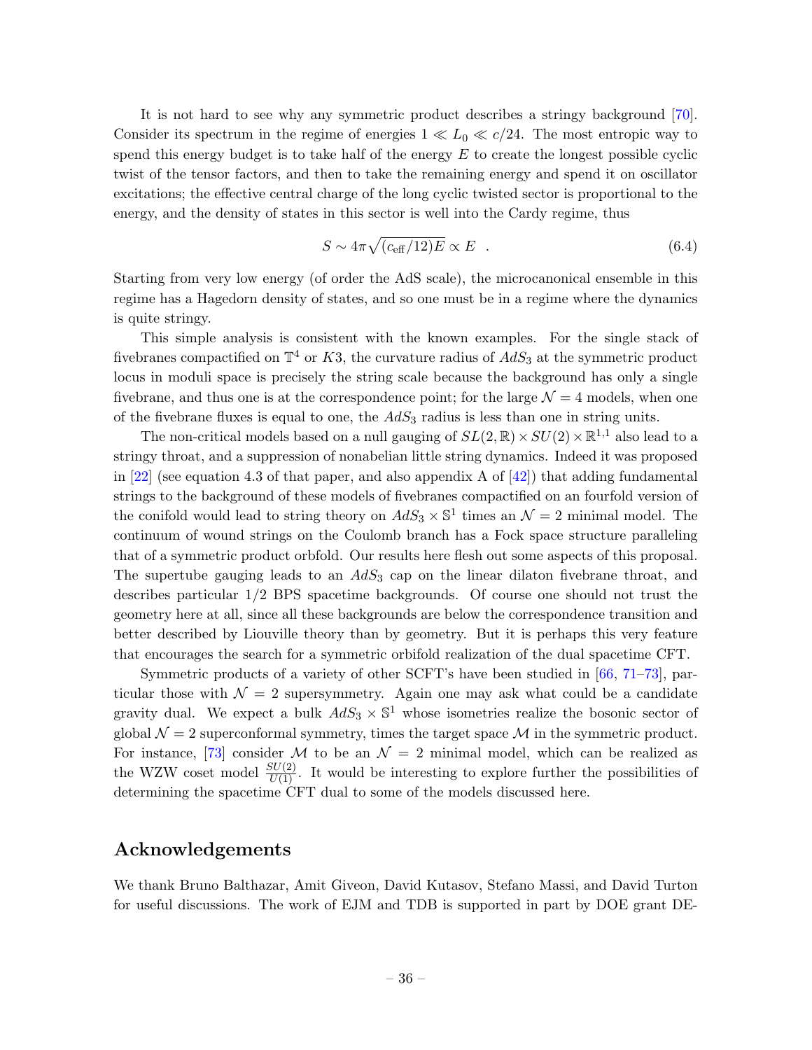It is not hard to see why any symmetric product describes a stringy background [70]. Consider its spectrum in the regime of energies $1 \ll L_0 \ll c/24$. The most entropic way to spend this energy budget is to take half of the energy $E$ to create the longest possible cyclic twist of the tensor factors, and then to take the remaining energy and spend it on oscillator excitations; the effective central charge of the long cyclic twisted sector is proportional to the energy, and the density of states in this sector is well into the Cardy regime, thus

$$S \sim 4\pi\sqrt{(c_{\text{eff}}/12)E} \propto E \quad . \tag{6.4}$$

Starting from very low energy (of order the AdS scale), the microcanonical ensemble in this regime has a Hagedorn density of states, and so one must be in a regime where the dynamics is quite stringy.

This simple analysis is consistent with the known examples. For the single stack of fivebranes compactified on $\mathbb{T}^4$ or $K3$, the curvature radius of $AdS_3$ at the symmetric product locus in moduli space is precisely the string scale because the background has only a single fivebrane, and thus one is at the correspondence point; for the large $\mathcal{N}=4$ models, when one of the fivebrane fluxes is equal to one, the $AdS_3$ radius is less than one in string units.

The non-critical models based on a null gauging of $SL(2,\mathbb{R}) \times SU(2) \times \mathbb{R}^{1,1}$ also lead to a stringy throat, and a suppression of nonabelian little string dynamics. Indeed it was proposed in [22] (see equation 4.3 of that paper, and also appendix A of [42]) that adding fundamental strings to the background of these models of fivebranes compactified on an fourfold version of the conifold would lead to string theory on $AdS_3 \times \mathbb{S}^1$ times an $\mathcal{N}=2$ minimal model. The continuum of wound strings on the Coulomb branch has a Fock space structure paralleling that of a symmetric product orbfold. Our results here flesh out some aspects of this proposal. The supertube gauging leads to an $AdS_3$ cap on the linear dilaton fivebrane throat, and describes particular 1/2 BPS spacetime backgrounds. Of course one should not trust the geometry here at all, since all these backgrounds are below the correspondence transition and better described by Liouville theory than by geometry. But it is perhaps this very feature that encourages the search for a symmetric orbifold realization of the dual spacetime CFT.

Symmetric products of a variety of other SCFT's have been studied in [66, 71–73], particular those with $\mathcal{N}=2$ supersymmetry. Again one may ask what could be a candidate gravity dual. We expect a bulk $AdS_3 \times \mathbb{S}^1$ whose isometries realize the bosonic sector of global $\mathcal{N}=2$ superconformal symmetry, times the target space $\mathcal{M}$ in the symmetric product. For instance, [73] consider $\mathcal{M}$ to be an $\mathcal{N}=2$ minimal model, which can be realized as the WZW coset model $\frac{SU(2)}{U(1)}$. It would be interesting to explore further the possibilities of determining the spacetime CFT dual to some of the models discussed here.

## Acknowledgements

We thank Bruno Balthazar, Amit Giveon, David Kutasov, Stefano Massi, and David Turton for useful discussions. The work of EJM and TDB is supported in part by DOE grant DE-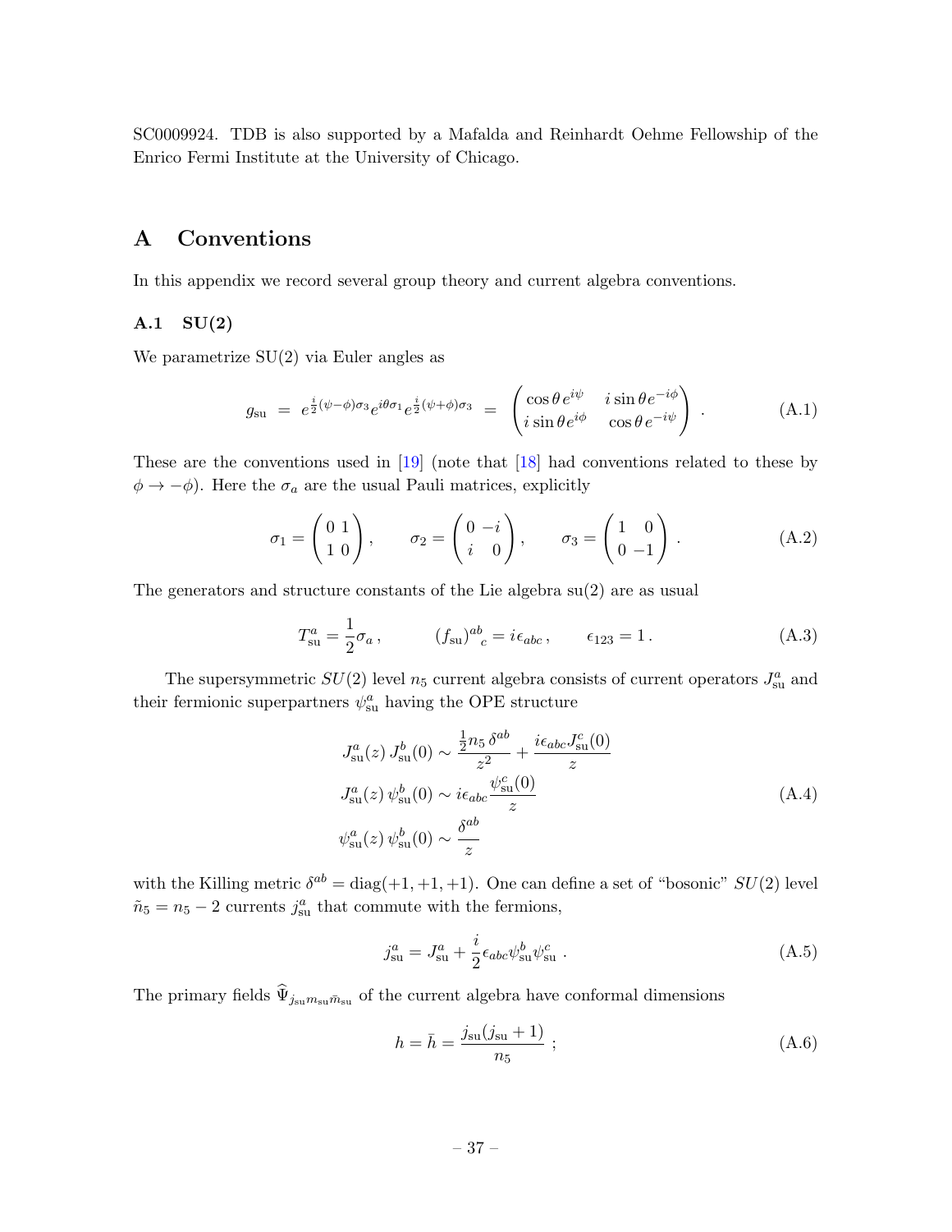SC0009924. TDB is also supported by a Mafalda and Reinhardt Oehme Fellowship of the Enrico Fermi Institute at the University of Chicago.

# A Conventions

In this appendix we record several group theory and current algebra conventions.

## A.1 SU(2)

We parametrize SU(2) via Euler angles as

$$g_{\rm su} \;=\; e^{\frac{i}{2}(\psi-\phi)\sigma_3} e^{i\theta\sigma_1} e^{\frac{i}{2}(\psi+\phi)\sigma_3} \;=\; \begin{pmatrix} \cos\theta\, e^{i\psi} & i\sin\theta e^{-i\phi} \\ i\sin\theta e^{i\phi} & \cos\theta\, e^{-i\psi} \end{pmatrix} . \tag{A.1}$$

These are the conventions used in [19] (note that [18] had conventions related to these by $\phi \to -\phi$). Here the $\sigma_a$ are the usual Pauli matrices, explicitly

$$\sigma_1 = \begin{pmatrix} 0 & 1 \\ 1 & 0 \end{pmatrix}, \qquad \sigma_2 = \begin{pmatrix} 0 & -i \\ i & 0 \end{pmatrix}, \qquad \sigma_3 = \begin{pmatrix} 1 & 0 \\ 0 & -1 \end{pmatrix} . \tag{A.2}$$

The generators and structure constants of the Lie algebra su(2) are as usual

$$T^a_{\rm su} = \frac{1}{2}\sigma_a\,, \qquad (f_{\rm su})^{ab}{}_c = i\epsilon_{abc}\,, \qquad \epsilon_{123} = 1\,. \tag{A.3}$$

The supersymmetric $SU(2)$ level $n_5$ current algebra consists of current operators $J^a_{\rm su}$ and their fermionic superpartners $\psi^a_{\rm su}$ having the OPE structure

$$\begin{aligned} J^a_{\rm su}(z)\, J^b_{\rm su}(0) &\sim \frac{\frac{1}{2}n_5\,\delta^{ab}}{z^2} + \frac{i\epsilon_{abc}J^c_{\rm su}(0)}{z} \\ J^a_{\rm su}(z)\, \psi^b_{\rm su}(0) &\sim i\epsilon_{abc}\frac{\psi^c_{\rm su}(0)}{z} \\ \psi^a_{\rm su}(z)\, \psi^b_{\rm su}(0) &\sim \frac{\delta^{ab}}{z} \end{aligned} \tag{A.4}$$

with the Killing metric $\delta^{ab} = {\rm diag}(+1,+1,+1)$. One can define a set of "bosonic" $SU(2)$ level $\tilde n_5 = n_5 - 2$ currents $j^a_{\rm su}$ that commute with the fermions,

$$j^a_{\rm su} = J^a_{\rm su} + \frac{i}{2}\epsilon_{abc}\psi^b_{\rm su}\psi^c_{\rm su}\;. \tag{A.5}$$

The primary fields $\widehat\Psi_{j_{\rm su}m_{\rm su}\bar m_{\rm su}}$ of the current algebra have conformal dimensions

$$h = \bar h = \frac{j_{\rm su}(j_{\rm su}+1)}{n_5}\;; \tag{A.6}$$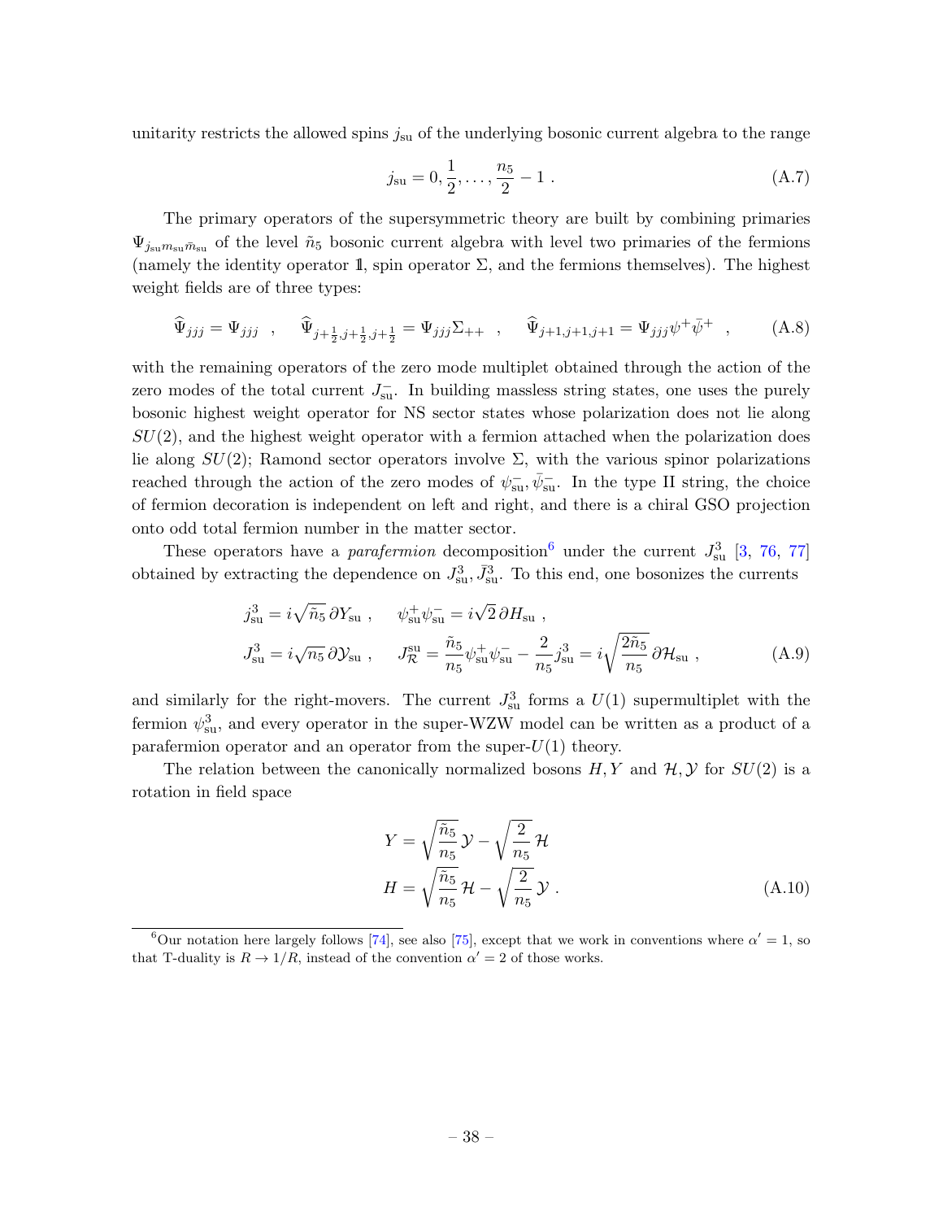unitarity restricts the allowed spins $j_{\rm su}$ of the underlying bosonic current algebra to the range

$$j_{\rm su} = 0, \frac{1}{2}, \ldots, \frac{n_5}{2} - 1 \ . \tag{A.7}$$

The primary operators of the supersymmetric theory are built by combining primaries $\Psi_{j_{\rm su} m_{\rm su} \bar{m}_{\rm su}}$ of the level $\tilde{n}_5$ bosonic current algebra with level two primaries of the fermions (namely the identity operator $\mathbb{1}$, spin operator $\Sigma$, and the fermions themselves). The highest weight fields are of three types:

$$\widehat{\Psi}_{jjj} = \Psi_{jjj} \quad , \quad \widehat{\Psi}_{j+\frac{1}{2}, j+\frac{1}{2}, j+\frac{1}{2}} = \Psi_{jjj} \Sigma_{++} \quad , \quad \widehat{\Psi}_{j+1,j+1,j+1} = \Psi_{jjj} \psi^+ \bar{\psi}^+ \quad , \tag{A.8}$$

with the remaining operators of the zero mode multiplet obtained through the action of the zero modes of the total current $J^-_{\rm su}$. In building massless string states, one uses the purely bosonic highest weight operator for NS sector states whose polarization does not lie along $SU(2)$, and the highest weight operator with a fermion attached when the polarization does lie along $SU(2)$; Ramond sector operators involve $\Sigma$, with the various spinor polarizations reached through the action of the zero modes of $\psi^-_{\rm su}, \bar{\psi}^-_{\rm su}$. In the type II string, the choice of fermion decoration is independent on left and right, and there is a chiral GSO projection onto odd total fermion number in the matter sector.

These operators have a *parafermion* decomposition[6] under the current $J^3_{\rm su}$ [3, 76, 77] obtained by extracting the dependence on $J^3_{\rm su}, \bar{J}^3_{\rm su}$. To this end, one bosonizes the currents

$$\begin{aligned}
j^3_{\rm su} &= i\sqrt{\tilde{n}_5}\, \partial Y_{\rm su} \ , \qquad \psi^+_{\rm su}\psi^-_{\rm su} = i\sqrt{2}\, \partial H_{\rm su} \ , \\
J^3_{\rm su} &= i\sqrt{n_5}\, \partial \mathcal{Y}_{\rm su} \ , \qquad J^{\rm su}_{\mathcal{R}} = \frac{\tilde{n}_5}{n_5}\psi^+_{\rm su}\psi^-_{\rm su} - \frac{2}{n_5} j^3_{\rm su} = i\sqrt{\frac{2\tilde{n}_5}{n_5}}\, \partial \mathcal{H}_{\rm su} \ ,
\end{aligned} \tag{A.9}$$

and similarly for the right-movers. The current $J^3_{\rm su}$ forms a $U(1)$ supermultiplet with the fermion $\psi^3_{\rm su}$, and every operator in the super-WZW model can be written as a product of a parafermion operator and an operator from the super-$U(1)$ theory.

The relation between the canonically normalized bosons $H, Y$ and $\mathcal{H}, \mathcal{Y}$ for $SU(2)$ is a rotation in field space

$$\begin{aligned}
Y &= \sqrt{\frac{\tilde{n}_5}{n_5}}\, \mathcal{Y} - \sqrt{\frac{2}{n_5}}\, \mathcal{H} \\
H &= \sqrt{\frac{\tilde{n}_5}{n_5}}\, \mathcal{H} - \sqrt{\frac{2}{n_5}}\, \mathcal{Y} \ .
\end{aligned} \tag{A.10}$$

[6] Our notation here largely follows [74], see also [75], except that we work in conventions where $\alpha' = 1$, so that T-duality is $R \to 1/R$, instead of the convention $\alpha' = 2$ of those works.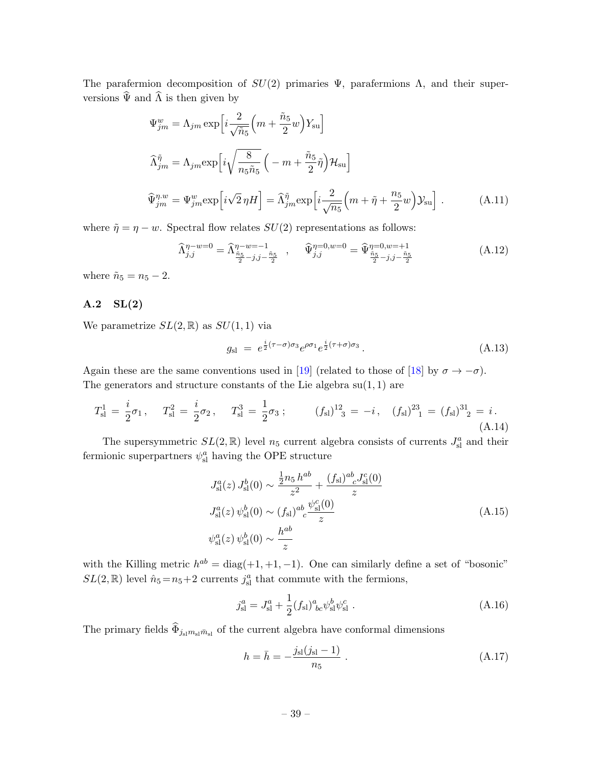The parafermion decomposition of $SU(2)$ primaries $\Psi$, parafermions $\Lambda$, and their superversions $\widehat{\Psi}$ and $\widehat{\Lambda}$ is then given by

$$
\begin{aligned}
\Psi^{w}_{jm} &= \Lambda_{jm} \exp\Big[ i\frac{2}{\sqrt{\tilde{n}_5}}\Big(m+\frac{\tilde{n}_5}{2}w\Big)Y_{\rm su}\Big] \\
\widehat{\Lambda}^{\tilde{\eta}}_{jm} &= \Lambda_{jm}\exp\Big[ i\sqrt{\frac{8}{n_5\tilde{n}_5}}\,\Big(-m+\frac{\tilde{n}_5}{2}\tilde{\eta}\Big)\mathcal{H}_{\rm su}\Big] \\
\widehat{\Psi}^{\eta.w}_{jm} &= \Psi^{w}_{jm}\exp\Big[ i\sqrt{2}\,\eta H\Big] = \widehat{\Lambda}^{\tilde{\eta}}_{jm}\exp\Big[ i\frac{2}{\sqrt{n_5}}\Big(m+\tilde{\eta}+\frac{n_5}{2}w\Big)\mathcal{Y}_{\rm su}\Big] \ .
\end{aligned}
\tag{A.11}
$$

where $\tilde{\eta}=\eta-w$. Spectral flow relates $SU(2)$ representations as follows:

$$
\widehat{\Lambda}^{\eta-w=0}_{j,j} = \widehat{\Lambda}^{\eta-w=-1}_{\frac{\tilde{n}_5}{2}-j,j-\frac{\tilde{n}_5}{2}} \quad , \quad \widehat{\Psi}^{\eta=0,w=0}_{j,j} = \widehat{\Psi}^{\eta=0,w=+1}_{\frac{\tilde{n}_5}{2}-j,j-\frac{\tilde{n}_5}{2}}
\tag{A.12}
$$

where $\tilde{n}_5 = n_5-2$.

## A.2 SL(2)

We parametrize $SL(2,\mathbb{R})$ as $SU(1,1)$ via

$$
g_{\rm sl} \ = \ e^{\frac{i}{2}(\tau-\sigma)\sigma_3}e^{\rho\sigma_1}e^{\frac{i}{2}(\tau+\sigma)\sigma_3} \ .
\tag{A.13}
$$

Again these are the same conventions used in [19] (related to those of [18] by $\sigma\to-\sigma$). The generators and structure constants of the Lie algebra su$(1,1)$ are

$$
T^1_{\rm sl} \ = \ \frac{i}{2}\sigma_1 \, , \quad T^2_{\rm sl} \ = \ \frac{i}{2}\sigma_2 \, , \quad T^3_{\rm sl} \ = \ \frac{1}{2}\sigma_3 \, ; \qquad (f_{\rm sl})^{12}{}_3 \ = \ -i \, , \quad (f_{\rm sl})^{23}{}_1 \ = \ (f_{\rm sl})^{31}{}_2 \ = \ i \, .
\tag{A.14}
$$

The supersymmetric $SL(2,\mathbb{R})$ level $n_5$ current algebra consists of currents $J^a_{\rm sl}$ and their fermionic superpartners $\psi^a_{\rm sl}$ having the OPE structure

$$
\begin{aligned}
J^a_{\rm sl}(z)\, J^b_{\rm sl}(0) &\sim \frac{\frac{1}{2}n_5\, h^{ab}}{z^2} + \frac{(f_{\rm sl})^{ab}{}_c J^c_{\rm sl}(0)}{z} \\
J^a_{\rm sl}(z)\, \psi^b_{\rm sl}(0) &\sim (f_{\rm sl})^{ab}{}_c\frac{\psi^c_{\rm sl}(0)}{z} \\
\psi^a_{\rm sl}(z)\, \psi^b_{\rm sl}(0) &\sim \frac{h^{ab}}{z}
\end{aligned}
\tag{A.15}
$$

with the Killing metric $h^{ab} = {\rm diag}(+1,+1,-1)$. One can similarly define a set of "bosonic" $SL(2,\mathbb{R})$ level $\hat{n}_5 = n_5+2$ currents $j^a_{\rm sl}$ that commute with the fermions,

$$
j^a_{\rm sl} = J^a_{\rm sl} + \frac{1}{2}(f_{\rm sl})^a{}_{bc}\psi^b_{\rm sl}\psi^c_{\rm sl} \ .
\tag{A.16}
$$

The primary fields $\widehat{\Phi}_{j_{\rm sl}m_{\rm sl}\bar{m}_{\rm sl}}$ of the current algebra have conformal dimensions

$$
h = \bar{h} = -\frac{j_{\rm sl}(j_{\rm sl}-1)}{n_5} \ .
\tag{A.17}
$$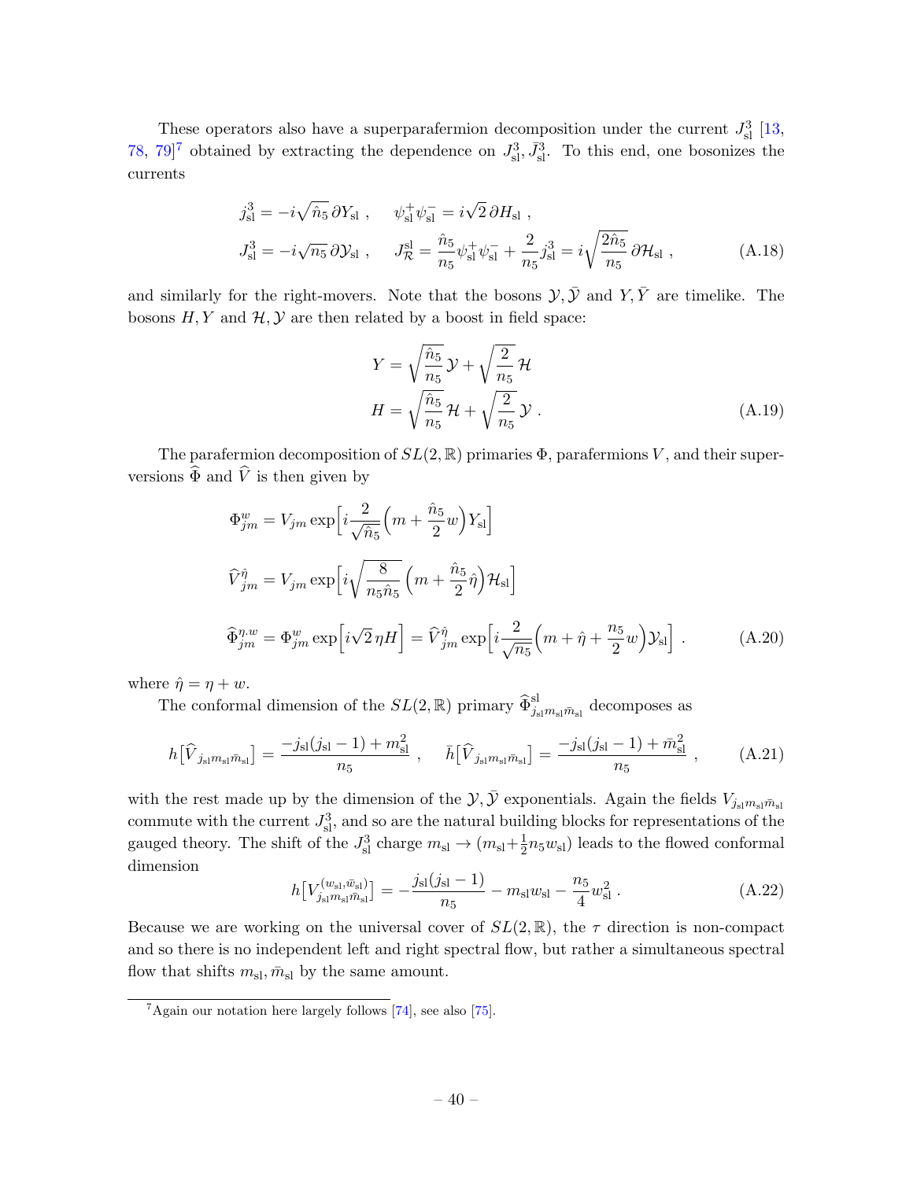These operators also have a superparafermion decomposition under the current $J^3_{\rm sl}$ [13, 78, 79][7] obtained by extracting the dependence on $J^3_{\rm sl}, \bar J^3_{\rm sl}$. To this end, one bosonizes the currents

$$
\begin{aligned}
j^3_{\rm sl} &= -i\sqrt{\hat n_5}\,\partial Y_{\rm sl}\ , \qquad \psi^+_{\rm sl}\psi^-_{\rm sl} = i\sqrt{2}\,\partial H_{\rm sl}\ ,\\
J^3_{\rm sl} &= -i\sqrt{n_5}\,\partial \mathcal{Y}_{\rm sl}\ , \qquad J^{\rm sl}_{\mathcal{R}} = \frac{\hat n_5}{n_5}\psi^+_{\rm sl}\psi^-_{\rm sl} + \frac{2}{n_5} j^3_{\rm sl} = i\sqrt{\frac{2\hat n_5}{n_5}}\,\partial\mathcal{H}_{\rm sl}\ ,
\end{aligned}
\tag{A.18}
$$

and similarly for the right-movers. Note that the bosons $\mathcal{Y},\bar{\mathcal{Y}}$ and $Y,\bar Y$ are timelike. The bosons $H,Y$ and $\mathcal{H},\mathcal{Y}$ are then related by a boost in field space:

$$
\begin{aligned}
Y &= \sqrt{\frac{\hat n_5}{n_5}}\,\mathcal{Y} + \sqrt{\frac{2}{n_5}}\,\mathcal{H}\\
H &= \sqrt{\frac{\hat n_5}{n_5}}\,\mathcal{H} + \sqrt{\frac{2}{n_5}}\,\mathcal{Y}\ .
\end{aligned}
\tag{A.19}
$$

The parafermion decomposition of $SL(2,\mathbb{R})$ primaries $\Phi$, parafermions $V$, and their superversions $\widehat\Phi$ and $\widehat V$ is then given by

$$
\begin{aligned}
\Phi^w_{jm} &= V_{jm}\exp\Big[i\frac{2}{\sqrt{\hat n_5}}\Big(m+\frac{\hat n_5}{2}w\Big)Y_{\rm sl}\Big]\\
\widehat V^{\hat\eta}_{jm} &= V_{jm}\exp\Big[i\sqrt{\frac{8}{n_5\hat n_5}}\,\Big(m+\frac{\hat n_5}{2}\hat\eta\Big)\mathcal{H}_{\rm sl}\Big]\\
\widehat\Phi^{\eta.w}_{jm} &= \Phi^w_{jm}\exp\Big[i\sqrt{2}\,\eta H\Big] = \widehat V^{\hat\eta}_{jm}\exp\Big[i\frac{2}{\sqrt{n_5}}\Big(m+\hat\eta+\frac{n_5}{2}w\Big)\mathcal{Y}_{\rm sl}\Big]\ .
\end{aligned}
\tag{A.20}
$$

where $\hat\eta = \eta + w$.

The conformal dimension of the $SL(2,\mathbb{R})$ primary $\widehat\Phi^{\rm sl}_{j_{\rm sl}m_{\rm sl}\bar m_{\rm sl}}$ decomposes as

$$
h\big[\widehat V_{j_{\rm sl}m_{\rm sl}\bar m_{\rm sl}}\big] = \frac{-j_{\rm sl}(j_{\rm sl}-1)+m^2_{\rm sl}}{n_5}\ ,\qquad \bar h\big[\widehat V_{j_{\rm sl}m_{\rm sl}\bar m_{\rm sl}}\big] = \frac{-j_{\rm sl}(j_{\rm sl}-1)+\bar m^2_{\rm sl}}{n_5}\ ,
\tag{A.21}
$$

with the rest made up by the dimension of the $\mathcal{Y},\bar{\mathcal{Y}}$ exponentials. Again the fields $V_{j_{\rm sl}m_{\rm sl}\bar m_{\rm sl}}$ commute with the current $J^3_{\rm sl}$, and so are the natural building blocks for representations of the gauged theory. The shift of the $J^3_{\rm sl}$ charge $m_{\rm sl}\to(m_{\rm sl}+\frac12 n_5 w_{\rm sl})$ leads to the flowed conformal dimension

$$
h\big[V^{(w_{\rm sl},\bar w_{\rm sl})}_{j_{\rm sl}m_{\rm sl}\bar m_{\rm sl}}\big] = -\frac{j_{\rm sl}(j_{\rm sl}-1)}{n_5} - m_{\rm sl}w_{\rm sl} - \frac{n_5}{4}w^2_{\rm sl}\ .
\tag{A.22}
$$

Because we are working on the universal cover of $SL(2,\mathbb{R})$, the $\tau$ direction is non-compact and so there is no independent left and right spectral flow, but rather a simultaneous spectral flow that shifts $m_{\rm sl},\bar m_{\rm sl}$ by the same amount.

[7] Again our notation here largely follows [74], see also [75].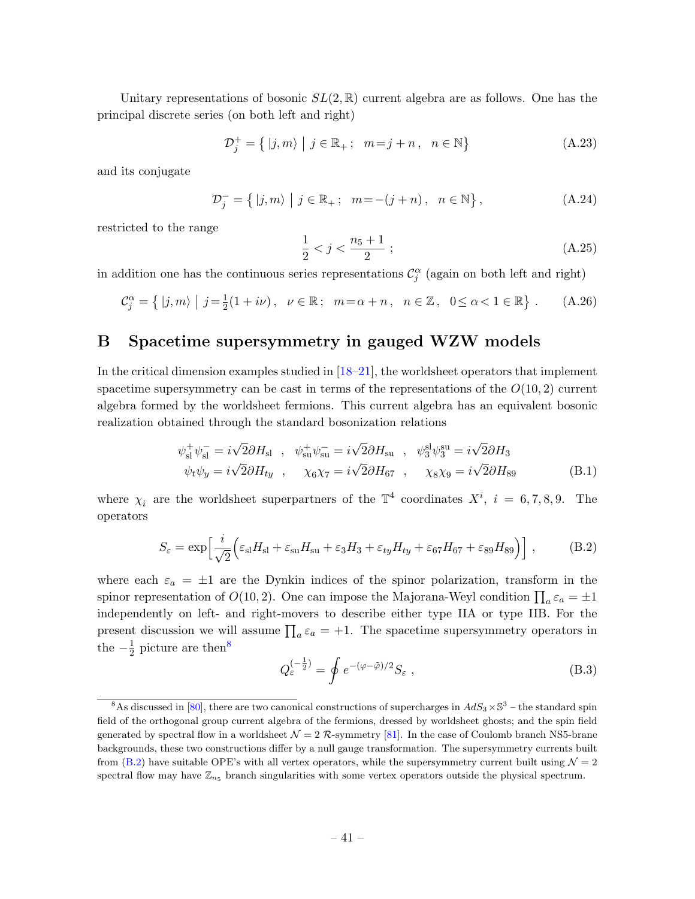Unitary representations of bosonic $SL(2,\mathbb{R})$ current algebra are as follows. One has the principal discrete series (on both left and right)

$$\mathcal{D}_j^+ = \left\{ \, |j,m\rangle \;\middle|\; j\in\mathbb{R}_+ ; \quad m = j+n \, , \quad n\in\mathbb{N} \right\} \tag{A.23}$$

and its conjugate

$$\mathcal{D}_j^- = \left\{ \, |j,m\rangle \;\middle|\; j\in\mathbb{R}_+ ; \quad m = -(j+n) \, , \quad n\in\mathbb{N} \right\} , \tag{A.24}$$

restricted to the range

$$\frac{1}{2} < j < \frac{n_5+1}{2} \; ; \tag{A.25}$$

in addition one has the continuous series representations $\mathcal{C}_j^\alpha$ (again on both left and right)

$$\mathcal{C}_j^\alpha = \left\{ \, |j,m\rangle \;\middle|\; j = \tfrac{1}{2}(1+i\nu) \, , \;\; \nu\in\mathbb{R} ; \;\; m = \alpha + n \, , \;\; n\in\mathbb{Z} \, , \;\; 0 \leq \alpha < 1 \in \mathbb{R} \right\} . \tag{A.26}$$

# B Spacetime supersymmetry in gauged WZW models

In the critical dimension examples studied in [18–21], the worldsheet operators that implement spacetime supersymmetry can be cast in terms of the representations of the $O(10,2)$ current algebra formed by the worldsheet fermions. This current algebra has an equivalent bosonic realization obtained through the standard bosonization relations

$$\begin{aligned} \psi_{\rm sl}^+ \psi_{\rm sl}^- = i\sqrt{2}\partial H_{\rm sl} \;\; , \;\; \psi_{\rm su}^+ \psi_{\rm su}^- = i\sqrt{2}\partial H_{\rm su} \;\; , \;\; \psi_3^{\rm sl} \psi_3^{\rm su} = i\sqrt{2}\partial H_3 \\ \psi_t \psi_y = i\sqrt{2}\partial H_{ty} \;\; , \quad \chi_6 \chi_7 = i\sqrt{2}\partial H_{67} \;\; , \quad \chi_8 \chi_9 = i\sqrt{2}\partial H_{89} \end{aligned} \tag{B.1}$$

where $\chi_i$ are the worldsheet superpartners of the $\mathbb{T}^4$ coordinates $X^i$, $i = 6,7,8,9$. The operators

$$S_\varepsilon = \exp\Big[ \frac{i}{\sqrt{2}} \Big( \varepsilon_{\rm sl} H_{\rm sl} + \varepsilon_{\rm su} H_{\rm su} + \varepsilon_3 H_3 + \varepsilon_{ty} H_{ty} + \varepsilon_{67} H_{67} + \varepsilon_{89} H_{89} \Big) \Big] \, , \tag{B.2}$$

where each $\varepsilon_a = \pm 1$ are the Dynkin indices of the spinor polarization, transform in the spinor representation of $O(10,2)$. One can impose the Majorana-Weyl condition $\prod_a \varepsilon_a = \pm 1$ independently on left- and right-movers to describe either type IIA or type IIB. For the present discussion we will assume $\prod_a \varepsilon_a = +1$. The spacetime supersymmetry operators in the $-\frac{1}{2}$ picture are then[8]

$$Q_\varepsilon^{(-\frac{1}{2})} = \oint e^{-(\varphi-\tilde{\varphi})/2} S_\varepsilon \; , \tag{B.3}$$

[8] As discussed in [80], there are two canonical constructions of supercharges in $AdS_3 \times \mathbb{S}^3$ – the standard spin field of the orthogonal group current algebra of the fermions, dressed by worldsheet ghosts; and the spin field generated by spectral flow in a worldsheet $\mathcal{N}=2$ $\mathcal{R}$-symmetry [81]. In the case of Coulomb branch NS5-brane backgrounds, these two constructions differ by a null gauge transformation. The supersymmetry currents built from (B.2) have suitable OPE's with all vertex operators, while the supersymmetry current built using $\mathcal{N}=2$ spectral flow may have $\mathbb{Z}_{n_5}$ branch singularities with some vertex operators outside the physical spectrum.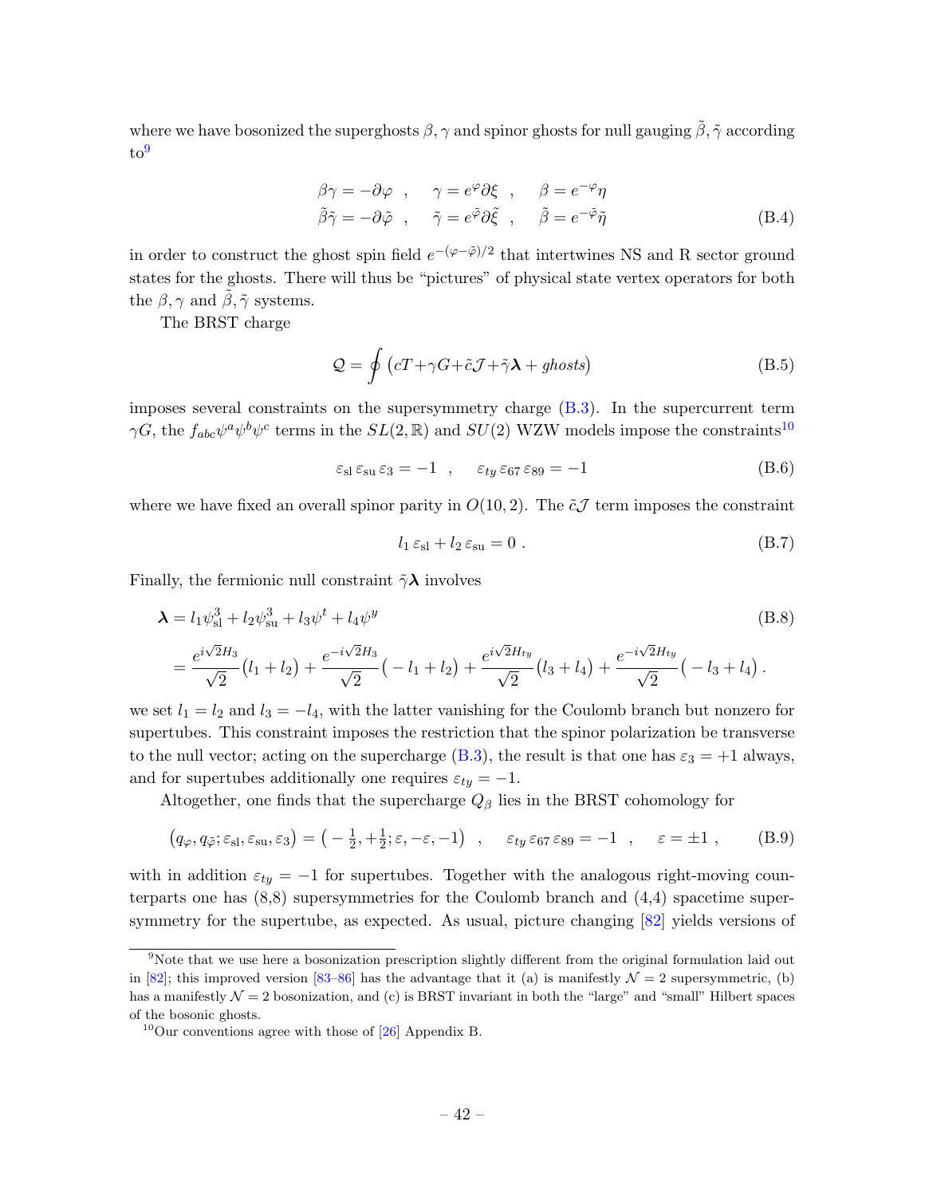where we have bosonized the superghosts $\beta, \gamma$ and spinor ghosts for null gauging $\tilde{\beta}, \tilde{\gamma}$ according to[9]

$$
\begin{aligned}
\beta\gamma = -\partial\varphi \quad , \quad \gamma = e^{\varphi}\partial\xi \quad , \quad \beta = e^{-\varphi}\eta \\
\tilde{\beta}\tilde{\gamma} = -\partial\tilde{\varphi} \quad , \quad \tilde{\gamma} = e^{\tilde{\varphi}}\partial\tilde{\xi} \quad , \quad \tilde{\beta} = e^{-\tilde{\varphi}}\tilde{\eta}
\end{aligned}
\tag{B.4}
$$

in order to construct the ghost spin field $e^{-(\varphi-\tilde{\varphi})/2}$ that intertwines NS and R sector ground states for the ghosts. There will thus be "pictures" of physical state vertex operators for both the $\beta, \gamma$ and $\tilde{\beta}, \tilde{\gamma}$ systems.

The BRST charge

$$
\mathcal{Q} = \oint \big( cT + \gamma G + \tilde{c}\mathcal{J} + \tilde{\gamma}\boldsymbol{\lambda} + \textit{ghosts} \big) \tag{B.5}
$$

imposes several constraints on the supersymmetry charge (B.3). In the supercurrent term $\gamma G$, the $f_{abc}\psi^a\psi^b\psi^c$ terms in the $SL(2,\mathbb{R})$ and $SU(2)$ WZW models impose the constraints[10]

$$
\varepsilon_{\rm sl}\,\varepsilon_{\rm su}\,\varepsilon_3 = -1 \quad , \quad \varepsilon_{ty}\,\varepsilon_{67}\,\varepsilon_{89} = -1 \tag{B.6}
$$

where we have fixed an overall spinor parity in $O(10,2)$. The $\tilde{c}\mathcal{J}$ term imposes the constraint

$$
l_1\,\varepsilon_{\rm sl} + l_2\,\varepsilon_{\rm su} = 0 \ . \tag{B.7}
$$

Finally, the fermionic null constraint $\tilde{\gamma}\boldsymbol{\lambda}$ involves

$$
\begin{aligned}
\boldsymbol{\lambda} &= l_1\psi^3_{\rm sl} + l_2\psi^3_{\rm su} + l_3\psi^t + l_4\psi^y \\
&= \frac{e^{i\sqrt{2}H_3}}{\sqrt{2}}\big(l_1 + l_2\big) + \frac{e^{-i\sqrt{2}H_3}}{\sqrt{2}}\big(-l_1 + l_2\big) + \frac{e^{i\sqrt{2}H_{ty}}}{\sqrt{2}}\big(l_3 + l_4\big) + \frac{e^{-i\sqrt{2}H_{ty}}}{\sqrt{2}}\big(-l_3 + l_4\big)\,.
\end{aligned}
\tag{B.8}
$$

we set $l_1 = l_2$ and $l_3 = -l_4$, with the latter vanishing for the Coulomb branch but nonzero for supertubes. This constraint imposes the restriction that the spinor polarization be transverse to the null vector; acting on the supercharge (B.3), the result is that one has $\varepsilon_3 = +1$ always, and for supertubes additionally one requires $\varepsilon_{ty} = -1$.

Altogether, one finds that the supercharge $Q_\beta$ lies in the BRST cohomology for

$$
\big(q_\varphi, q_{\tilde{\varphi}}; \varepsilon_{\rm sl}, \varepsilon_{\rm su}, \varepsilon_3\big) = \big(-\tfrac{1}{2}, +\tfrac{1}{2}; \varepsilon, -\varepsilon, -1\big) \quad , \quad \varepsilon_{ty}\,\varepsilon_{67}\,\varepsilon_{89} = -1 \quad , \quad \varepsilon = \pm 1 \ , \tag{B.9}
$$

with in addition $\varepsilon_{ty} = -1$ for supertubes. Together with the analogous right-moving counterparts one has (8,8) supersymmetries for the Coulomb branch and (4,4) spacetime supersymmetry for the supertube, as expected. As usual, picture changing [82] yields versions of

---

[9] Note that we use here a bosonization prescription slightly different from the original formulation laid out in [82]; this improved version [83–86] has the advantage that it (a) is manifestly $\mathcal{N}=2$ supersymmetric, (b) has a manifestly $\mathcal{N}=2$ bosonization, and (c) is BRST invariant in both the "large" and "small" Hilbert spaces of the bosonic ghosts.

[10] Our conventions agree with those of [26] Appendix B.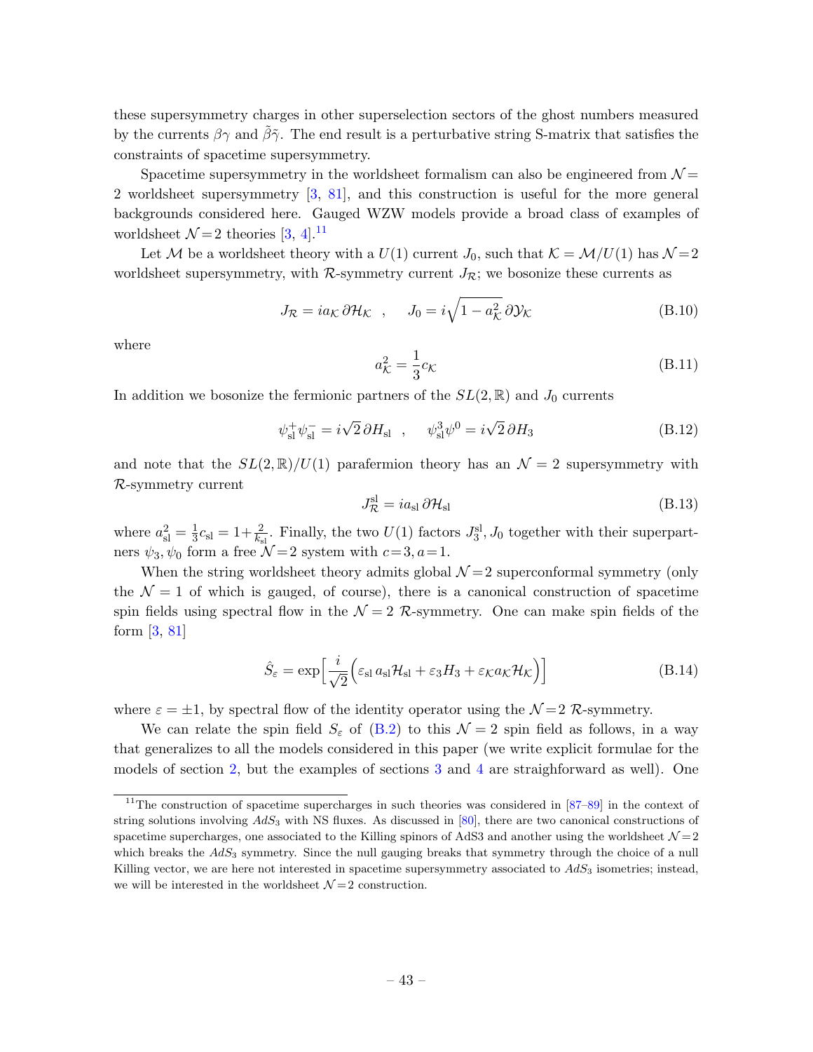these supersymmetry charges in other superselection sectors of the ghost numbers measured by the currents $\beta\gamma$ and $\tilde{\beta}\tilde{\gamma}$. The end result is a perturbative string S-matrix that satisfies the constraints of spacetime supersymmetry.

Spacetime supersymmetry in the worldsheet formalism can also be engineered from $\mathcal{N}=2$ worldsheet supersymmetry [3, 81], and this construction is useful for the more general backgrounds considered here. Gauged WZW models provide a broad class of examples of worldsheet $\mathcal{N}=2$ theories [3, 4].[11]

Let $\mathcal{M}$ be a worldsheet theory with a $U(1)$ current $J_0$, such that $\mathcal{K}=\mathcal{M}/U(1)$ has $\mathcal{N}=2$ worldsheet supersymmetry, with $\mathcal{R}$-symmetry current $J_{\mathcal{R}}$; we bosonize these currents as

$$J_{\mathcal{R}} = i a_{\mathcal{K}}\, \partial \mathcal{H}_{\mathcal{K}} \quad , \qquad J_0 = i\sqrt{1-a_{\mathcal{K}}^2}\, \partial \mathcal{Y}_{\mathcal{K}} \tag{B.10}$$

where

$$a_{\mathcal{K}}^2 = \frac{1}{3} c_{\mathcal{K}} \tag{B.11}$$

In addition we bosonize the fermionic partners of the $SL(2,\mathbb{R})$ and $J_0$ currents

$$\psi_{\rm sl}^{+}\psi_{\rm sl}^{-} = i\sqrt{2}\,\partial H_{\rm sl} \quad , \qquad \psi_{\rm sl}^{3}\psi^{0} = i\sqrt{2}\,\partial H_{3} \tag{B.12}$$

and note that the $SL(2,\mathbb{R})/U(1)$ parafermion theory has an $\mathcal{N}=2$ supersymmetry with $\mathcal{R}$-symmetry current

$$J_{\mathcal{R}}^{\rm sl} = i a_{\rm sl}\, \partial \mathcal{H}_{\rm sl} \tag{B.13}$$

where $a_{\rm sl}^2 = \frac{1}{3}c_{\rm sl} = 1+\frac{2}{k_{\rm sl}}$. Finally, the two $U(1)$ factors $J_3^{\rm sl}, J_0$ together with their superpartners $\psi_3, \psi_0$ form a free $\mathcal{N}=2$ system with $c=3, a=1$.

When the string worldsheet theory admits global $\mathcal{N}=2$ superconformal symmetry (only the $\mathcal{N}=1$ of which is gauged, of course), there is a canonical construction of spacetime spin fields using spectral flow in the $\mathcal{N}=2$ $\mathcal{R}$-symmetry. One can make spin fields of the form [3, 81]

$$\hat{S}_{\varepsilon} = \exp\Big[\frac{i}{\sqrt{2}}\Big(\varepsilon_{\rm sl}\, a_{\rm sl}\mathcal{H}_{\rm sl} + \varepsilon_3 H_3 + \varepsilon_{\mathcal{K}} a_{\mathcal{K}} \mathcal{H}_{\mathcal{K}}\Big)\Big] \tag{B.14}$$

where $\varepsilon=\pm 1$, by spectral flow of the identity operator using the $\mathcal{N}=2$ $\mathcal{R}$-symmetry.

We can relate the spin field $S_\varepsilon$ of (B.2) to this $\mathcal{N}=2$ spin field as follows, in a way that generalizes to all the models considered in this paper (we write explicit formulae for the models of section 2, but the examples of sections 3 and 4 are straighforward as well). One

---

[11] The construction of spacetime supercharges in such theories was considered in [87–89] in the context of string solutions involving $AdS_3$ with NS fluxes. As discussed in [80], there are two canonical constructions of spacetime supercharges, one associated to the Killing spinors of AdS3 and another using the worldsheet $\mathcal{N}=2$ which breaks the $AdS_3$ symmetry. Since the null gauging breaks that symmetry through the choice of a null Killing vector, we are here not interested in spacetime supersymmetry associated to $AdS_3$ isometries; instead, we will be interested in the worldsheet $\mathcal{N}=2$ construction.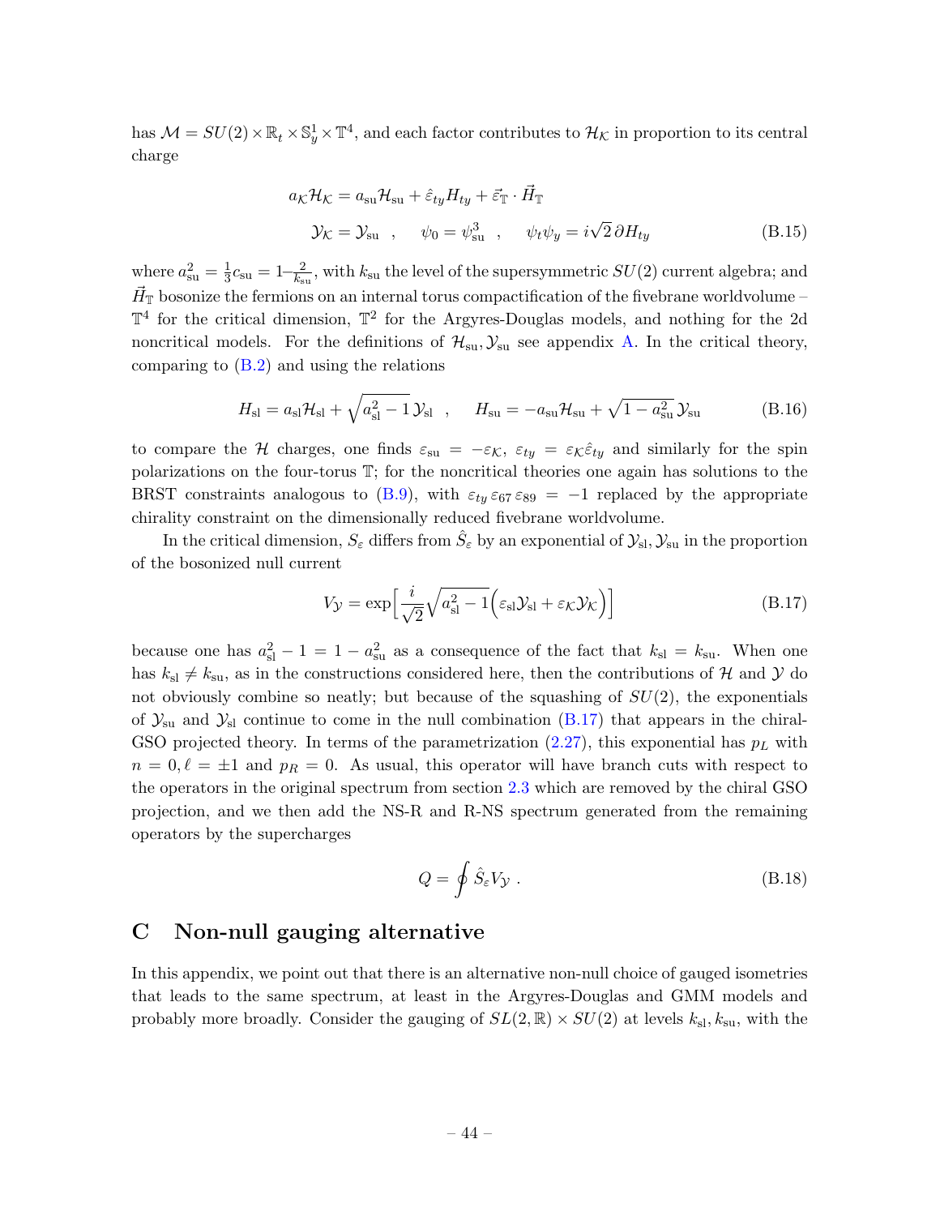has $\mathcal{M} = SU(2) \times \mathbb{R}_t \times \mathbb{S}^1_y \times \mathbb{T}^4$, and each factor contributes to $\mathcal{H}_\mathcal{K}$ in proportion to its central charge

$$
\begin{aligned}
a_\mathcal{K} \mathcal{H}_\mathcal{K} &= a_{\rm su} \mathcal{H}_{\rm su} + \hat\varepsilon_{ty} H_{ty} + \vec\varepsilon_{\mathbb{T}} \cdot \vec H_{\mathbb{T}} \\
\mathcal{Y}_\mathcal{K} = \mathcal{Y}_{\rm su} \quad &, \qquad \psi_0 = \psi^3_{\rm su} \quad , \qquad \psi_t \psi_y = i\sqrt{2}\, \partial H_{ty}
\end{aligned}
\tag{B.15}
$$

where $a^2_{\rm su} = \frac{1}{3} c_{\rm su} = 1 - \frac{2}{k_{\rm su}}$, with $k_{\rm su}$ the level of the supersymmetric $SU(2)$ current algebra; and $\vec H_{\mathbb{T}}$ bosonize the fermions on an internal torus compactification of the fivebrane worldvolume – $\mathbb{T}^4$ for the critical dimension, $\mathbb{T}^2$ for the Argyres-Douglas models, and nothing for the 2d noncritical models. For the definitions of $\mathcal{H}_{\rm su}, \mathcal{Y}_{\rm su}$ see appendix A. In the critical theory, comparing to (B.2) and using the relations

$$
H_{\rm sl} = a_{\rm sl} \mathcal{H}_{\rm sl} + \sqrt{a^2_{\rm sl} - 1}\, \mathcal{Y}_{\rm sl} \quad , \qquad H_{\rm su} = -a_{\rm su} \mathcal{H}_{\rm su} + \sqrt{1 - a^2_{\rm su}}\, \mathcal{Y}_{\rm su}
\tag{B.16}
$$

to compare the $\mathcal{H}$ charges, one finds $\varepsilon_{\rm su} = -\varepsilon_\mathcal{K}$, $\varepsilon_{ty} = \varepsilon_\mathcal{K} \hat\varepsilon_{ty}$ and similarly for the spin polarizations on the four-torus $\mathbb{T}$; for the noncritical theories one again has solutions to the BRST constraints analogous to (B.9), with $\varepsilon_{ty}\, \varepsilon_{67}\, \varepsilon_{89} = -1$ replaced by the appropriate chirality constraint on the dimensionally reduced fivebrane worldvolume.

In the critical dimension, $S_\varepsilon$ differs from $\hat S_\varepsilon$ by an exponential of $\mathcal{Y}_{\rm sl}, \mathcal{Y}_{\rm su}$ in the proportion of the bosonized null current

$$
V_\mathcal{Y} = \exp\Big[ \frac{i}{\sqrt{2}} \sqrt{a^2_{\rm sl} - 1} \Big( \varepsilon_{\rm sl} \mathcal{Y}_{\rm sl} + \varepsilon_\mathcal{K} \mathcal{Y}_\mathcal{K} \Big) \Big]
\tag{B.17}
$$

because one has $a^2_{\rm sl} - 1 = 1 - a^2_{\rm su}$ as a consequence of the fact that $k_{\rm sl} = k_{\rm su}$. When one has $k_{\rm sl} \neq k_{\rm su}$, as in the constructions considered here, then the contributions of $\mathcal{H}$ and $\mathcal{Y}$ do not obviously combine so neatly; but because of the squashing of $SU(2)$, the exponentials of $\mathcal{Y}_{\rm su}$ and $\mathcal{Y}_{\rm sl}$ continue to come in the null combination (B.17) that appears in the chiral-GSO projected theory. In terms of the parametrization (2.27), this exponential has $p_L$ with $n = 0, \ell = \pm 1$ and $p_R = 0$. As usual, this operator will have branch cuts with respect to the operators in the original spectrum from section 2.3 which are removed by the chiral GSO projection, and we then add the NS-R and R-NS spectrum generated from the remaining operators by the supercharges

$$
Q = \oint \hat S_\varepsilon V_\mathcal{Y} \ .
\tag{B.18}
$$

# C Non-null gauging alternative

In this appendix, we point out that there is an alternative non-null choice of gauged isometries that leads to the same spectrum, at least in the Argyres-Douglas and GMM models and probably more broadly. Consider the gauging of $SL(2,\mathbb{R}) \times SU(2)$ at levels $k_{\rm sl}, k_{\rm su}$, with the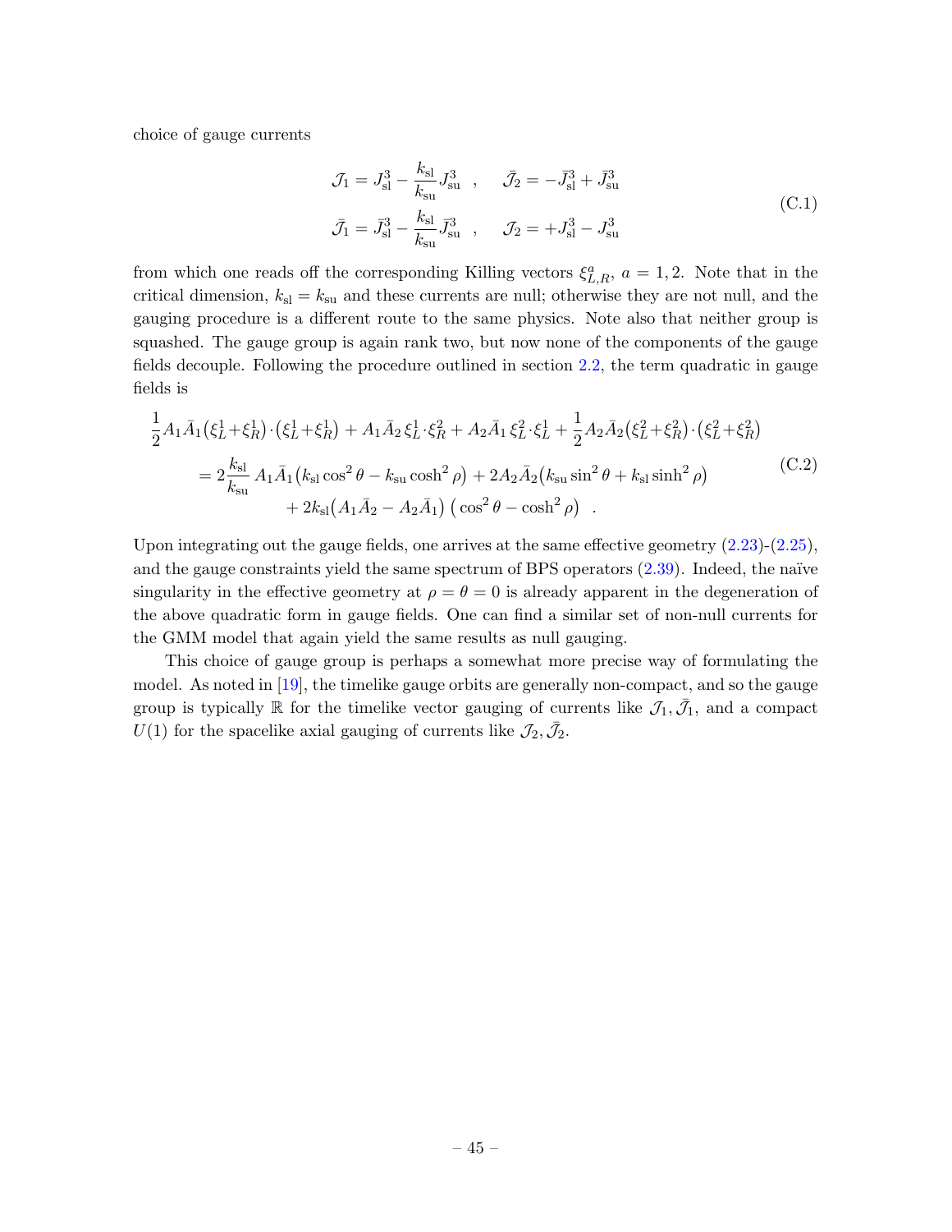choice of gauge currents

$$
\begin{aligned}
\mathcal{J}_1 &= J^3_{\rm sl} - \frac{k_{\rm sl}}{k_{\rm su}} J^3_{\rm su} \quad , \qquad \bar{\mathcal{J}}_2 = -\bar{J}^3_{\rm sl} + \bar{J}^3_{\rm su} \\
\bar{\mathcal{J}}_1 &= \bar{J}^3_{\rm sl} - \frac{k_{\rm sl}}{k_{\rm su}} \bar{J}^3_{\rm su} \quad , \qquad \mathcal{J}_2 = +J^3_{\rm sl} - J^3_{\rm su}
\end{aligned}
\tag{C.1}
$$

from which one reads off the corresponding Killing vectors $\xi^a_{L,R}$, $a=1,2$. Note that in the critical dimension, $k_{\rm sl} = k_{\rm su}$ and these currents are null; otherwise they are not null, and the gauging procedure is a different route to the same physics. Note also that neither group is squashed. The gauge group is again rank two, but now none of the components of the gauge fields decouple. Following the procedure outlined in section 2.2, the term quadratic in gauge fields is

$$
\begin{aligned}
\frac{1}{2} A_1\bar{A}_1 \big(\xi^1_L + \xi^1_R\big)\cdot\big(\xi^1_L + \xi^1_R\big) &+ A_1\bar{A}_2\, \xi^1_L\cdot\xi^2_R + A_2\bar{A}_1\, \xi^2_L\cdot\xi^1_L + \frac{1}{2} A_2\bar{A}_2 \big(\xi^2_L + \xi^2_R\big)\cdot\big(\xi^2_L + \xi^2_R\big) \\
&= 2\frac{k_{\rm sl}}{k_{\rm su}}\, A_1\bar{A}_1 \big(k_{\rm sl}\cos^2\theta - k_{\rm su}\cosh^2\rho\big) + 2A_2\bar{A}_2\big(k_{\rm su}\sin^2\theta + k_{\rm sl}\sinh^2\rho\big) \\
&\qquad + 2k_{\rm sl}\big(A_1\bar{A}_2 - A_2\bar{A}_1\big)\,\big(\cos^2\theta - \cosh^2\rho\big) \quad .
\end{aligned}
\tag{C.2}
$$

Upon integrating out the gauge fields, one arrives at the same effective geometry (2.23)-(2.25), and the gauge constraints yield the same spectrum of BPS operators (2.39). Indeed, the naïve singularity in the effective geometry at $\rho = \theta = 0$ is already apparent in the degeneration of the above quadratic form in gauge fields. One can find a similar set of non-null currents for the GMM model that again yield the same results as null gauging.

This choice of gauge group is perhaps a somewhat more precise way of formulating the model. As noted in [19], the timelike gauge orbits are generally non-compact, and so the gauge group is typically $\mathbb{R}$ for the timelike vector gauging of currents like $\mathcal{J}_1, \bar{\mathcal{J}}_1$, and a compact $U(1)$ for the spacelike axial gauging of currents like $\mathcal{J}_2, \bar{\mathcal{J}}_2$.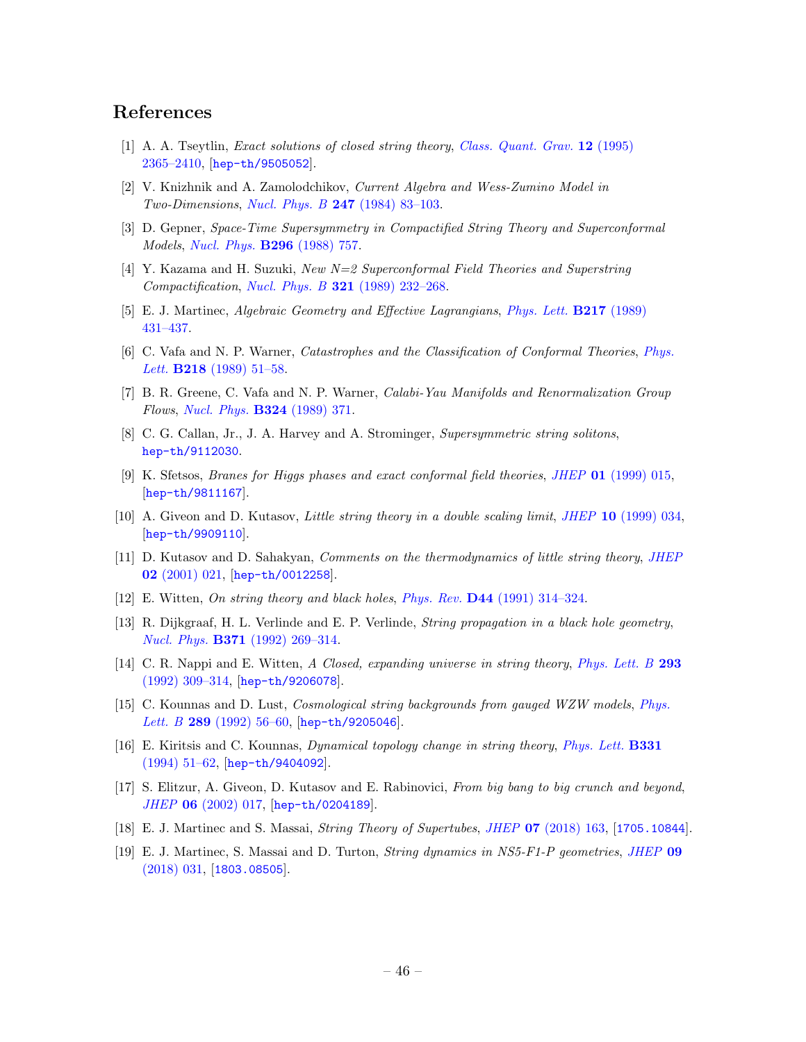# References

[1] A. A. Tseytlin, *Exact solutions of closed string theory*, *Class. Quant. Grav.* **12** (1995) 2365–2410, [hep-th/9505052].

[2] V. Knizhnik and A. Zamolodchikov, *Current Algebra and Wess-Zumino Model in Two-Dimensions*, *Nucl. Phys. B* **247** (1984) 83–103.

[3] D. Gepner, *Space-Time Supersymmetry in Compactified String Theory and Superconformal Models*, *Nucl. Phys.* **B296** (1988) 757.

[4] Y. Kazama and H. Suzuki, *New N=2 Superconformal Field Theories and Superstring Compactification*, *Nucl. Phys. B* **321** (1989) 232–268.

[5] E. J. Martinec, *Algebraic Geometry and Effective Lagrangians*, *Phys. Lett.* **B217** (1989) 431–437.

[6] C. Vafa and N. P. Warner, *Catastrophes and the Classification of Conformal Theories*, *Phys. Lett.* **B218** (1989) 51–58.

[7] B. R. Greene, C. Vafa and N. P. Warner, *Calabi-Yau Manifolds and Renormalization Group Flows*, *Nucl. Phys.* **B324** (1989) 371.

[8] C. G. Callan, Jr., J. A. Harvey and A. Strominger, *Supersymmetric string solitons*, hep-th/9112030.

[9] K. Sfetsos, *Branes for Higgs phases and exact conformal field theories*, *JHEP* **01** (1999) 015, [hep-th/9811167].

[10] A. Giveon and D. Kutasov, *Little string theory in a double scaling limit*, *JHEP* **10** (1999) 034, [hep-th/9909110].

[11] D. Kutasov and D. Sahakyan, *Comments on the thermodynamics of little string theory*, *JHEP* **02** (2001) 021, [hep-th/0012258].

[12] E. Witten, *On string theory and black holes*, *Phys. Rev.* **D44** (1991) 314–324.

[13] R. Dijkgraaf, H. L. Verlinde and E. P. Verlinde, *String propagation in a black hole geometry*, *Nucl. Phys.* **B371** (1992) 269–314.

[14] C. R. Nappi and E. Witten, *A Closed, expanding universe in string theory*, *Phys. Lett. B* **293** (1992) 309–314, [hep-th/9206078].

[15] C. Kounnas and D. Lust, *Cosmological string backgrounds from gauged WZW models*, *Phys. Lett. B* **289** (1992) 56–60, [hep-th/9205046].

[16] E. Kiritsis and C. Kounnas, *Dynamical topology change in string theory*, *Phys. Lett.* **B331** (1994) 51–62, [hep-th/9404092].

[17] S. Elitzur, A. Giveon, D. Kutasov and E. Rabinovici, *From big bang to big crunch and beyond*, *JHEP* **06** (2002) 017, [hep-th/0204189].

[18] E. J. Martinec and S. Massai, *String Theory of Supertubes*, *JHEP* **07** (2018) 163, [1705.10844].

[19] E. J. Martinec, S. Massai and D. Turton, *String dynamics in NS5-F1-P geometries*, *JHEP* **09** (2018) 031, [1803.08505].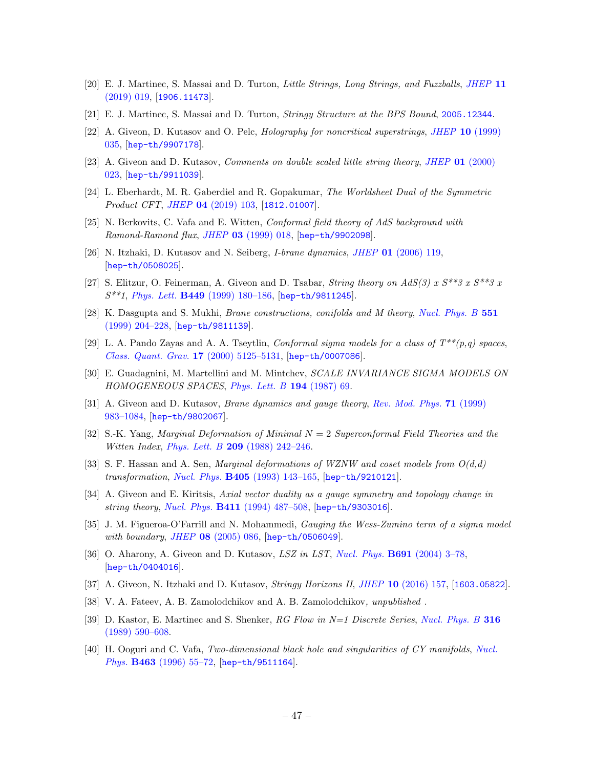[20] E. J. Martinec, S. Massai and D. Turton, *Little Strings, Long Strings, and Fuzzballs*, *JHEP* **11** (2019) 019, [1906.11473].

[21] E. J. Martinec, S. Massai and D. Turton, *Stringy Structure at the BPS Bound*, 2005.12344.

[22] A. Giveon, D. Kutasov and O. Pelc, *Holography for noncritical superstrings*, *JHEP* **10** (1999) 035, [hep-th/9907178].

[23] A. Giveon and D. Kutasov, *Comments on double scaled little string theory*, *JHEP* **01** (2000) 023, [hep-th/9911039].

[24] L. Eberhardt, M. R. Gaberdiel and R. Gopakumar, *The Worldsheet Dual of the Symmetric Product CFT*, *JHEP* **04** (2019) 103, [1812.01007].

[25] N. Berkovits, C. Vafa and E. Witten, *Conformal field theory of AdS background with Ramond-Ramond flux*, *JHEP* **03** (1999) 018, [hep-th/9902098].

[26] N. Itzhaki, D. Kutasov and N. Seiberg, *I-brane dynamics*, *JHEP* **01** (2006) 119, [hep-th/0508025].

[27] S. Elitzur, O. Feinerman, A. Giveon and D. Tsabar, *String theory on AdS(3) x S**3 x S**3 x S**1*, *Phys. Lett.* **B449** (1999) 180–186, [hep-th/9811245].

[28] K. Dasgupta and S. Mukhi, *Brane constructions, conifolds and M theory*, *Nucl. Phys. B* **551** (1999) 204–228, [hep-th/9811139].

[29] L. A. Pando Zayas and A. A. Tseytlin, *Conformal sigma models for a class of T**(p,q) spaces*, *Class. Quant. Grav.* **17** (2000) 5125–5131, [hep-th/0007086].

[30] E. Guadagnini, M. Martellini and M. Mintchev, *SCALE INVARIANCE SIGMA MODELS ON HOMOGENEOUS SPACES*, *Phys. Lett. B* **194** (1987) 69.

[31] A. Giveon and D. Kutasov, *Brane dynamics and gauge theory*, *Rev. Mod. Phys.* **71** (1999) 983–1084, [hep-th/9802067].

[32] S.-K. Yang, *Marginal Deformation of Minimal $N = 2$ Superconformal Field Theories and the Witten Index*, *Phys. Lett. B* **209** (1988) 242–246.

[33] S. F. Hassan and A. Sen, *Marginal deformations of WZNW and coset models from O(d,d) transformation*, *Nucl. Phys.* **B405** (1993) 143–165, [hep-th/9210121].

[34] A. Giveon and E. Kiritsis, *Axial vector duality as a gauge symmetry and topology change in string theory*, *Nucl. Phys.* **B411** (1994) 487–508, [hep-th/9303016].

[35] J. M. Figueroa-O'Farrill and N. Mohammedi, *Gauging the Wess-Zumino term of a sigma model with boundary*, *JHEP* **08** (2005) 086, [hep-th/0506049].

[36] O. Aharony, A. Giveon and D. Kutasov, *LSZ in LST*, *Nucl. Phys.* **B691** (2004) 3–78, [hep-th/0404016].

[37] A. Giveon, N. Itzhaki and D. Kutasov, *Stringy Horizons II*, *JHEP* **10** (2016) 157, [1603.05822].

[38] V. A. Fateev, A. B. Zamolodchikov and A. B. Zamolodchikov*, unpublished* .

[39] D. Kastor, E. Martinec and S. Shenker, *RG Flow in N=1 Discrete Series*, *Nucl. Phys. B* **316** (1989) 590–608.

[40] H. Ooguri and C. Vafa, *Two-dimensional black hole and singularities of CY manifolds*, *Nucl. Phys.* **B463** (1996) 55–72, [hep-th/9511164].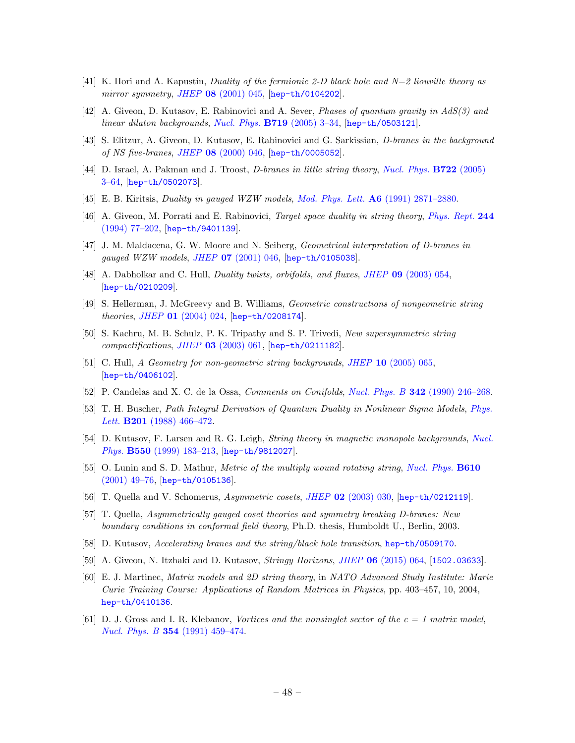- [41] K. Hori and A. Kapustin, *Duality of the fermionic 2-D black hole and N=2 liouville theory as mirror symmetry*, *JHEP* **08** (2001) 045, [hep-th/0104202].
- [42] A. Giveon, D. Kutasov, E. Rabinovici and A. Sever, *Phases of quantum gravity in AdS(3) and linear dilaton backgrounds*, *Nucl. Phys.* **B719** (2005) 3–34, [hep-th/0503121].
- [43] S. Elitzur, A. Giveon, D. Kutasov, E. Rabinovici and G. Sarkissian, *D-branes in the background of NS five-branes*, *JHEP* **08** (2000) 046, [hep-th/0005052].
- [44] D. Israel, A. Pakman and J. Troost, *D-branes in little string theory*, *Nucl. Phys.* **B722** (2005) 3–64, [hep-th/0502073].
- [45] E. B. Kiritsis, *Duality in gauged WZW models*, *Mod. Phys. Lett.* **A6** (1991) 2871–2880.
- [46] A. Giveon, M. Porrati and E. Rabinovici, *Target space duality in string theory*, *Phys. Rept.* **244** (1994) 77–202, [hep-th/9401139].
- [47] J. M. Maldacena, G. W. Moore and N. Seiberg, *Geometrical interpretation of D-branes in gauged WZW models*, *JHEP* **07** (2001) 046, [hep-th/0105038].
- [48] A. Dabholkar and C. Hull, *Duality twists, orbifolds, and fluxes*, *JHEP* **09** (2003) 054, [hep-th/0210209].
- [49] S. Hellerman, J. McGreevy and B. Williams, *Geometric constructions of nongeometric string theories*, *JHEP* **01** (2004) 024, [hep-th/0208174].
- [50] S. Kachru, M. B. Schulz, P. K. Tripathy and S. P. Trivedi, *New supersymmetric string compactifications*, *JHEP* **03** (2003) 061, [hep-th/0211182].
- [51] C. Hull, *A Geometry for non-geometric string backgrounds*, *JHEP* **10** (2005) 065, [hep-th/0406102].
- [52] P. Candelas and X. C. de la Ossa, *Comments on Conifolds*, *Nucl. Phys. B* **342** (1990) 246–268.
- [53] T. H. Buscher, *Path Integral Derivation of Quantum Duality in Nonlinear Sigma Models*, *Phys. Lett.* **B201** (1988) 466–472.
- [54] D. Kutasov, F. Larsen and R. G. Leigh, *String theory in magnetic monopole backgrounds*, *Nucl. Phys.* **B550** (1999) 183–213, [hep-th/9812027].
- [55] O. Lunin and S. D. Mathur, *Metric of the multiply wound rotating string*, *Nucl. Phys.* **B610** (2001) 49–76, [hep-th/0105136].
- [56] T. Quella and V. Schomerus, *Asymmetric cosets*, *JHEP* **02** (2003) 030, [hep-th/0212119].
- [57] T. Quella, *Asymmetrically gauged coset theories and symmetry breaking D-branes: New boundary conditions in conformal field theory*, Ph.D. thesis, Humboldt U., Berlin, 2003.
- [58] D. Kutasov, *Accelerating branes and the string/black hole transition*, hep-th/0509170.
- [59] A. Giveon, N. Itzhaki and D. Kutasov, *Stringy Horizons*, *JHEP* **06** (2015) 064, [1502.03633].
- [60] E. J. Martinec, *Matrix models and 2D string theory*, in *NATO Advanced Study Institute: Marie Curie Training Course: Applications of Random Matrices in Physics*, pp. 403–457, 10, 2004, hep-th/0410136.
- [61] D. J. Gross and I. R. Klebanov, *Vortices and the nonsinglet sector of the c = 1 matrix model*, *Nucl. Phys. B* **354** (1991) 459–474.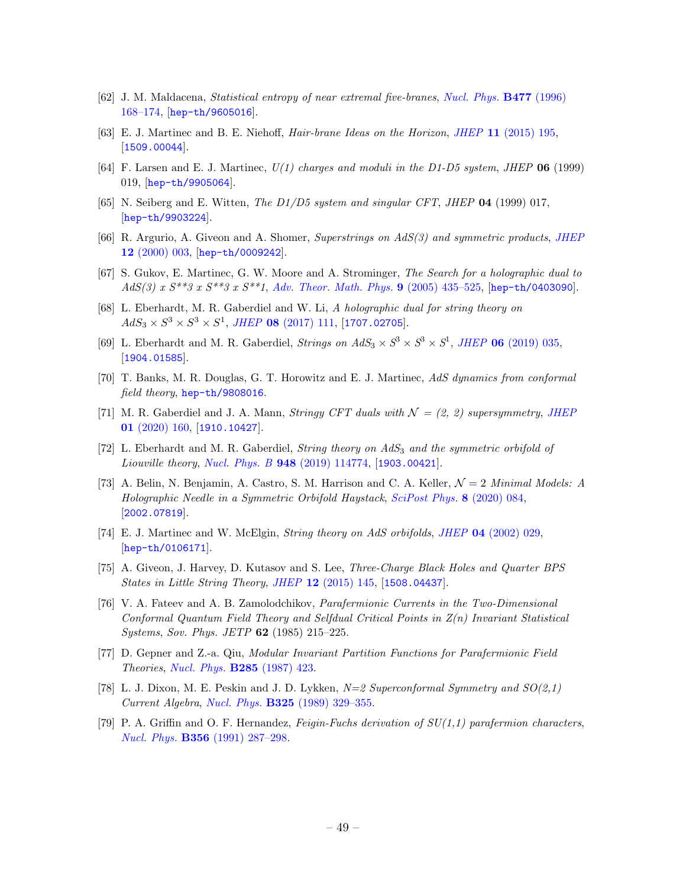[62] J. M. Maldacena, *Statistical entropy of near extremal five-branes*, *Nucl. Phys.* **B477** (1996) 168–174, [hep-th/9605016].

[63] E. J. Martinec and B. E. Niehoff, *Hair-brane Ideas on the Horizon*, *JHEP* **11** (2015) 195, [1509.00044].

[64] F. Larsen and E. J. Martinec, *U(1) charges and moduli in the D1-D5 system*, *JHEP* **06** (1999) 019, [hep-th/9905064].

[65] N. Seiberg and E. Witten, *The D1/D5 system and singular CFT*, *JHEP* **04** (1999) 017, [hep-th/9903224].

[66] R. Argurio, A. Giveon and A. Shomer, *Superstrings on AdS(3) and symmetric products*, *JHEP* **12** (2000) 003, [hep-th/0009242].

[67] S. Gukov, E. Martinec, G. W. Moore and A. Strominger, *The Search for a holographic dual to AdS(3) x S\*\*3 x S\*\*3 x S\*\*1*, *Adv. Theor. Math. Phys.* **9** (2005) 435–525, [hep-th/0403090].

[68] L. Eberhardt, M. R. Gaberdiel and W. Li, *A holographic dual for string theory on $AdS_3 \times S^3 \times S^3 \times S^1$*, *JHEP* **08** (2017) 111, [1707.02705].

[69] L. Eberhardt and M. R. Gaberdiel, *Strings on $AdS_3 \times S^3 \times S^3 \times S^1$*, *JHEP* **06** (2019) 035, [1904.01585].

[70] T. Banks, M. R. Douglas, G. T. Horowitz and E. J. Martinec, *AdS dynamics from conformal field theory*, hep-th/9808016.

[71] M. R. Gaberdiel and J. A. Mann, *Stringy CFT duals with $\mathcal{N}$ = (2, 2) supersymmetry*, *JHEP* **01** (2020) 160, [1910.10427].

[72] L. Eberhardt and M. R. Gaberdiel, *String theory on $AdS_3$ and the symmetric orbifold of Liouville theory*, *Nucl. Phys. B* **948** (2019) 114774, [1903.00421].

[73] A. Belin, N. Benjamin, A. Castro, S. M. Harrison and C. A. Keller, *$\mathcal{N} = 2$ Minimal Models: A Holographic Needle in a Symmetric Orbifold Haystack*, *SciPost Phys.* **8** (2020) 084, [2002.07819].

[74] E. J. Martinec and W. McElgin, *String theory on AdS orbifolds*, *JHEP* **04** (2002) 029, [hep-th/0106171].

[75] A. Giveon, J. Harvey, D. Kutasov and S. Lee, *Three-Charge Black Holes and Quarter BPS States in Little String Theory*, *JHEP* **12** (2015) 145, [1508.04437].

[76] V. A. Fateev and A. B. Zamolodchikov, *Parafermionic Currents in the Two-Dimensional Conformal Quantum Field Theory and Selfdual Critical Points in Z(n) Invariant Statistical Systems*, *Sov. Phys. JETP* **62** (1985) 215–225.

[77] D. Gepner and Z.-a. Qiu, *Modular Invariant Partition Functions for Parafermionic Field Theories*, *Nucl. Phys.* **B285** (1987) 423.

[78] L. J. Dixon, M. E. Peskin and J. D. Lykken, *N=2 Superconformal Symmetry and SO(2,1) Current Algebra*, *Nucl. Phys.* **B325** (1989) 329–355.

[79] P. A. Griffin and O. F. Hernandez, *Feigin-Fuchs derivation of SU(1,1) parafermion characters*, *Nucl. Phys.* **B356** (1991) 287–298.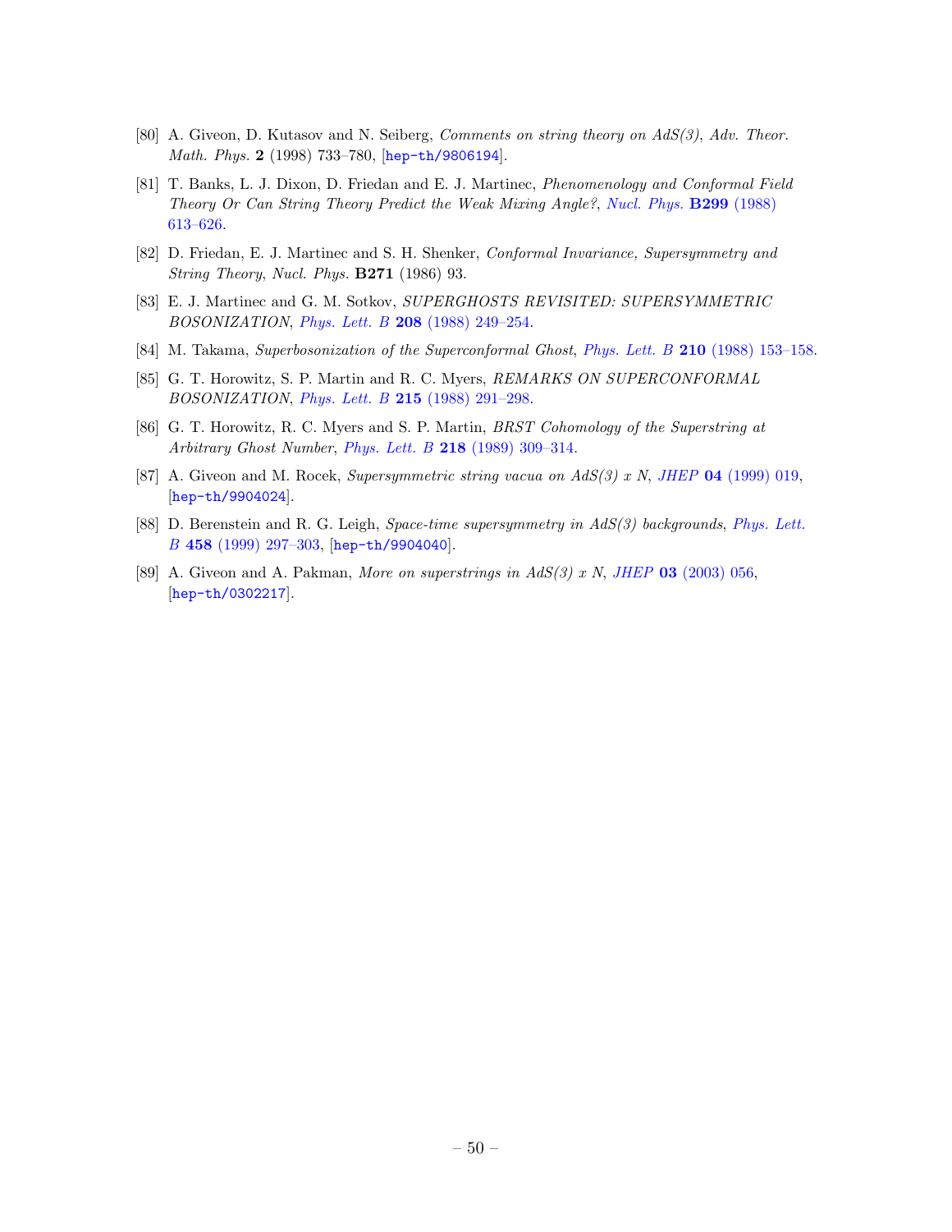[80] A. Giveon, D. Kutasov and N. Seiberg, *Comments on string theory on AdS(3)*, *Adv. Theor. Math. Phys.* **2** (1998) 733–780, [hep-th/9806194].

[81] T. Banks, L. J. Dixon, D. Friedan and E. J. Martinec, *Phenomenology and Conformal Field Theory Or Can String Theory Predict the Weak Mixing Angle?*, *Nucl. Phys.* **B299** (1988) 613–626.

[82] D. Friedan, E. J. Martinec and S. H. Shenker, *Conformal Invariance, Supersymmetry and String Theory*, *Nucl. Phys.* **B271** (1986) 93.

[83] E. J. Martinec and G. M. Sotkov, *SUPERGHOSTS REVISITED: SUPERSYMMETRIC BOSONIZATION*, *Phys. Lett. B* **208** (1988) 249–254.

[84] M. Takama, *Superbosonization of the Superconformal Ghost*, *Phys. Lett. B* **210** (1988) 153–158.

[85] G. T. Horowitz, S. P. Martin and R. C. Myers, *REMARKS ON SUPERCONFORMAL BOSONIZATION*, *Phys. Lett. B* **215** (1988) 291–298.

[86] G. T. Horowitz, R. C. Myers and S. P. Martin, *BRST Cohomology of the Superstring at Arbitrary Ghost Number*, *Phys. Lett. B* **218** (1989) 309–314.

[87] A. Giveon and M. Rocek, *Supersymmetric string vacua on AdS(3) x N*, *JHEP* **04** (1999) 019, [hep-th/9904024].

[88] D. Berenstein and R. G. Leigh, *Space-time supersymmetry in AdS(3) backgrounds*, *Phys. Lett. B* **458** (1999) 297–303, [hep-th/9904040].

[89] A. Giveon and A. Pakman, *More on superstrings in AdS(3) x N*, *JHEP* **03** (2003) 056, [hep-th/0302217].